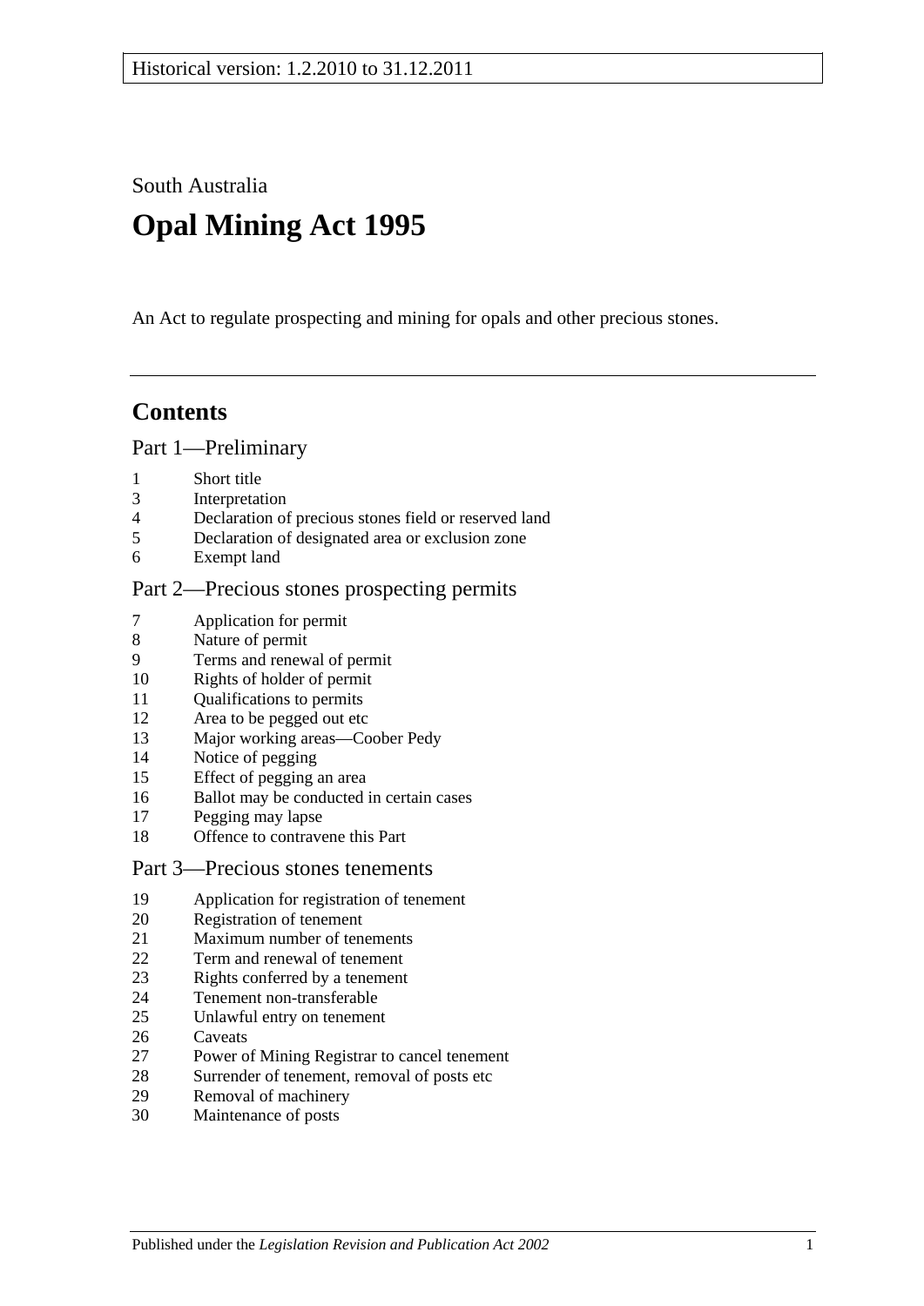South Australia

# Opal Mining Act 1995

An Act to regulate prospecting and mining for opals and other precious stones.

## Contents

### Part 1—Preliminary

1 Short title
3 Interpretation
4 Declaration of precious stones field or reserved land
5 Declaration of designated area or exclusion zone
6 Exempt land

### Part 2—Precious stones prospecting permits

7 Application for permit
8 Nature of permit
9 Terms and renewal of permit
10 Rights of holder of permit
11 Qualifications to permits
12 Area to be pegged out etc
13 Major working areas—Coober Pedy
14 Notice of pegging
15 Effect of pegging an area
16 Ballot may be conducted in certain cases
17 Pegging may lapse
18 Offence to contravene this Part

### Part 3—Precious stones tenements

19 Application for registration of tenement
20 Registration of tenement
21 Maximum number of tenements
22 Term and renewal of tenement
23 Rights conferred by a tenement
24 Tenement non-transferable
25 Unlawful entry on tenement
26 Caveats
27 Power of Mining Registrar to cancel tenement
28 Surrender of tenement, removal of posts etc
29 Removal of machinery
30 Maintenance of posts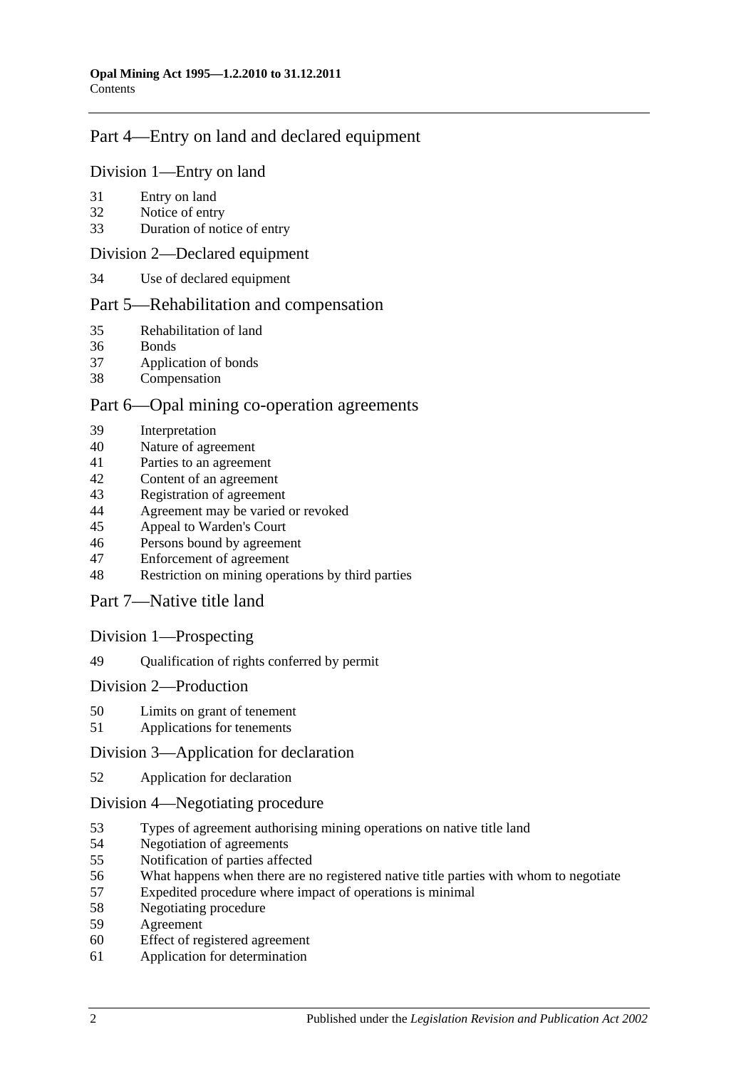## Part 4—Entry on land and declared equipment

### Division 1—Entry on land

31 Entry on land
32 Notice of entry
33 Duration of notice of entry

### Division 2—Declared equipment

34 Use of declared equipment

## Part 5—Rehabilitation and compensation

35 Rehabilitation of land
36 Bonds
37 Application of bonds
38 Compensation

## Part 6—Opal mining co-operation agreements

39 Interpretation
40 Nature of agreement
41 Parties to an agreement
42 Content of an agreement
43 Registration of agreement
44 Agreement may be varied or revoked
45 Appeal to Warden's Court
46 Persons bound by agreement
47 Enforcement of agreement
48 Restriction on mining operations by third parties

## Part 7—Native title land

### Division 1—Prospecting

49 Qualification of rights conferred by permit

### Division 2—Production

50 Limits on grant of tenement
51 Applications for tenements

### Division 3—Application for declaration

52 Application for declaration

### Division 4—Negotiating procedure

53 Types of agreement authorising mining operations on native title land
54 Negotiation of agreements
55 Notification of parties affected
56 What happens when there are no registered native title parties with whom to negotiate
57 Expedited procedure where impact of operations is minimal
58 Negotiating procedure
59 Agreement
60 Effect of registered agreement
61 Application for determination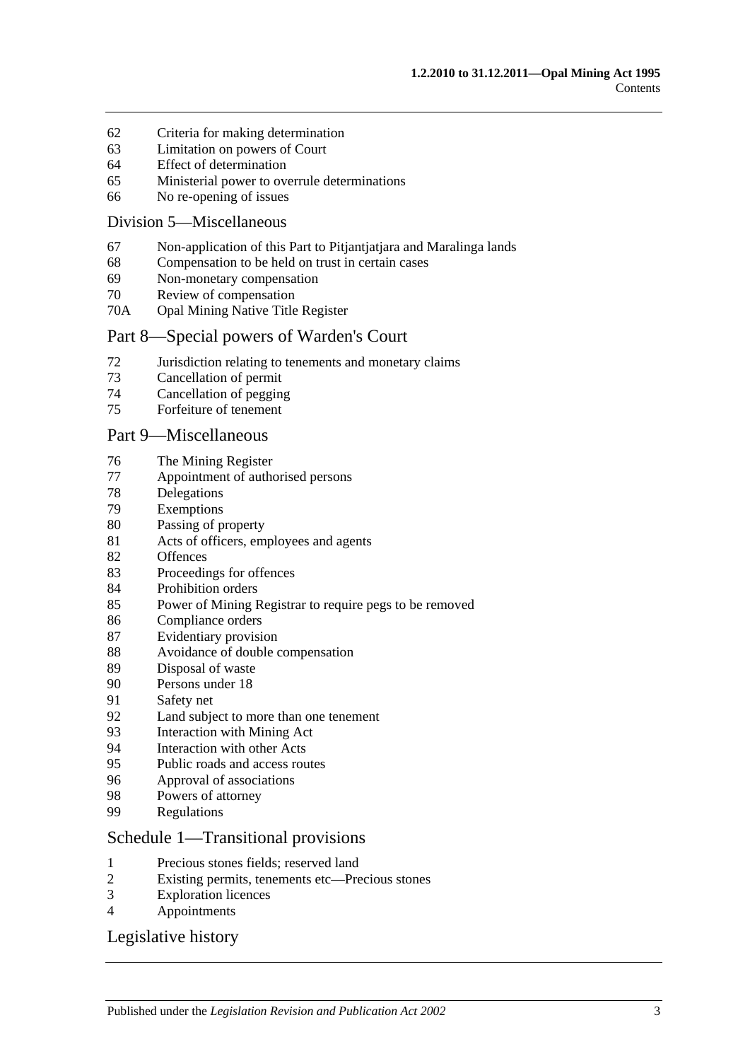62 Criteria for making determination
63 Limitation on powers of Court
64 Effect of determination
65 Ministerial power to overrule determinations
66 No re-opening of issues

## Division 5—Miscellaneous

67 Non-application of this Part to Pitjantjatjara and Maralinga lands
68 Compensation to be held on trust in certain cases
69 Non-monetary compensation
70 Review of compensation
70A Opal Mining Native Title Register

## Part 8—Special powers of Warden's Court

72 Jurisdiction relating to tenements and monetary claims
73 Cancellation of permit
74 Cancellation of pegging
75 Forfeiture of tenement

## Part 9—Miscellaneous

76 The Mining Register
77 Appointment of authorised persons
78 Delegations
79 Exemptions
80 Passing of property
81 Acts of officers, employees and agents
82 Offences
83 Proceedings for offences
84 Prohibition orders
85 Power of Mining Registrar to require pegs to be removed
86 Compliance orders
87 Evidentiary provision
88 Avoidance of double compensation
89 Disposal of waste
90 Persons under 18
91 Safety net
92 Land subject to more than one tenement
93 Interaction with Mining Act
94 Interaction with other Acts
95 Public roads and access routes
96 Approval of associations
98 Powers of attorney
99 Regulations

## Schedule 1—Transitional provisions

1 Precious stones fields; reserved land
2 Existing permits, tenements etc—Precious stones
3 Exploration licences
4 Appointments

## Legislative history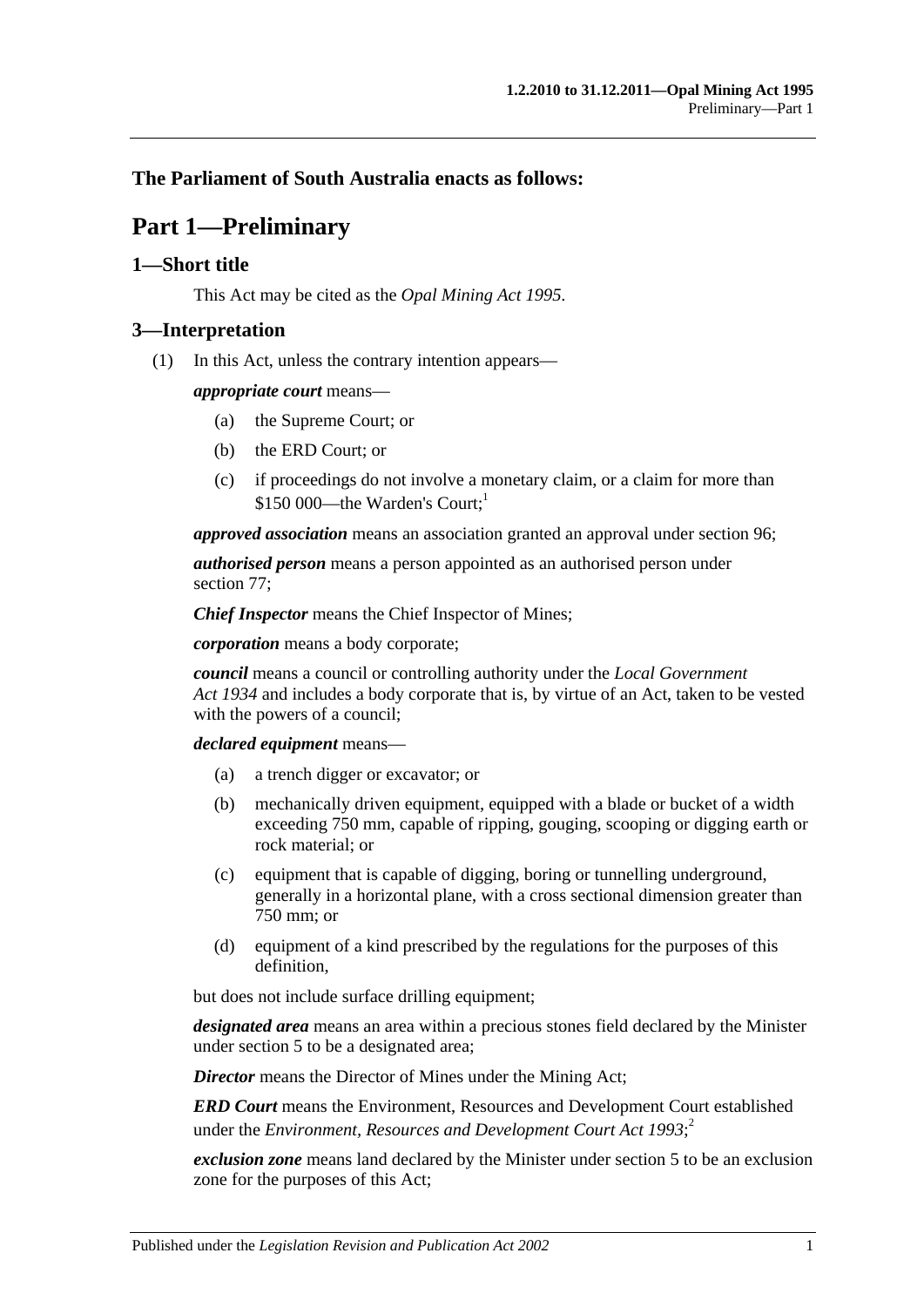**The Parliament of South Australia enacts as follows:**

# Part 1—Preliminary

## 1—Short title

This Act may be cited as the *Opal Mining Act 1995*.

## 3—Interpretation

(1) In this Act, unless the contrary intention appears—

***appropriate court*** means—

- (a) the Supreme Court; or
- (b) the ERD Court; or
- (c) if proceedings do not involve a monetary claim, or a claim for more than \$150 000—the Warden's Court;[1]

***approved association*** means an association granted an approval under section 96;

***authorised person*** means a person appointed as an authorised person under section 77;

***Chief Inspector*** means the Chief Inspector of Mines;

***corporation*** means a body corporate;

***council*** means a council or controlling authority under the *Local Government Act 1934* and includes a body corporate that is, by virtue of an Act, taken to be vested with the powers of a council;

***declared equipment*** means—

- (a) a trench digger or excavator; or
- (b) mechanically driven equipment, equipped with a blade or bucket of a width exceeding 750 mm, capable of ripping, gouging, scooping or digging earth or rock material; or
- (c) equipment that is capable of digging, boring or tunnelling underground, generally in a horizontal plane, with a cross sectional dimension greater than 750 mm; or
- (d) equipment of a kind prescribed by the regulations for the purposes of this definition,

but does not include surface drilling equipment;

***designated area*** means an area within a precious stones field declared by the Minister under section 5 to be a designated area;

***Director*** means the Director of Mines under the Mining Act;

***ERD Court*** means the Environment, Resources and Development Court established under the *Environment, Resources and Development Court Act 1993*;[2]

***exclusion zone*** means land declared by the Minister under section 5 to be an exclusion zone for the purposes of this Act;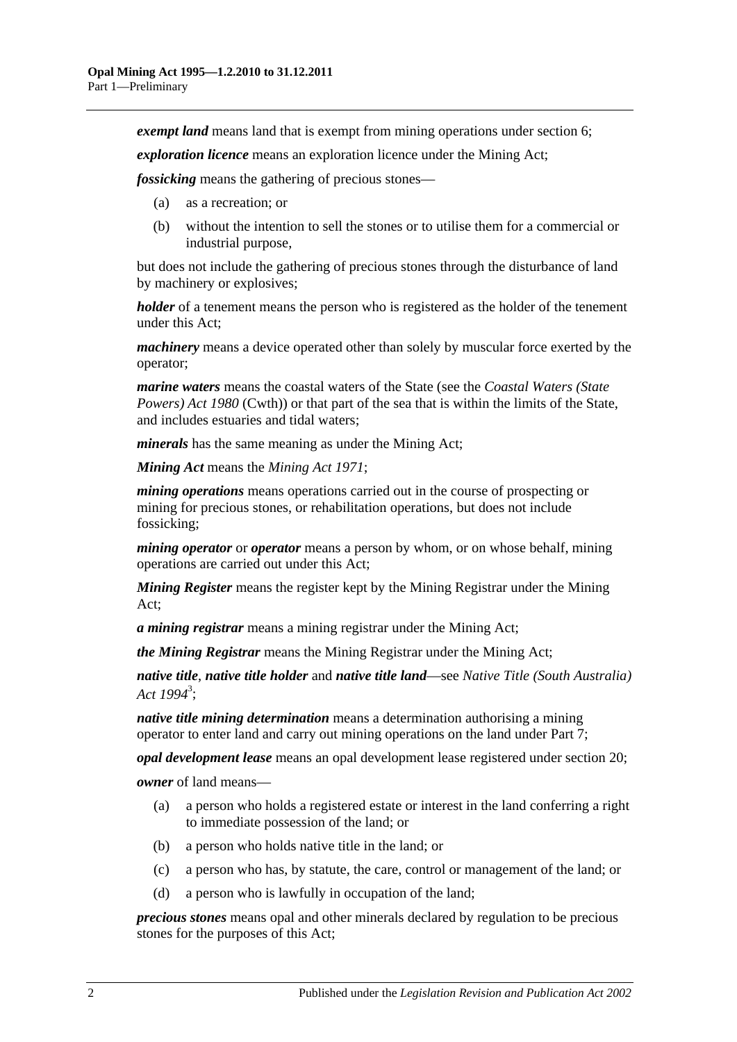***exempt land*** means land that is exempt from mining operations under section 6;

***exploration licence*** means an exploration licence under the Mining Act;

***fossicking*** means the gathering of precious stones—

(a) as a recreation; or

(b) without the intention to sell the stones or to utilise them for a commercial or industrial purpose,

but does not include the gathering of precious stones through the disturbance of land by machinery or explosives;

***holder*** of a tenement means the person who is registered as the holder of the tenement under this Act;

***machinery*** means a device operated other than solely by muscular force exerted by the operator;

***marine waters*** means the coastal waters of the State (see the *Coastal Waters (State Powers) Act 1980* (Cwth)) or that part of the sea that is within the limits of the State, and includes estuaries and tidal waters;

***minerals*** has the same meaning as under the Mining Act;

***Mining Act*** means the *Mining Act 1971*;

***mining operations*** means operations carried out in the course of prospecting or mining for precious stones, or rehabilitation operations, but does not include fossicking;

***mining operator*** or ***operator*** means a person by whom, or on whose behalf, mining operations are carried out under this Act;

***Mining Register*** means the register kept by the Mining Registrar under the Mining Act;

***a mining registrar*** means a mining registrar under the Mining Act;

***the Mining Registrar*** means the Mining Registrar under the Mining Act;

***native title***, ***native title holder*** and ***native title land***—see *Native Title (South Australia) Act 1994*[3];

***native title mining determination*** means a determination authorising a mining operator to enter land and carry out mining operations on the land under Part 7;

***opal development lease*** means an opal development lease registered under section 20;

***owner*** of land means—

(a) a person who holds a registered estate or interest in the land conferring a right to immediate possession of the land; or

(b) a person who holds native title in the land; or

(c) a person who has, by statute, the care, control or management of the land; or

(d) a person who is lawfully in occupation of the land;

***precious stones*** means opal and other minerals declared by regulation to be precious stones for the purposes of this Act;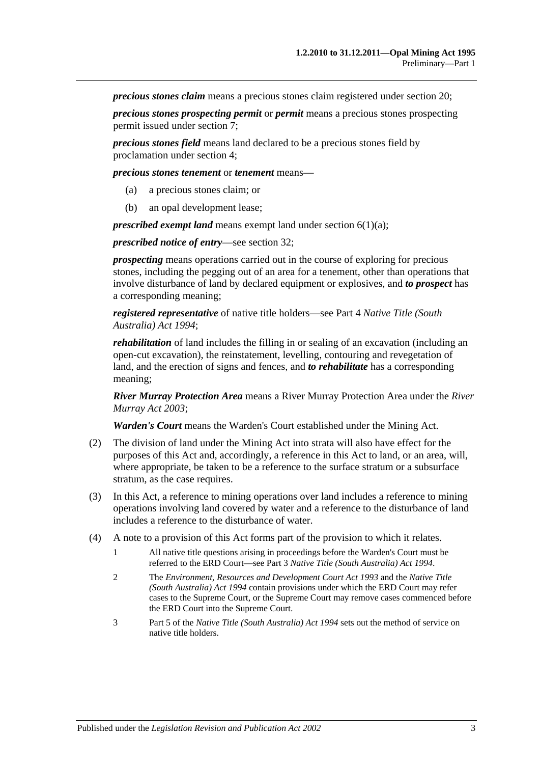***precious stones claim*** means a precious stones claim registered under section 20;

***precious stones prospecting permit*** or ***permit*** means a precious stones prospecting permit issued under section 7;

***precious stones field*** means land declared to be a precious stones field by proclamation under section 4;

***precious stones tenement*** or ***tenement*** means—

- (a) a precious stones claim; or
- (b) an opal development lease;

***prescribed exempt land*** means exempt land under section 6(1)(a);

***prescribed notice of entry***—see section 32;

***prospecting*** means operations carried out in the course of exploring for precious stones, including the pegging out of an area for a tenement, other than operations that involve disturbance of land by declared equipment or explosives, and ***to prospect*** has a corresponding meaning;

***registered representative*** of native title holders—see Part 4 *Native Title (South Australia) Act 1994*;

***rehabilitation*** of land includes the filling in or sealing of an excavation (including an open-cut excavation), the reinstatement, levelling, contouring and revegetation of land, and the erection of signs and fences, and ***to rehabilitate*** has a corresponding meaning;

***River Murray Protection Area*** means a River Murray Protection Area under the *River Murray Act 2003*;

***Warden's Court*** means the Warden's Court established under the Mining Act.

(2) The division of land under the Mining Act into strata will also have effect for the purposes of this Act and, accordingly, a reference in this Act to land, or an area, will, where appropriate, be taken to be a reference to the surface stratum or a subsurface stratum, as the case requires.

(3) In this Act, a reference to mining operations over land includes a reference to mining operations involving land covered by water and a reference to the disturbance of land includes a reference to the disturbance of water.

(4) A note to a provision of this Act forms part of the provision to which it relates.

1 All native title questions arising in proceedings before the Warden's Court must be referred to the ERD Court—see Part 3 *Native Title (South Australia) Act 1994*.

2 The *Environment, Resources and Development Court Act 1993* and the *Native Title (South Australia) Act 1994* contain provisions under which the ERD Court may refer cases to the Supreme Court, or the Supreme Court may remove cases commenced before the ERD Court into the Supreme Court.

3 Part 5 of the *Native Title (South Australia) Act 1994* sets out the method of service on native title holders.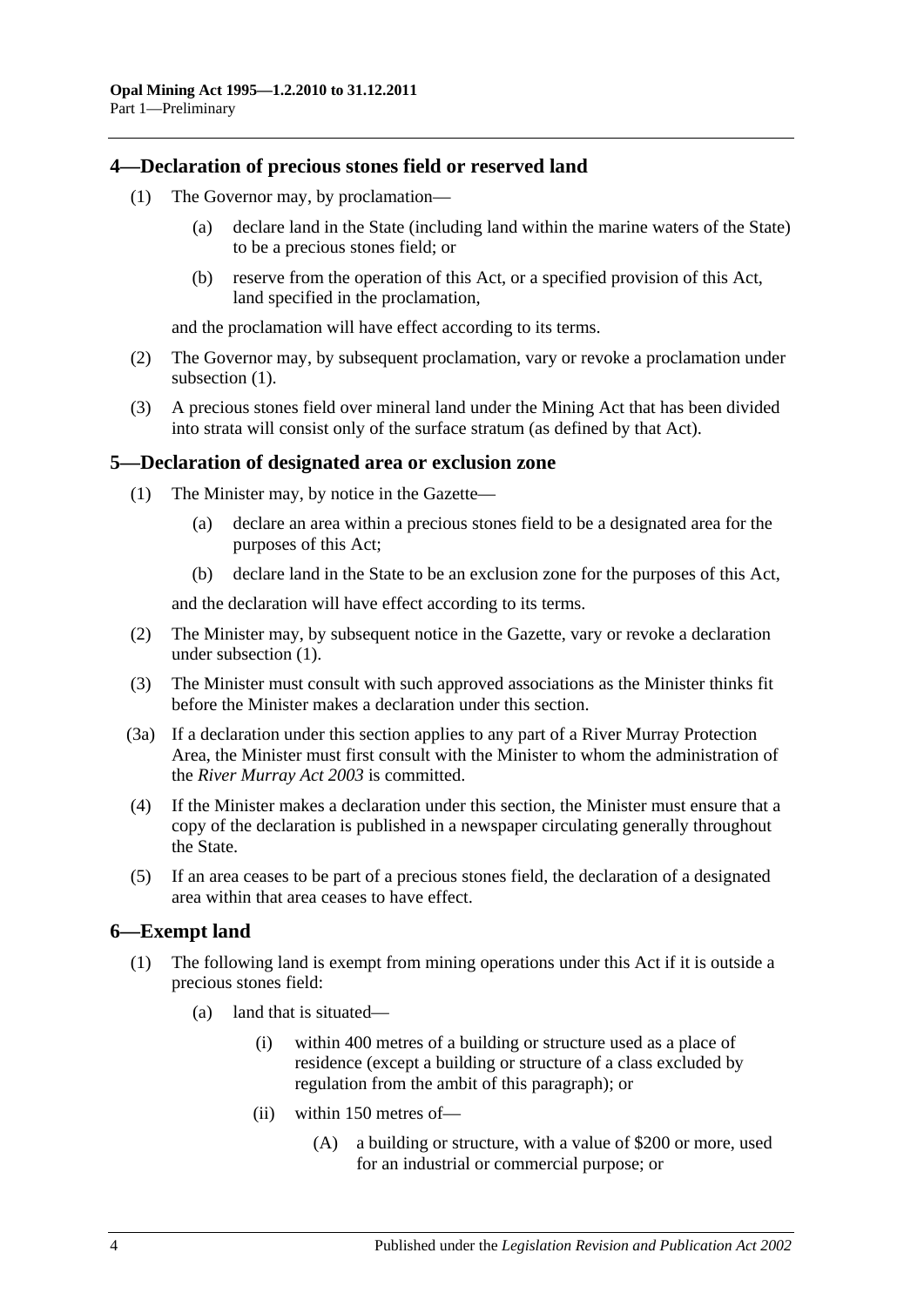## 4—Declaration of precious stones field or reserved land

(1) The Governor may, by proclamation—

(a) declare land in the State (including land within the marine waters of the State) to be a precious stones field; or

(b) reserve from the operation of this Act, or a specified provision of this Act, land specified in the proclamation,

and the proclamation will have effect according to its terms.

(2) The Governor may, by subsequent proclamation, vary or revoke a proclamation under subsection (1).

(3) A precious stones field over mineral land under the Mining Act that has been divided into strata will consist only of the surface stratum (as defined by that Act).

## 5—Declaration of designated area or exclusion zone

(1) The Minister may, by notice in the Gazette—

(a) declare an area within a precious stones field to be a designated area for the purposes of this Act;

(b) declare land in the State to be an exclusion zone for the purposes of this Act,

and the declaration will have effect according to its terms.

(2) The Minister may, by subsequent notice in the Gazette, vary or revoke a declaration under subsection (1).

(3) The Minister must consult with such approved associations as the Minister thinks fit before the Minister makes a declaration under this section.

(3a) If a declaration under this section applies to any part of a River Murray Protection Area, the Minister must first consult with the Minister to whom the administration of the *River Murray Act 2003* is committed.

(4) If the Minister makes a declaration under this section, the Minister must ensure that a copy of the declaration is published in a newspaper circulating generally throughout the State.

(5) If an area ceases to be part of a precious stones field, the declaration of a designated area within that area ceases to have effect.

## 6—Exempt land

(1) The following land is exempt from mining operations under this Act if it is outside a precious stones field:

(a) land that is situated—

(i) within 400 metres of a building or structure used as a place of residence (except a building or structure of a class excluded by regulation from the ambit of this paragraph); or

(ii) within 150 metres of—

(A) a building or structure, with a value of $200 or more, used for an industrial or commercial purpose; or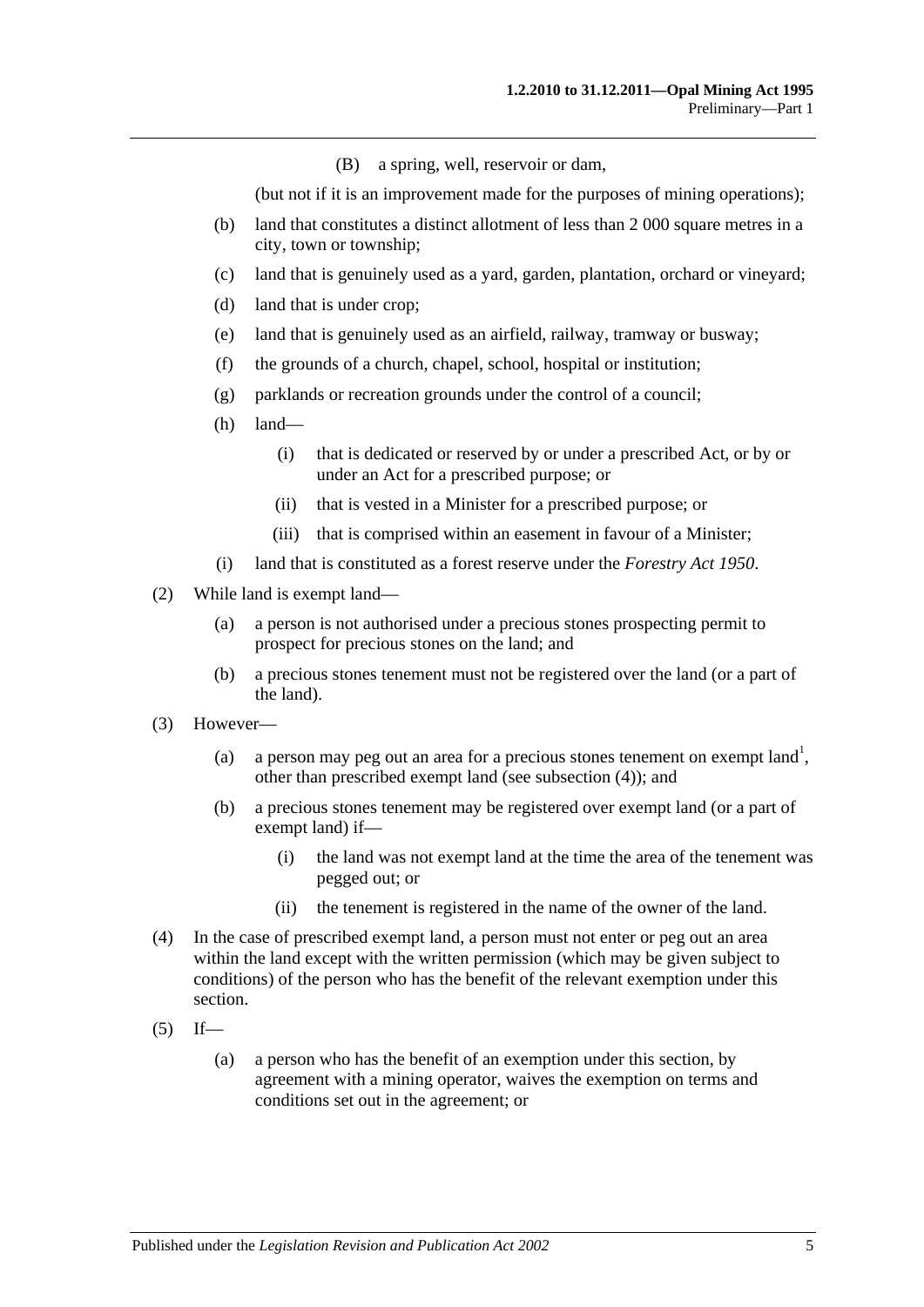(B) a spring, well, reservoir or dam,

(but not if it is an improvement made for the purposes of mining operations);

(b) land that constitutes a distinct allotment of less than 2 000 square metres in a city, town or township;

(c) land that is genuinely used as a yard, garden, plantation, orchard or vineyard;

(d) land that is under crop;

(e) land that is genuinely used as an airfield, railway, tramway or busway;

(f) the grounds of a church, chapel, school, hospital or institution;

(g) parklands or recreation grounds under the control of a council;

(h) land—

(i) that is dedicated or reserved by or under a prescribed Act, or by or under an Act for a prescribed purpose; or

(ii) that is vested in a Minister for a prescribed purpose; or

(iii) that is comprised within an easement in favour of a Minister;

(i) land that is constituted as a forest reserve under the *Forestry Act 1950*.

(2) While land is exempt land—

(a) a person is not authorised under a precious stones prospecting permit to prospect for precious stones on the land; and

(b) a precious stones tenement must not be registered over the land (or a part of the land).

(3) However—

(a) a person may peg out an area for a precious stones tenement on exempt land[1], other than prescribed exempt land (see subsection (4)); and

(b) a precious stones tenement may be registered over exempt land (or a part of exempt land) if—

(i) the land was not exempt land at the time the area of the tenement was pegged out; or

(ii) the tenement is registered in the name of the owner of the land.

(4) In the case of prescribed exempt land, a person must not enter or peg out an area within the land except with the written permission (which may be given subject to conditions) of the person who has the benefit of the relevant exemption under this section.

(5) If—

(a) a person who has the benefit of an exemption under this section, by agreement with a mining operator, waives the exemption on terms and conditions set out in the agreement; or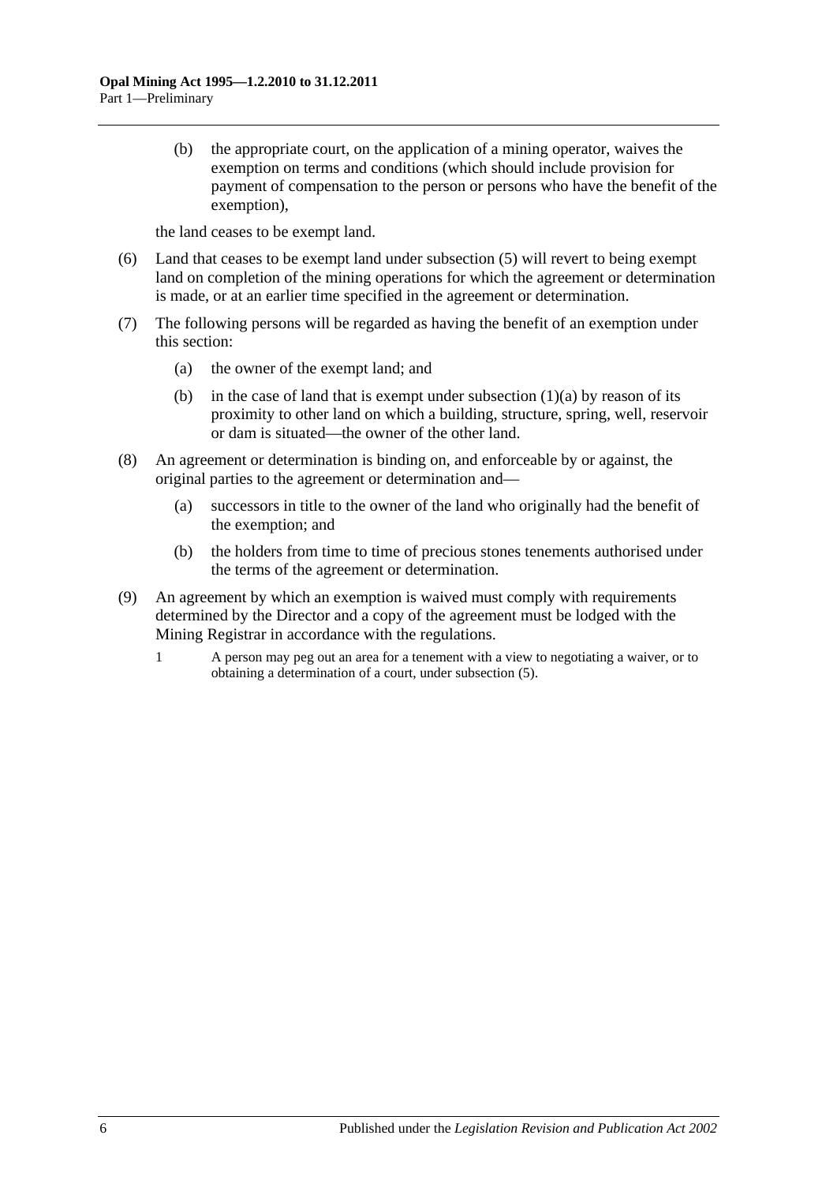(b) the appropriate court, on the application of a mining operator, waives the exemption on terms and conditions (which should include provision for payment of compensation to the person or persons who have the benefit of the exemption),

the land ceases to be exempt land.

(6) Land that ceases to be exempt land under subsection (5) will revert to being exempt land on completion of the mining operations for which the agreement or determination is made, or at an earlier time specified in the agreement or determination.

(7) The following persons will be regarded as having the benefit of an exemption under this section:

(a) the owner of the exempt land; and

(b) in the case of land that is exempt under subsection (1)(a) by reason of its proximity to other land on which a building, structure, spring, well, reservoir or dam is situated—the owner of the other land.

(8) An agreement or determination is binding on, and enforceable by or against, the original parties to the agreement or determination and—

(a) successors in title to the owner of the land who originally had the benefit of the exemption; and

(b) the holders from time to time of precious stones tenements authorised under the terms of the agreement or determination.

(9) An agreement by which an exemption is waived must comply with requirements determined by the Director and a copy of the agreement must be lodged with the Mining Registrar in accordance with the regulations.

1 A person may peg out an area for a tenement with a view to negotiating a waiver, or to obtaining a determination of a court, under subsection (5).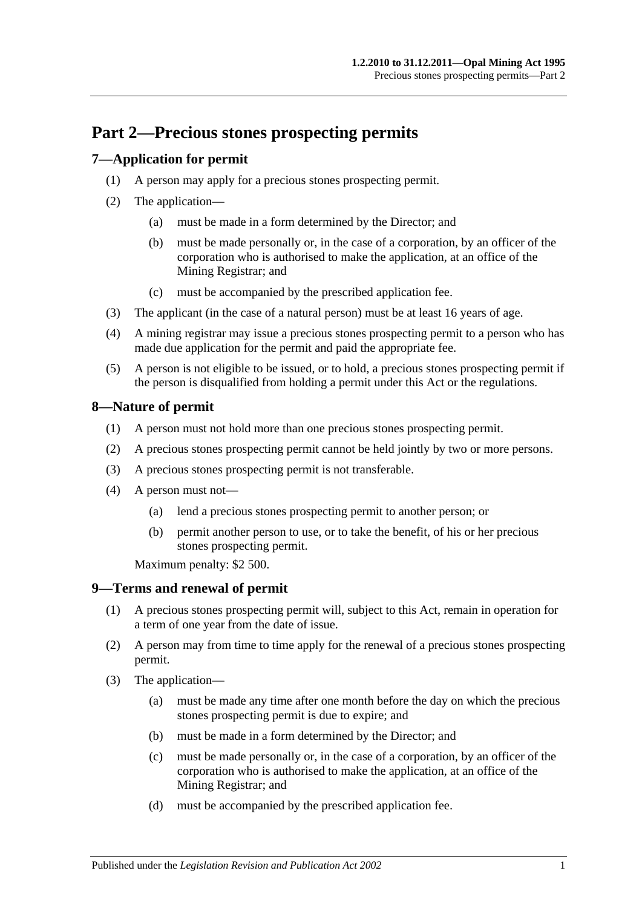# Part 2—Precious stones prospecting permits

## 7—Application for permit

(1) A person may apply for a precious stones prospecting permit.

(2) The application—

(a) must be made in a form determined by the Director; and

(b) must be made personally or, in the case of a corporation, by an officer of the corporation who is authorised to make the application, at an office of the Mining Registrar; and

(c) must be accompanied by the prescribed application fee.

(3) The applicant (in the case of a natural person) must be at least 16 years of age.

(4) A mining registrar may issue a precious stones prospecting permit to a person who has made due application for the permit and paid the appropriate fee.

(5) A person is not eligible to be issued, or to hold, a precious stones prospecting permit if the person is disqualified from holding a permit under this Act or the regulations.

## 8—Nature of permit

(1) A person must not hold more than one precious stones prospecting permit.

(2) A precious stones prospecting permit cannot be held jointly by two or more persons.

(3) A precious stones prospecting permit is not transferable.

(4) A person must not—

(a) lend a precious stones prospecting permit to another person; or

(b) permit another person to use, or to take the benefit, of his or her precious stones prospecting permit.

Maximum penalty: $2 500.

## 9—Terms and renewal of permit

(1) A precious stones prospecting permit will, subject to this Act, remain in operation for a term of one year from the date of issue.

(2) A person may from time to time apply for the renewal of a precious stones prospecting permit.

(3) The application—

(a) must be made any time after one month before the day on which the precious stones prospecting permit is due to expire; and

(b) must be made in a form determined by the Director; and

(c) must be made personally or, in the case of a corporation, by an officer of the corporation who is authorised to make the application, at an office of the Mining Registrar; and

(d) must be accompanied by the prescribed application fee.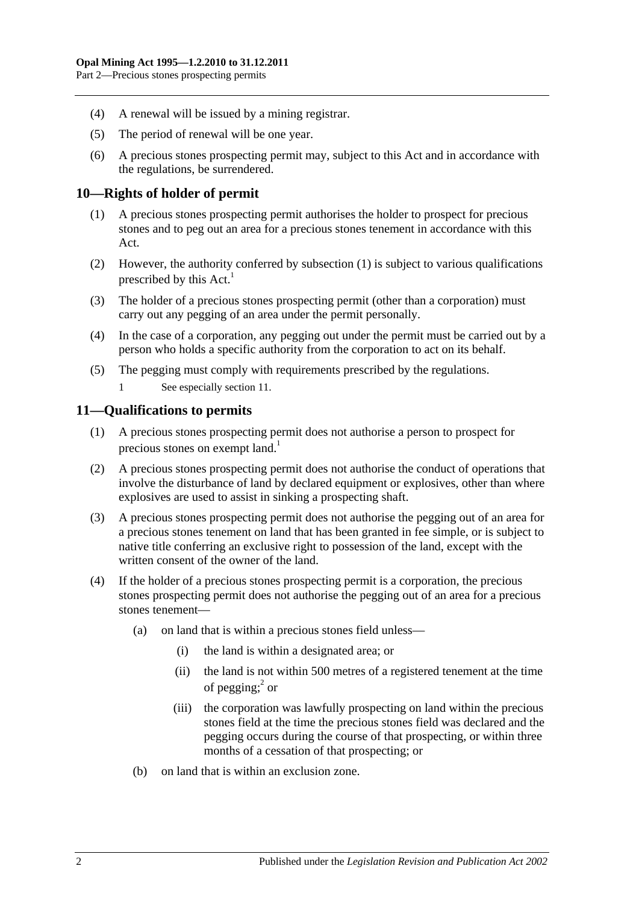(4) A renewal will be issued by a mining registrar.

(5) The period of renewal will be one year.

(6) A precious stones prospecting permit may, subject to this Act and in accordance with the regulations, be surrendered.

## 10—Rights of holder of permit

(1) A precious stones prospecting permit authorises the holder to prospect for precious stones and to peg out an area for a precious stones tenement in accordance with this Act.

(2) However, the authority conferred by subsection (1) is subject to various qualifications prescribed by this Act.[1]

(3) The holder of a precious stones prospecting permit (other than a corporation) must carry out any pegging of an area under the permit personally.

(4) In the case of a corporation, any pegging out under the permit must be carried out by a person who holds a specific authority from the corporation to act on its behalf.

(5) The pegging must comply with requirements prescribed by the regulations.

1 See especially section 11.

## 11—Qualifications to permits

(1) A precious stones prospecting permit does not authorise a person to prospect for precious stones on exempt land.[1]

(2) A precious stones prospecting permit does not authorise the conduct of operations that involve the disturbance of land by declared equipment or explosives, other than where explosives are used to assist in sinking a prospecting shaft.

(3) A precious stones prospecting permit does not authorise the pegging out of an area for a precious stones tenement on land that has been granted in fee simple, or is subject to native title conferring an exclusive right to possession of the land, except with the written consent of the owner of the land.

(4) If the holder of a precious stones prospecting permit is a corporation, the precious stones prospecting permit does not authorise the pegging out of an area for a precious stones tenement—

(a) on land that is within a precious stones field unless—

(i) the land is within a designated area; or

(ii) the land is not within 500 metres of a registered tenement at the time of pegging;[2] or

(iii) the corporation was lawfully prospecting on land within the precious stones field at the time the precious stones field was declared and the pegging occurs during the course of that prospecting, or within three months of a cessation of that prospecting; or

(b) on land that is within an exclusion zone.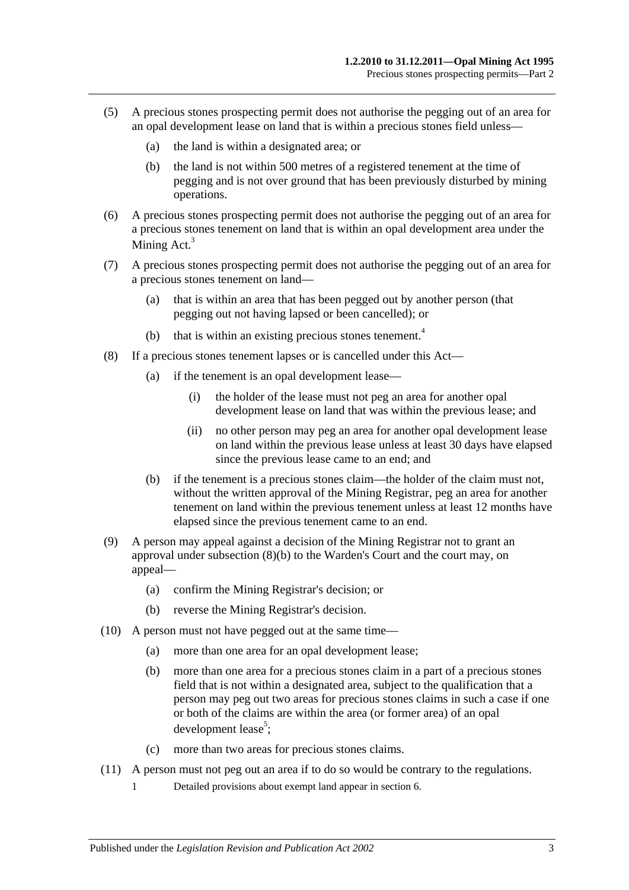(5) A precious stones prospecting permit does not authorise the pegging out of an area for an opal development lease on land that is within a precious stones field unless—

   (a) the land is within a designated area; or

   (b) the land is not within 500 metres of a registered tenement at the time of pegging and is not over ground that has been previously disturbed by mining operations.

(6) A precious stones prospecting permit does not authorise the pegging out of an area for a precious stones tenement on land that is within an opal development area under the Mining Act.[3]

(7) A precious stones prospecting permit does not authorise the pegging out of an area for a precious stones tenement on land—

   (a) that is within an area that has been pegged out by another person (that pegging out not having lapsed or been cancelled); or

   (b) that is within an existing precious stones tenement.[4]

(8) If a precious stones tenement lapses or is cancelled under this Act—

   (a) if the tenement is an opal development lease—

      (i) the holder of the lease must not peg an area for another opal development lease on land that was within the previous lease; and

      (ii) no other person may peg an area for another opal development lease on land within the previous lease unless at least 30 days have elapsed since the previous lease came to an end; and

   (b) if the tenement is a precious stones claim—the holder of the claim must not, without the written approval of the Mining Registrar, peg an area for another tenement on land within the previous tenement unless at least 12 months have elapsed since the previous tenement came to an end.

(9) A person may appeal against a decision of the Mining Registrar not to grant an approval under subsection (8)(b) to the Warden's Court and the court may, on appeal—

   (a) confirm the Mining Registrar's decision; or

   (b) reverse the Mining Registrar's decision.

(10) A person must not have pegged out at the same time—

   (a) more than one area for an opal development lease;

   (b) more than one area for a precious stones claim in a part of a precious stones field that is not within a designated area, subject to the qualification that a person may peg out two areas for precious stones claims in such a case if one or both of the claims are within the area (or former area) of an opal development lease[5];

   (c) more than two areas for precious stones claims.

(11) A person must not peg out an area if to do so would be contrary to the regulations.

   1 Detailed provisions about exempt land appear in section 6.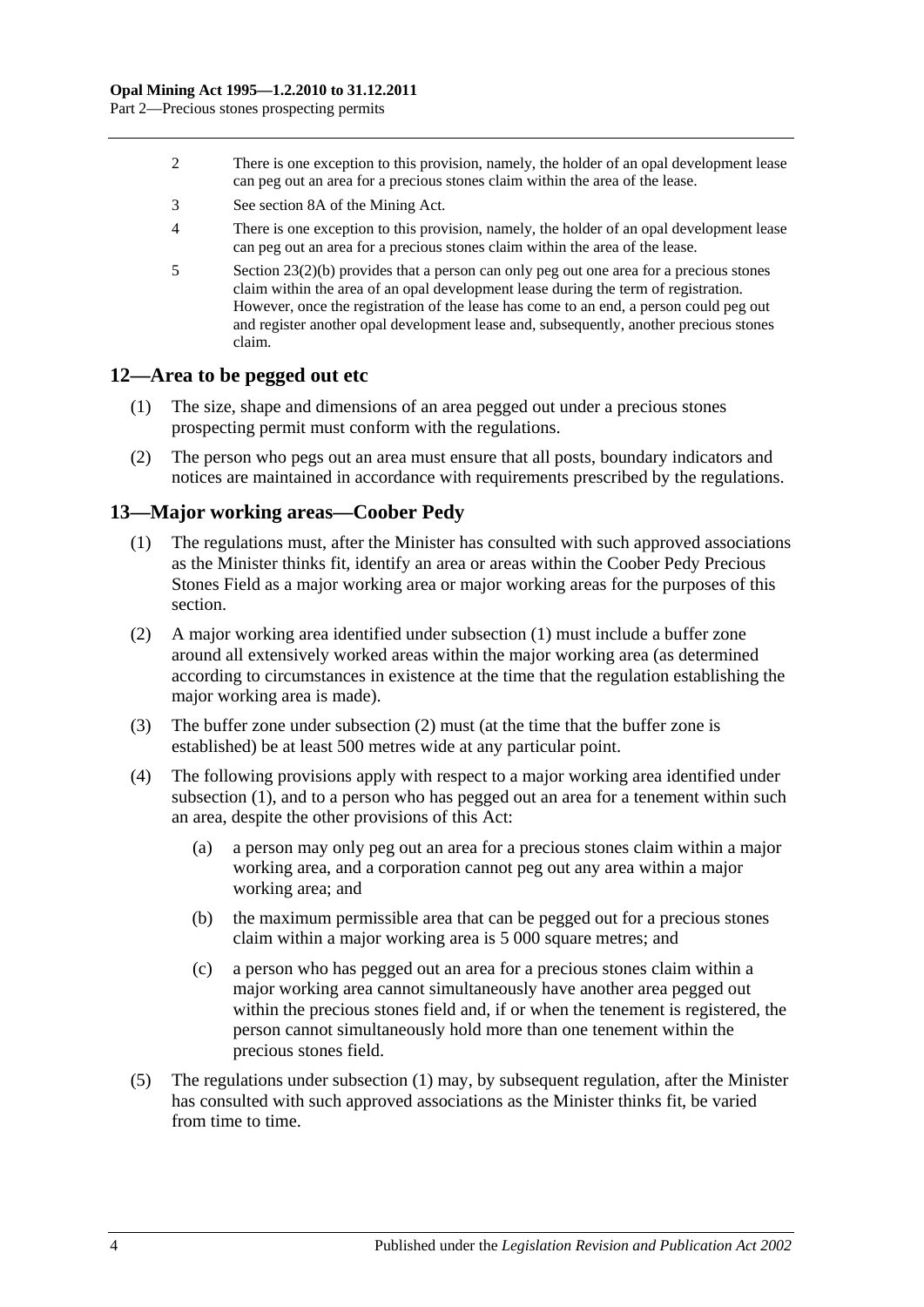2 There is one exception to this provision, namely, the holder of an opal development lease can peg out an area for a precious stones claim within the area of the lease.

3 See section 8A of the Mining Act.

4 There is one exception to this provision, namely, the holder of an opal development lease can peg out an area for a precious stones claim within the area of the lease.

5 Section 23(2)(b) provides that a person can only peg out one area for a precious stones claim within the area of an opal development lease during the term of registration. However, once the registration of the lease has come to an end, a person could peg out and register another opal development lease and, subsequently, another precious stones claim.

## 12—Area to be pegged out etc

(1) The size, shape and dimensions of an area pegged out under a precious stones prospecting permit must conform with the regulations.

(2) The person who pegs out an area must ensure that all posts, boundary indicators and notices are maintained in accordance with requirements prescribed by the regulations.

## 13—Major working areas—Coober Pedy

(1) The regulations must, after the Minister has consulted with such approved associations as the Minister thinks fit, identify an area or areas within the Coober Pedy Precious Stones Field as a major working area or major working areas for the purposes of this section.

(2) A major working area identified under subsection (1) must include a buffer zone around all extensively worked areas within the major working area (as determined according to circumstances in existence at the time that the regulation establishing the major working area is made).

(3) The buffer zone under subsection (2) must (at the time that the buffer zone is established) be at least 500 metres wide at any particular point.

(4) The following provisions apply with respect to a major working area identified under subsection (1), and to a person who has pegged out an area for a tenement within such an area, despite the other provisions of this Act:

(a) a person may only peg out an area for a precious stones claim within a major working area, and a corporation cannot peg out any area within a major working area; and

(b) the maximum permissible area that can be pegged out for a precious stones claim within a major working area is 5 000 square metres; and

(c) a person who has pegged out an area for a precious stones claim within a major working area cannot simultaneously have another area pegged out within the precious stones field and, if or when the tenement is registered, the person cannot simultaneously hold more than one tenement within the precious stones field.

(5) The regulations under subsection (1) may, by subsequent regulation, after the Minister has consulted with such approved associations as the Minister thinks fit, be varied from time to time.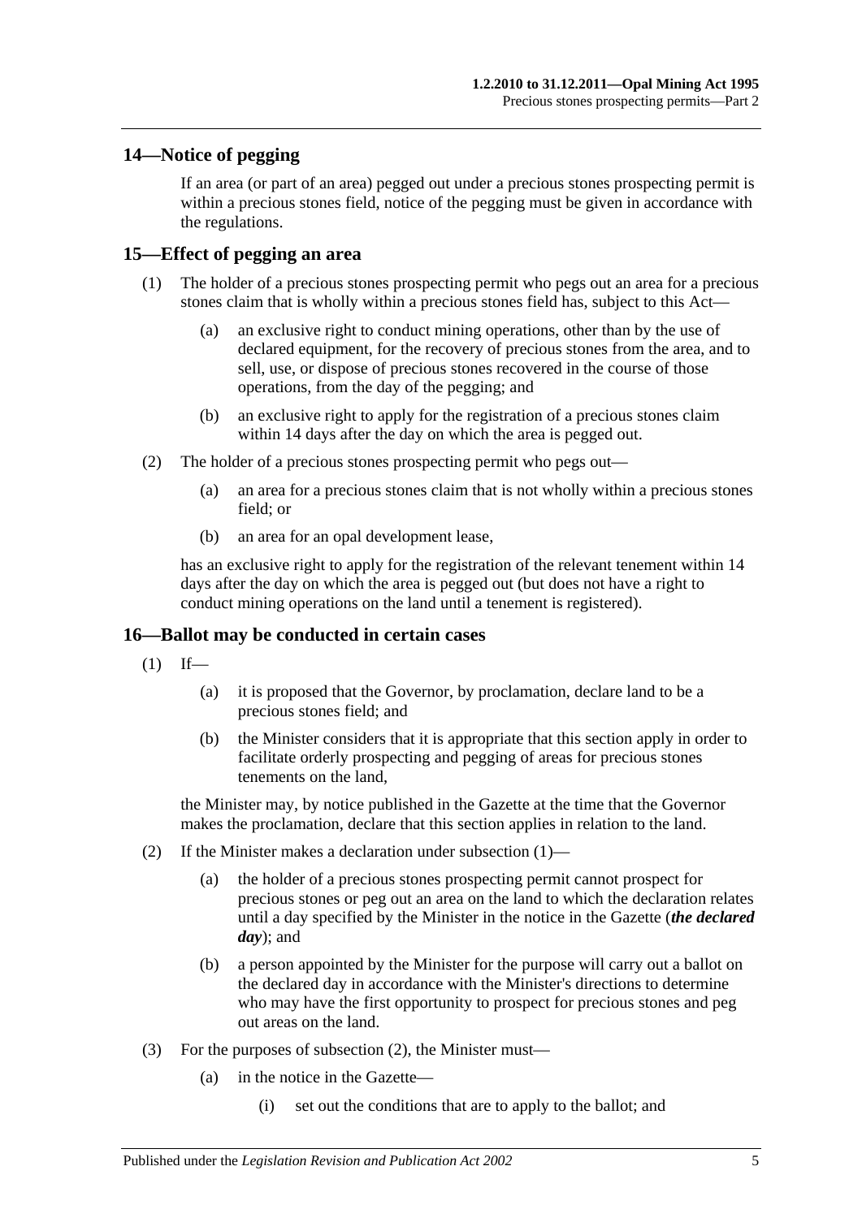## 14—Notice of pegging

If an area (or part of an area) pegged out under a precious stones prospecting permit is within a precious stones field, notice of the pegging must be given in accordance with the regulations.

## 15—Effect of pegging an area

(1) The holder of a precious stones prospecting permit who pegs out an area for a precious stones claim that is wholly within a precious stones field has, subject to this Act—

(a) an exclusive right to conduct mining operations, other than by the use of declared equipment, for the recovery of precious stones from the area, and to sell, use, or dispose of precious stones recovered in the course of those operations, from the day of the pegging; and

(b) an exclusive right to apply for the registration of a precious stones claim within 14 days after the day on which the area is pegged out.

(2) The holder of a precious stones prospecting permit who pegs out—

(a) an area for a precious stones claim that is not wholly within a precious stones field; or

(b) an area for an opal development lease,

has an exclusive right to apply for the registration of the relevant tenement within 14 days after the day on which the area is pegged out (but does not have a right to conduct mining operations on the land until a tenement is registered).

## 16—Ballot may be conducted in certain cases

(1) If—

(a) it is proposed that the Governor, by proclamation, declare land to be a precious stones field; and

(b) the Minister considers that it is appropriate that this section apply in order to facilitate orderly prospecting and pegging of areas for precious stones tenements on the land,

the Minister may, by notice published in the Gazette at the time that the Governor makes the proclamation, declare that this section applies in relation to the land.

(2) If the Minister makes a declaration under subsection (1)—

(a) the holder of a precious stones prospecting permit cannot prospect for precious stones or peg out an area on the land to which the declaration relates until a day specified by the Minister in the notice in the Gazette (***the declared day***); and

(b) a person appointed by the Minister for the purpose will carry out a ballot on the declared day in accordance with the Minister's directions to determine who may have the first opportunity to prospect for precious stones and peg out areas on the land.

(3) For the purposes of subsection (2), the Minister must—

(a) in the notice in the Gazette—

(i) set out the conditions that are to apply to the ballot; and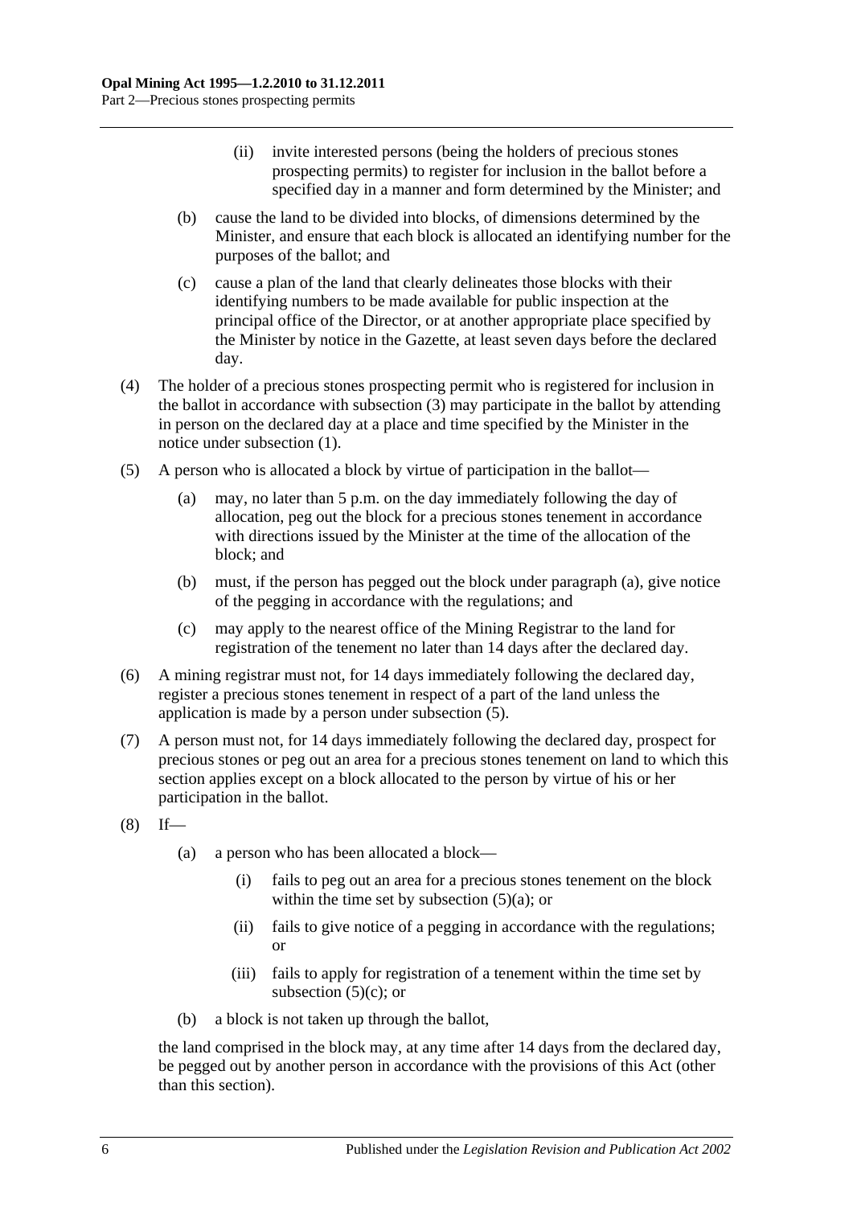(ii) invite interested persons (being the holders of precious stones prospecting permits) to register for inclusion in the ballot before a specified day in a manner and form determined by the Minister; and

(b) cause the land to be divided into blocks, of dimensions determined by the Minister, and ensure that each block is allocated an identifying number for the purposes of the ballot; and

(c) cause a plan of the land that clearly delineates those blocks with their identifying numbers to be made available for public inspection at the principal office of the Director, or at another appropriate place specified by the Minister by notice in the Gazette, at least seven days before the declared day.

(4) The holder of a precious stones prospecting permit who is registered for inclusion in the ballot in accordance with subsection (3) may participate in the ballot by attending in person on the declared day at a place and time specified by the Minister in the notice under subsection (1).

(5) A person who is allocated a block by virtue of participation in the ballot—

(a) may, no later than 5 p.m. on the day immediately following the day of allocation, peg out the block for a precious stones tenement in accordance with directions issued by the Minister at the time of the allocation of the block; and

(b) must, if the person has pegged out the block under paragraph (a), give notice of the pegging in accordance with the regulations; and

(c) may apply to the nearest office of the Mining Registrar to the land for registration of the tenement no later than 14 days after the declared day.

(6) A mining registrar must not, for 14 days immediately following the declared day, register a precious stones tenement in respect of a part of the land unless the application is made by a person under subsection (5).

(7) A person must not, for 14 days immediately following the declared day, prospect for precious stones or peg out an area for a precious stones tenement on land to which this section applies except on a block allocated to the person by virtue of his or her participation in the ballot.

(8) If—

(a) a person who has been allocated a block—

(i) fails to peg out an area for a precious stones tenement on the block within the time set by subsection (5)(a); or

(ii) fails to give notice of a pegging in accordance with the regulations; or

(iii) fails to apply for registration of a tenement within the time set by subsection (5)(c); or

(b) a block is not taken up through the ballot,

the land comprised in the block may, at any time after 14 days from the declared day, be pegged out by another person in accordance with the provisions of this Act (other than this section).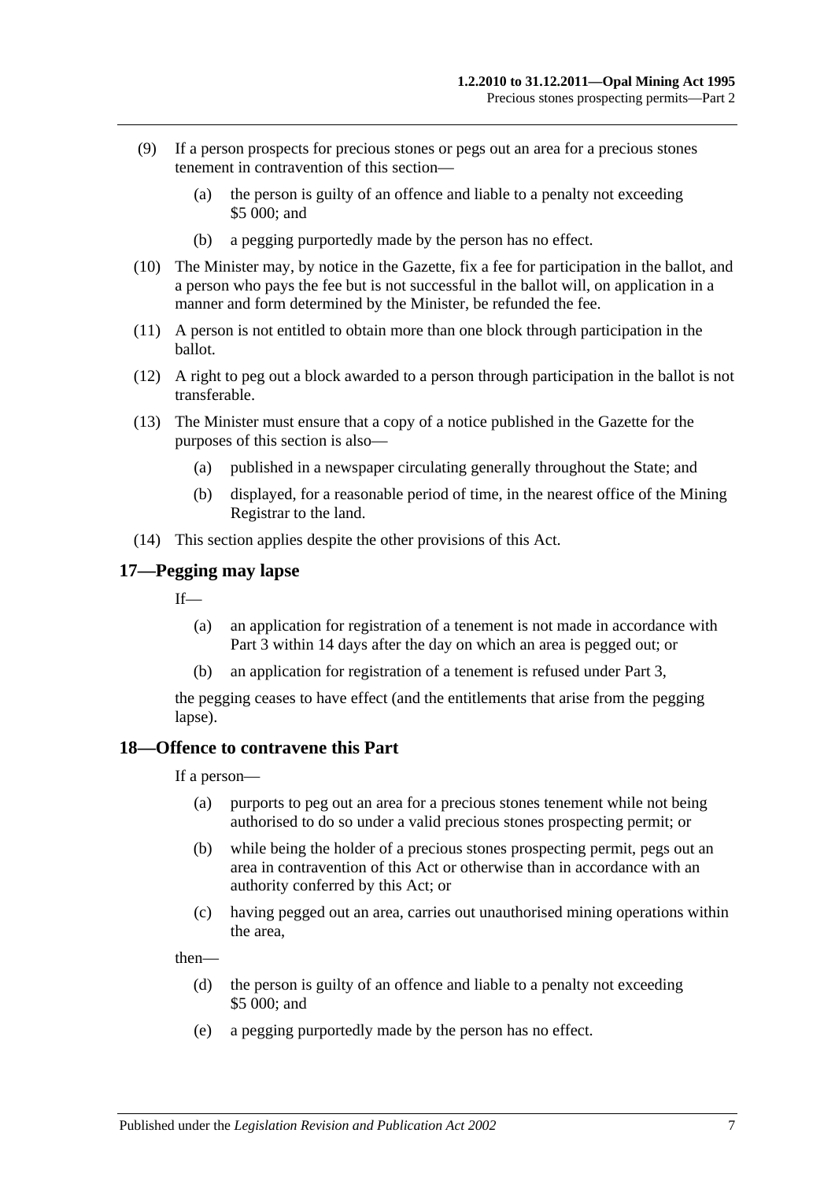(9) If a person prospects for precious stones or pegs out an area for a precious stones tenement in contravention of this section—

(a) the person is guilty of an offence and liable to a penalty not exceeding $5 000; and

(b) a pegging purportedly made by the person has no effect.

(10) The Minister may, by notice in the Gazette, fix a fee for participation in the ballot, and a person who pays the fee but is not successful in the ballot will, on application in a manner and form determined by the Minister, be refunded the fee.

(11) A person is not entitled to obtain more than one block through participation in the ballot.

(12) A right to peg out a block awarded to a person through participation in the ballot is not transferable.

(13) The Minister must ensure that a copy of a notice published in the Gazette for the purposes of this section is also—

(a) published in a newspaper circulating generally throughout the State; and

(b) displayed, for a reasonable period of time, in the nearest office of the Mining Registrar to the land.

(14) This section applies despite the other provisions of this Act.

## 17—Pegging may lapse

If—

(a) an application for registration of a tenement is not made in accordance with Part 3 within 14 days after the day on which an area is pegged out; or

(b) an application for registration of a tenement is refused under Part 3,

the pegging ceases to have effect (and the entitlements that arise from the pegging lapse).

## 18—Offence to contravene this Part

If a person—

(a) purports to peg out an area for a precious stones tenement while not being authorised to do so under a valid precious stones prospecting permit; or

(b) while being the holder of a precious stones prospecting permit, pegs out an area in contravention of this Act or otherwise than in accordance with an authority conferred by this Act; or

(c) having pegged out an area, carries out unauthorised mining operations within the area,

then—

(d) the person is guilty of an offence and liable to a penalty not exceeding $5 000; and

(e) a pegging purportedly made by the person has no effect.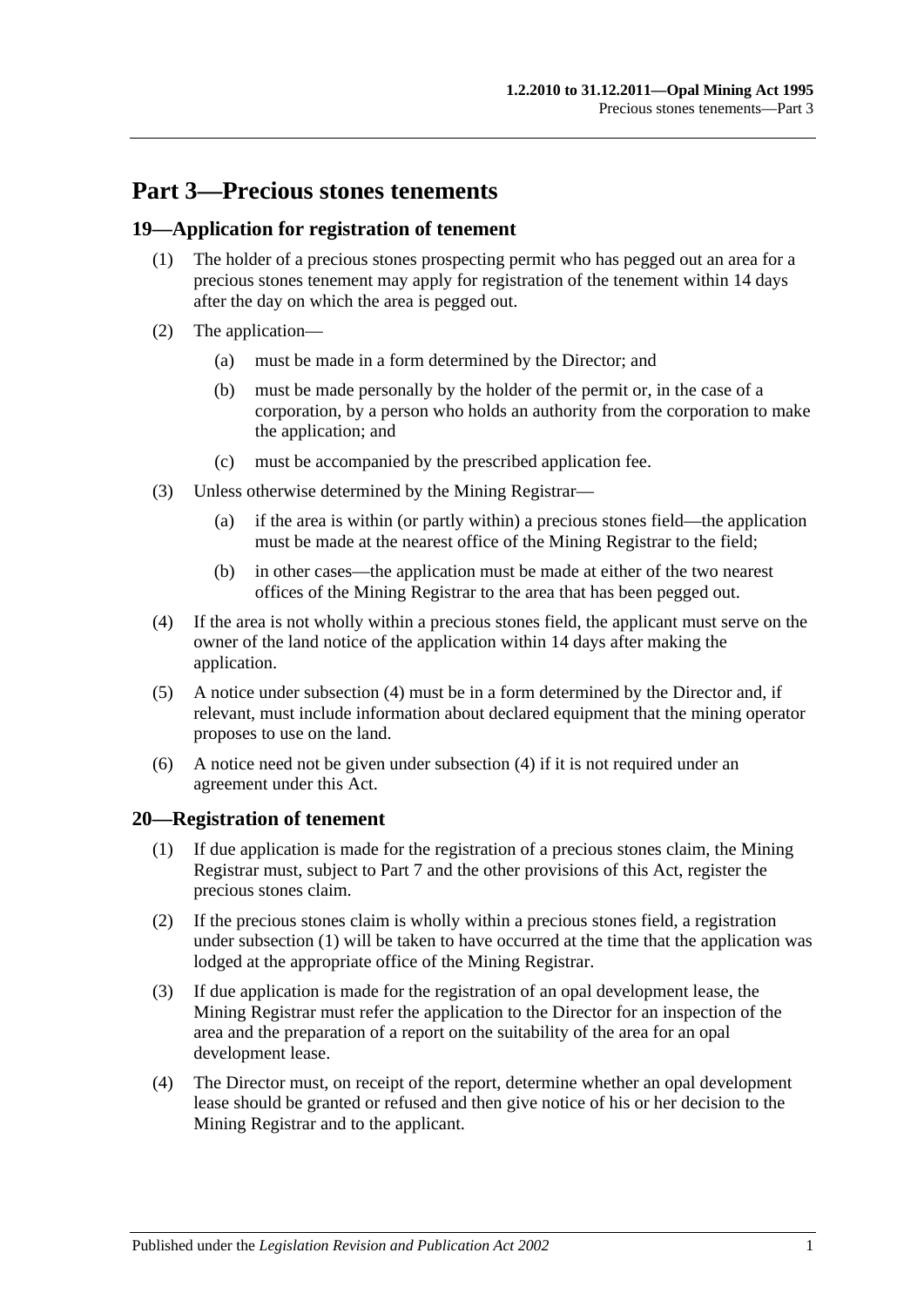# Part 3—Precious stones tenements

## 19—Application for registration of tenement

(1) The holder of a precious stones prospecting permit who has pegged out an area for a precious stones tenement may apply for registration of the tenement within 14 days after the day on which the area is pegged out.

(2) The application—

(a) must be made in a form determined by the Director; and

(b) must be made personally by the holder of the permit or, in the case of a corporation, by a person who holds an authority from the corporation to make the application; and

(c) must be accompanied by the prescribed application fee.

(3) Unless otherwise determined by the Mining Registrar—

(a) if the area is within (or partly within) a precious stones field—the application must be made at the nearest office of the Mining Registrar to the field;

(b) in other cases—the application must be made at either of the two nearest offices of the Mining Registrar to the area that has been pegged out.

(4) If the area is not wholly within a precious stones field, the applicant must serve on the owner of the land notice of the application within 14 days after making the application.

(5) A notice under subsection (4) must be in a form determined by the Director and, if relevant, must include information about declared equipment that the mining operator proposes to use on the land.

(6) A notice need not be given under subsection (4) if it is not required under an agreement under this Act.

## 20—Registration of tenement

(1) If due application is made for the registration of a precious stones claim, the Mining Registrar must, subject to Part 7 and the other provisions of this Act, register the precious stones claim.

(2) If the precious stones claim is wholly within a precious stones field, a registration under subsection (1) will be taken to have occurred at the time that the application was lodged at the appropriate office of the Mining Registrar.

(3) If due application is made for the registration of an opal development lease, the Mining Registrar must refer the application to the Director for an inspection of the area and the preparation of a report on the suitability of the area for an opal development lease.

(4) The Director must, on receipt of the report, determine whether an opal development lease should be granted or refused and then give notice of his or her decision to the Mining Registrar and to the applicant.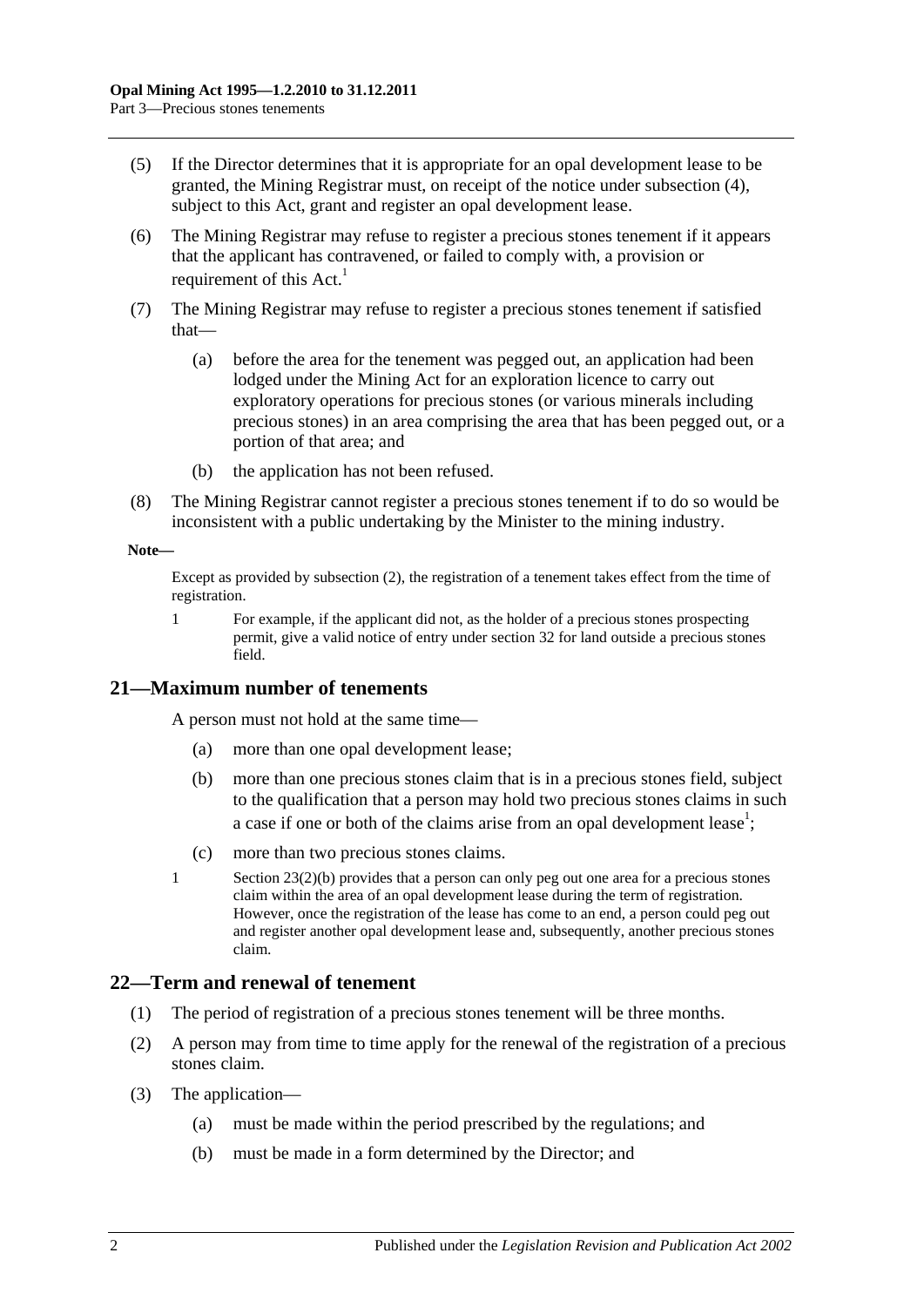(5) If the Director determines that it is appropriate for an opal development lease to be granted, the Mining Registrar must, on receipt of the notice under subsection (4), subject to this Act, grant and register an opal development lease.

(6) The Mining Registrar may refuse to register a precious stones tenement if it appears that the applicant has contravened, or failed to comply with, a provision or requirement of this Act.[1]

(7) The Mining Registrar may refuse to register a precious stones tenement if satisfied that—

(a) before the area for the tenement was pegged out, an application had been lodged under the Mining Act for an exploration licence to carry out exploratory operations for precious stones (or various minerals including precious stones) in an area comprising the area that has been pegged out, or a portion of that area; and

(b) the application has not been refused.

(8) The Mining Registrar cannot register a precious stones tenement if to do so would be inconsistent with a public undertaking by the Minister to the mining industry.

**Note—**

Except as provided by subsection (2), the registration of a tenement takes effect from the time of registration.

1 For example, if the applicant did not, as the holder of a precious stones prospecting permit, give a valid notice of entry under section 32 for land outside a precious stones field.

## 21—Maximum number of tenements

A person must not hold at the same time—

(a) more than one opal development lease;

(b) more than one precious stones claim that is in a precious stones field, subject to the qualification that a person may hold two precious stones claims in such a case if one or both of the claims arise from an opal development lease[1];

(c) more than two precious stones claims.

1 Section 23(2)(b) provides that a person can only peg out one area for a precious stones claim within the area of an opal development lease during the term of registration. However, once the registration of the lease has come to an end, a person could peg out and register another opal development lease and, subsequently, another precious stones claim.

## 22—Term and renewal of tenement

(1) The period of registration of a precious stones tenement will be three months.

(2) A person may from time to time apply for the renewal of the registration of a precious stones claim.

(3) The application—

(a) must be made within the period prescribed by the regulations; and

(b) must be made in a form determined by the Director; and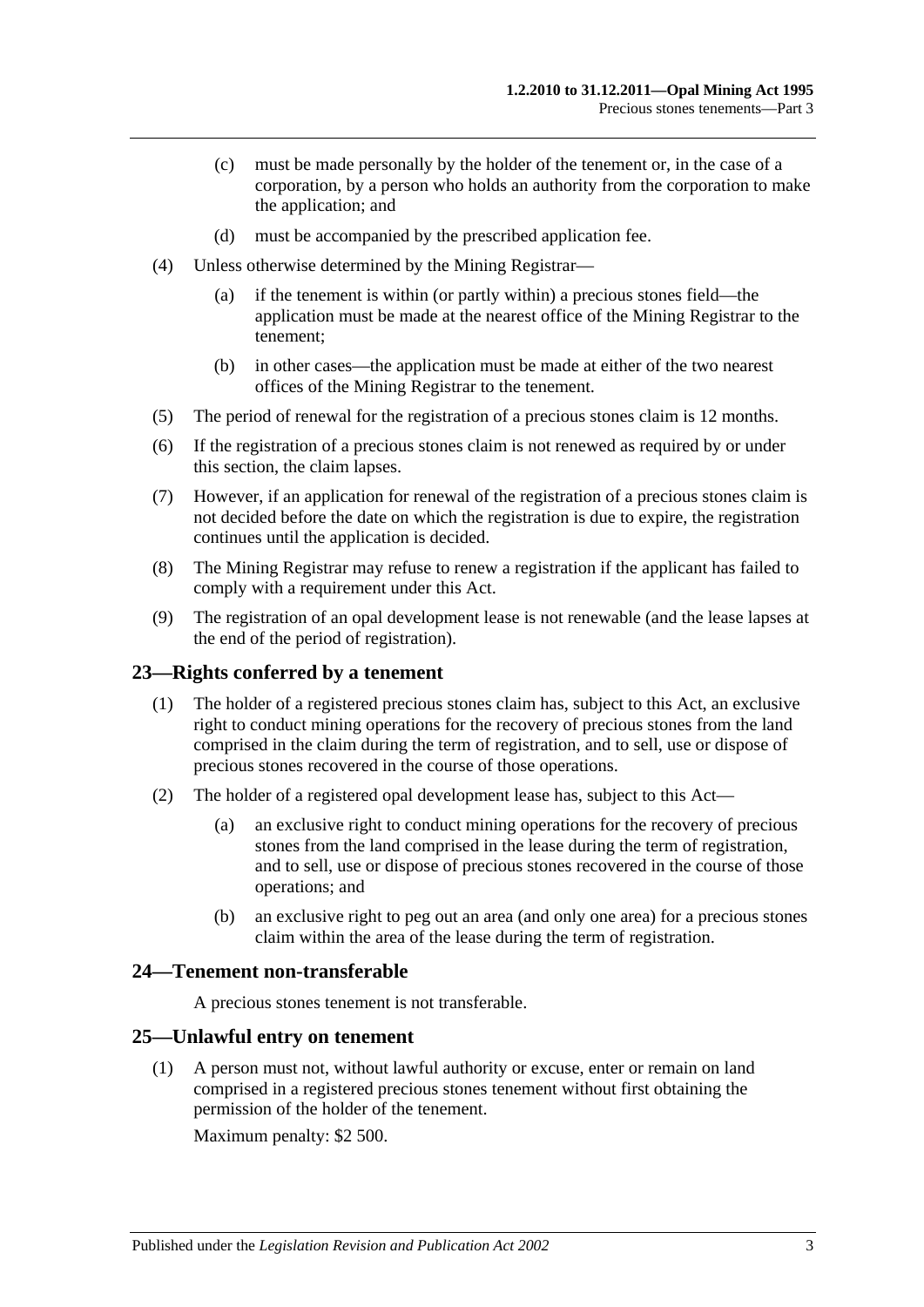(c) must be made personally by the holder of the tenement or, in the case of a corporation, by a person who holds an authority from the corporation to make the application; and

(d) must be accompanied by the prescribed application fee.

(4) Unless otherwise determined by the Mining Registrar—

(a) if the tenement is within (or partly within) a precious stones field—the application must be made at the nearest office of the Mining Registrar to the tenement;

(b) in other cases—the application must be made at either of the two nearest offices of the Mining Registrar to the tenement.

(5) The period of renewal for the registration of a precious stones claim is 12 months.

(6) If the registration of a precious stones claim is not renewed as required by or under this section, the claim lapses.

(7) However, if an application for renewal of the registration of a precious stones claim is not decided before the date on which the registration is due to expire, the registration continues until the application is decided.

(8) The Mining Registrar may refuse to renew a registration if the applicant has failed to comply with a requirement under this Act.

(9) The registration of an opal development lease is not renewable (and the lease lapses at the end of the period of registration).

## 23—Rights conferred by a tenement

(1) The holder of a registered precious stones claim has, subject to this Act, an exclusive right to conduct mining operations for the recovery of precious stones from the land comprised in the claim during the term of registration, and to sell, use or dispose of precious stones recovered in the course of those operations.

(2) The holder of a registered opal development lease has, subject to this Act—

(a) an exclusive right to conduct mining operations for the recovery of precious stones from the land comprised in the lease during the term of registration, and to sell, use or dispose of precious stones recovered in the course of those operations; and

(b) an exclusive right to peg out an area (and only one area) for a precious stones claim within the area of the lease during the term of registration.

## 24—Tenement non-transferable

A precious stones tenement is not transferable.

## 25—Unlawful entry on tenement

(1) A person must not, without lawful authority or excuse, enter or remain on land comprised in a registered precious stones tenement without first obtaining the permission of the holder of the tenement.

Maximum penalty: $2 500.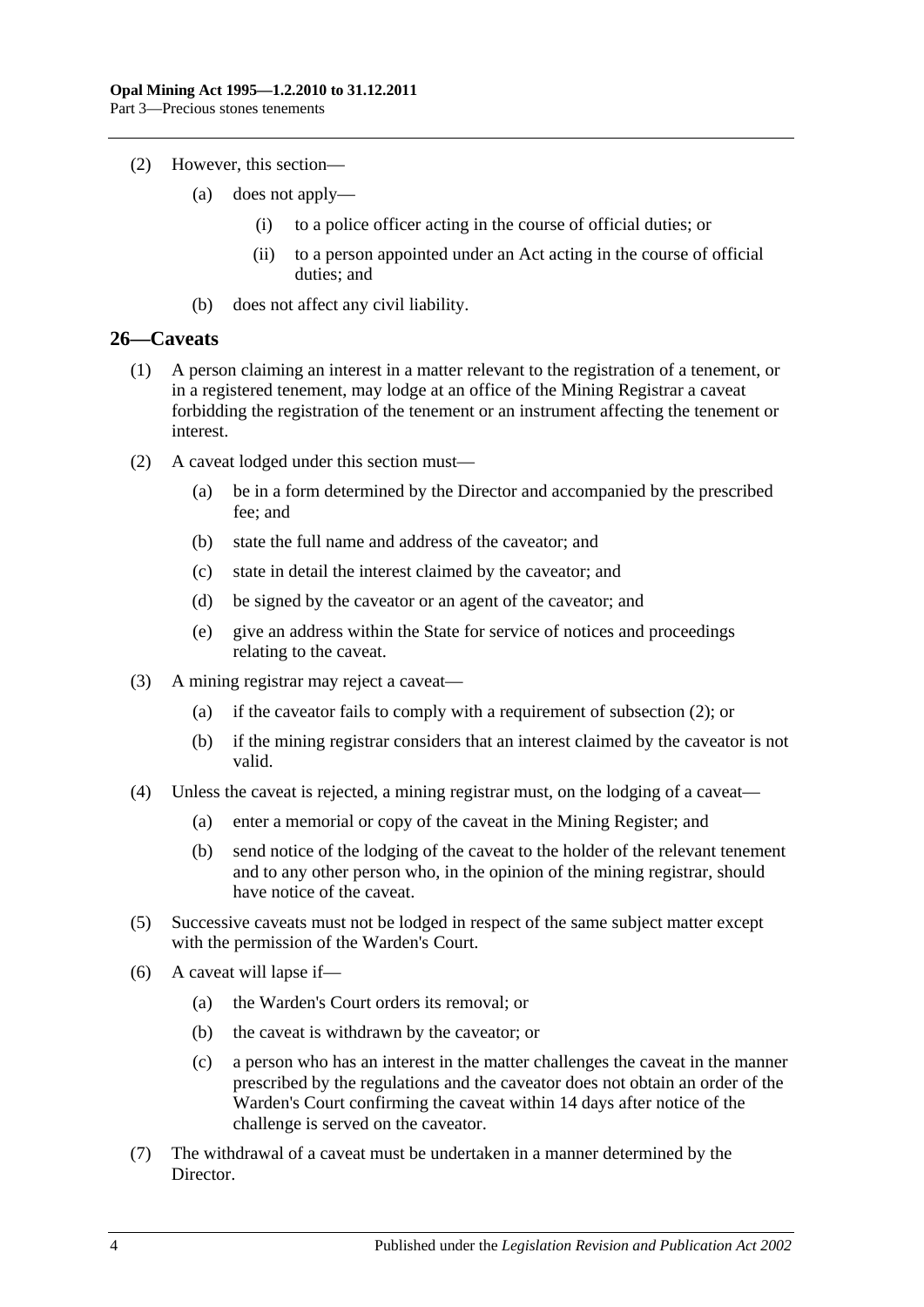(2) However, this section—

(a) does not apply—

(i) to a police officer acting in the course of official duties; or

(ii) to a person appointed under an Act acting in the course of official duties; and

(b) does not affect any civil liability.

## 26—Caveats

(1) A person claiming an interest in a matter relevant to the registration of a tenement, or in a registered tenement, may lodge at an office of the Mining Registrar a caveat forbidding the registration of the tenement or an instrument affecting the tenement or interest.

(2) A caveat lodged under this section must—

(a) be in a form determined by the Director and accompanied by the prescribed fee; and

(b) state the full name and address of the caveator; and

(c) state in detail the interest claimed by the caveator; and

(d) be signed by the caveator or an agent of the caveator; and

(e) give an address within the State for service of notices and proceedings relating to the caveat.

(3) A mining registrar may reject a caveat—

(a) if the caveator fails to comply with a requirement of subsection (2); or

(b) if the mining registrar considers that an interest claimed by the caveator is not valid.

(4) Unless the caveat is rejected, a mining registrar must, on the lodging of a caveat—

(a) enter a memorial or copy of the caveat in the Mining Register; and

(b) send notice of the lodging of the caveat to the holder of the relevant tenement and to any other person who, in the opinion of the mining registrar, should have notice of the caveat.

(5) Successive caveats must not be lodged in respect of the same subject matter except with the permission of the Warden's Court.

(6) A caveat will lapse if—

(a) the Warden's Court orders its removal; or

(b) the caveat is withdrawn by the caveator; or

(c) a person who has an interest in the matter challenges the caveat in the manner prescribed by the regulations and the caveator does not obtain an order of the Warden's Court confirming the caveat within 14 days after notice of the challenge is served on the caveator.

(7) The withdrawal of a caveat must be undertaken in a manner determined by the Director.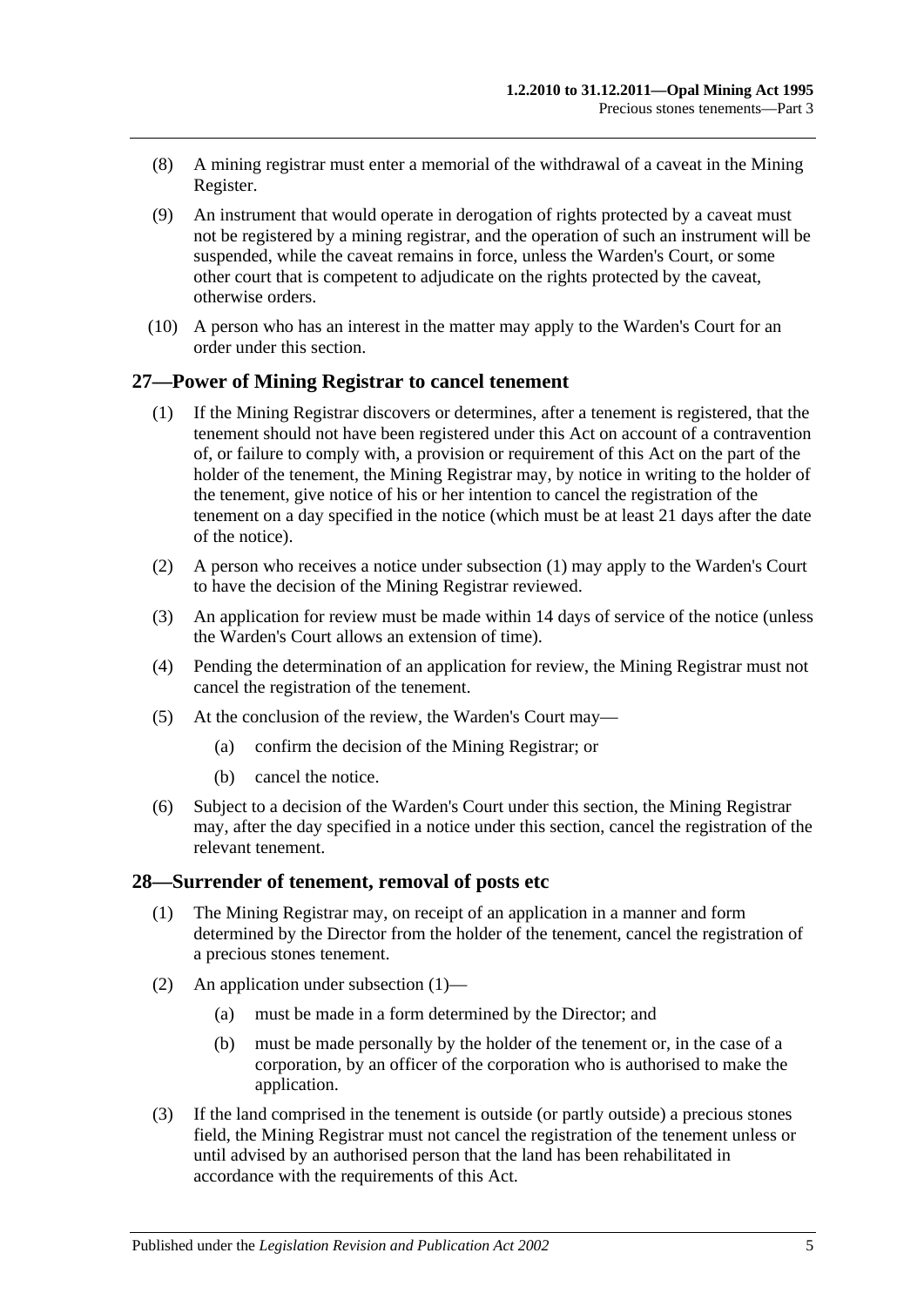(8) A mining registrar must enter a memorial of the withdrawal of a caveat in the Mining Register.

(9) An instrument that would operate in derogation of rights protected by a caveat must not be registered by a mining registrar, and the operation of such an instrument will be suspended, while the caveat remains in force, unless the Warden's Court, or some other court that is competent to adjudicate on the rights protected by the caveat, otherwise orders.

(10) A person who has an interest in the matter may apply to the Warden's Court for an order under this section.

## 27—Power of Mining Registrar to cancel tenement

(1) If the Mining Registrar discovers or determines, after a tenement is registered, that the tenement should not have been registered under this Act on account of a contravention of, or failure to comply with, a provision or requirement of this Act on the part of the holder of the tenement, the Mining Registrar may, by notice in writing to the holder of the tenement, give notice of his or her intention to cancel the registration of the tenement on a day specified in the notice (which must be at least 21 days after the date of the notice).

(2) A person who receives a notice under subsection (1) may apply to the Warden's Court to have the decision of the Mining Registrar reviewed.

(3) An application for review must be made within 14 days of service of the notice (unless the Warden's Court allows an extension of time).

(4) Pending the determination of an application for review, the Mining Registrar must not cancel the registration of the tenement.

(5) At the conclusion of the review, the Warden's Court may—

(a) confirm the decision of the Mining Registrar; or

(b) cancel the notice.

(6) Subject to a decision of the Warden's Court under this section, the Mining Registrar may, after the day specified in a notice under this section, cancel the registration of the relevant tenement.

## 28—Surrender of tenement, removal of posts etc

(1) The Mining Registrar may, on receipt of an application in a manner and form determined by the Director from the holder of the tenement, cancel the registration of a precious stones tenement.

(2) An application under subsection (1)—

(a) must be made in a form determined by the Director; and

(b) must be made personally by the holder of the tenement or, in the case of a corporation, by an officer of the corporation who is authorised to make the application.

(3) If the land comprised in the tenement is outside (or partly outside) a precious stones field, the Mining Registrar must not cancel the registration of the tenement unless or until advised by an authorised person that the land has been rehabilitated in accordance with the requirements of this Act.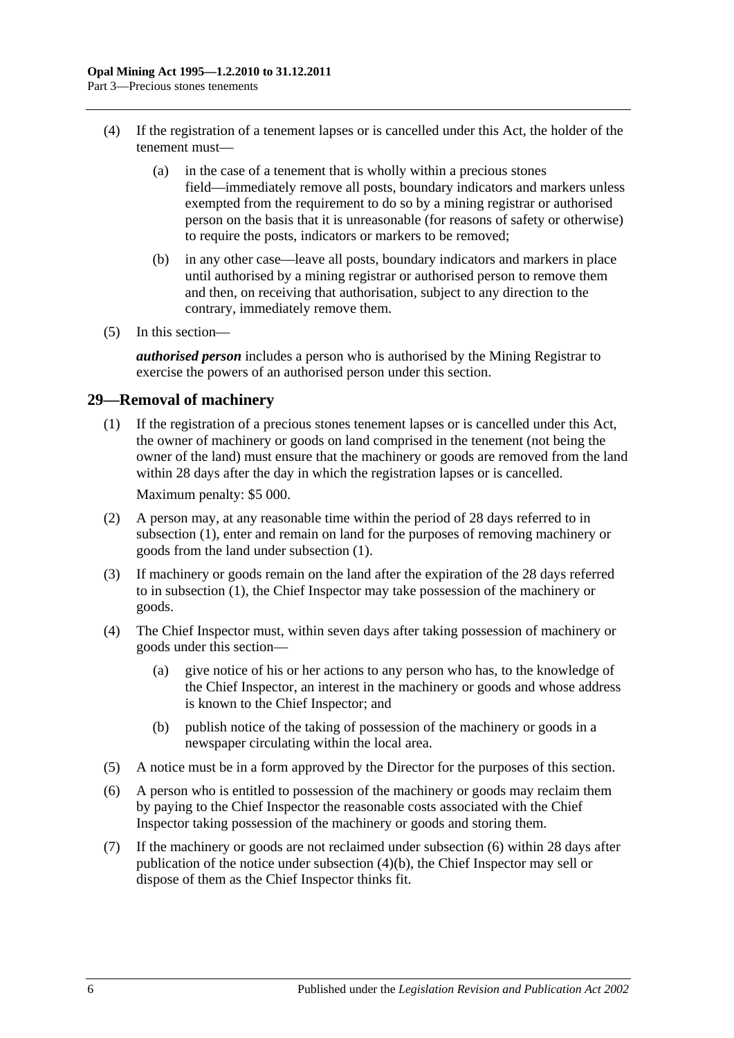(4) If the registration of a tenement lapses or is cancelled under this Act, the holder of the tenement must—

(a) in the case of a tenement that is wholly within a precious stones field—immediately remove all posts, boundary indicators and markers unless exempted from the requirement to do so by a mining registrar or authorised person on the basis that it is unreasonable (for reasons of safety or otherwise) to require the posts, indicators or markers to be removed;

(b) in any other case—leave all posts, boundary indicators and markers in place until authorised by a mining registrar or authorised person to remove them and then, on receiving that authorisation, subject to any direction to the contrary, immediately remove them.

(5) In this section—

***authorised person*** includes a person who is authorised by the Mining Registrar to exercise the powers of an authorised person under this section.

## 29—Removal of machinery

(1) If the registration of a precious stones tenement lapses or is cancelled under this Act, the owner of machinery or goods on land comprised in the tenement (not being the owner of the land) must ensure that the machinery or goods are removed from the land within 28 days after the day in which the registration lapses or is cancelled.

Maximum penalty: $5 000.

(2) A person may, at any reasonable time within the period of 28 days referred to in subsection (1), enter and remain on land for the purposes of removing machinery or goods from the land under subsection (1).

(3) If machinery or goods remain on the land after the expiration of the 28 days referred to in subsection (1), the Chief Inspector may take possession of the machinery or goods.

(4) The Chief Inspector must, within seven days after taking possession of machinery or goods under this section—

(a) give notice of his or her actions to any person who has, to the knowledge of the Chief Inspector, an interest in the machinery or goods and whose address is known to the Chief Inspector; and

(b) publish notice of the taking of possession of the machinery or goods in a newspaper circulating within the local area.

(5) A notice must be in a form approved by the Director for the purposes of this section.

(6) A person who is entitled to possession of the machinery or goods may reclaim them by paying to the Chief Inspector the reasonable costs associated with the Chief Inspector taking possession of the machinery or goods and storing them.

(7) If the machinery or goods are not reclaimed under subsection (6) within 28 days after publication of the notice under subsection (4)(b), the Chief Inspector may sell or dispose of them as the Chief Inspector thinks fit.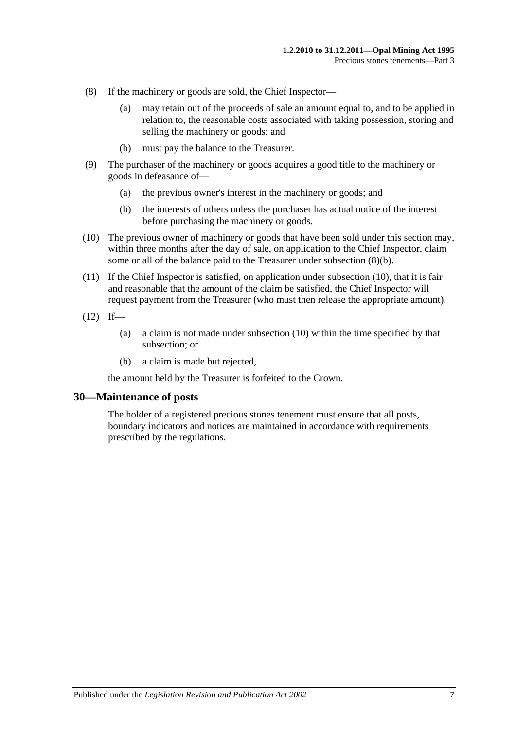(8) If the machinery or goods are sold, the Chief Inspector—

(a) may retain out of the proceeds of sale an amount equal to, and to be applied in relation to, the reasonable costs associated with taking possession, storing and selling the machinery or goods; and

(b) must pay the balance to the Treasurer.

(9) The purchaser of the machinery or goods acquires a good title to the machinery or goods in defeasance of—

(a) the previous owner's interest in the machinery or goods; and

(b) the interests of others unless the purchaser has actual notice of the interest before purchasing the machinery or goods.

(10) The previous owner of machinery or goods that have been sold under this section may, within three months after the day of sale, on application to the Chief Inspector, claim some or all of the balance paid to the Treasurer under subsection (8)(b).

(11) If the Chief Inspector is satisfied, on application under subsection (10), that it is fair and reasonable that the amount of the claim be satisfied, the Chief Inspector will request payment from the Treasurer (who must then release the appropriate amount).

(12) If—

(a) a claim is not made under subsection (10) within the time specified by that subsection; or

(b) a claim is made but rejected,

the amount held by the Treasurer is forfeited to the Crown.

## 30—Maintenance of posts

The holder of a registered precious stones tenement must ensure that all posts, boundary indicators and notices are maintained in accordance with requirements prescribed by the regulations.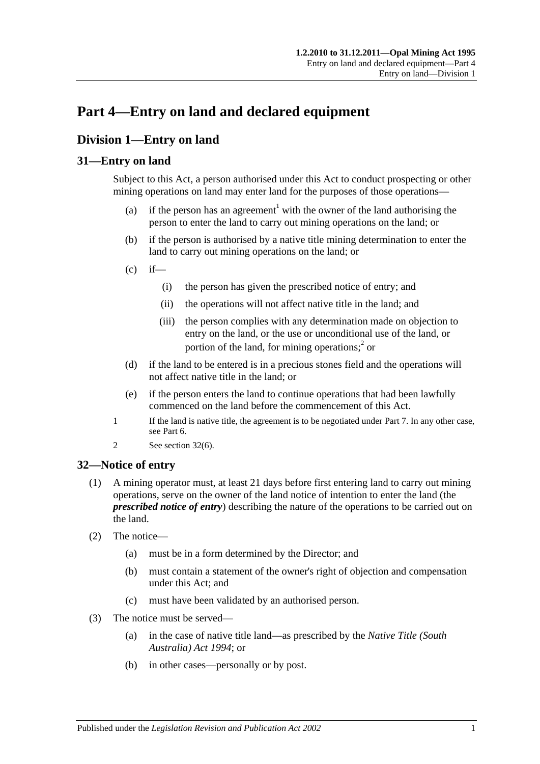# Part 4—Entry on land and declared equipment

## Division 1—Entry on land

### 31—Entry on land

Subject to this Act, a person authorised under this Act to conduct prospecting or other mining operations on land may enter land for the purposes of those operations—

- (a) if the person has an agreement[1] with the owner of the land authorising the person to enter the land to carry out mining operations on the land; or
- (b) if the person is authorised by a native title mining determination to enter the land to carry out mining operations on the land; or
- (c) if—
  - (i) the person has given the prescribed notice of entry; and
  - (ii) the operations will not affect native title in the land; and
  - (iii) the person complies with any determination made on objection to entry on the land, or the use or unconditional use of the land, or portion of the land, for mining operations;[2] or
- (d) if the land to be entered is in a precious stones field and the operations will not affect native title in the land; or
- (e) if the person enters the land to continue operations that had been lawfully commenced on the land before the commencement of this Act.

1 If the land is native title, the agreement is to be negotiated under Part 7. In any other case, see Part 6.

2 See section 32(6).

### 32—Notice of entry

(1) A mining operator must, at least 21 days before first entering land to carry out mining operations, serve on the owner of the land notice of intention to enter the land (the ***prescribed notice of entry***) describing the nature of the operations to be carried out on the land.

(2) The notice—

- (a) must be in a form determined by the Director; and
- (b) must contain a statement of the owner's right of objection and compensation under this Act; and
- (c) must have been validated by an authorised person.

(3) The notice must be served—

- (a) in the case of native title land—as prescribed by the *Native Title (South Australia) Act 1994*; or
- (b) in other cases—personally or by post.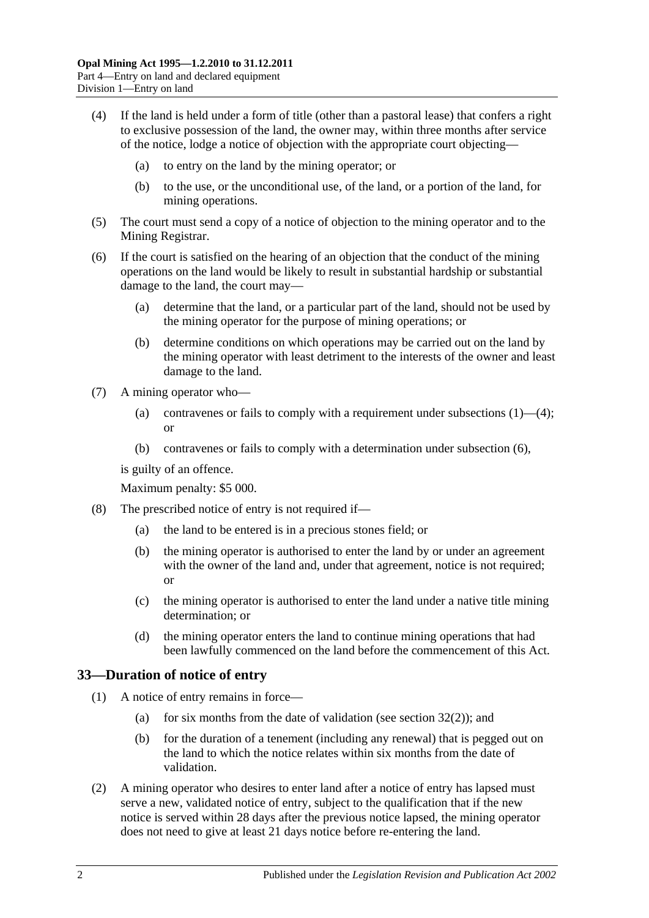(4) If the land is held under a form of title (other than a pastoral lease) that confers a right to exclusive possession of the land, the owner may, within three months after service of the notice, lodge a notice of objection with the appropriate court objecting—

(a) to entry on the land by the mining operator; or

(b) to the use, or the unconditional use, of the land, or a portion of the land, for mining operations.

(5) The court must send a copy of a notice of objection to the mining operator and to the Mining Registrar.

(6) If the court is satisfied on the hearing of an objection that the conduct of the mining operations on the land would be likely to result in substantial hardship or substantial damage to the land, the court may—

(a) determine that the land, or a particular part of the land, should not be used by the mining operator for the purpose of mining operations; or

(b) determine conditions on which operations may be carried out on the land by the mining operator with least detriment to the interests of the owner and least damage to the land.

(7) A mining operator who—

(a) contravenes or fails to comply with a requirement under subsections (1)—(4); or

(b) contravenes or fails to comply with a determination under subsection (6),

is guilty of an offence.

Maximum penalty: $5 000.

(8) The prescribed notice of entry is not required if—

(a) the land to be entered is in a precious stones field; or

(b) the mining operator is authorised to enter the land by or under an agreement with the owner of the land and, under that agreement, notice is not required; or

(c) the mining operator is authorised to enter the land under a native title mining determination; or

(d) the mining operator enters the land to continue mining operations that had been lawfully commenced on the land before the commencement of this Act.

## 33—Duration of notice of entry

(1) A notice of entry remains in force—

(a) for six months from the date of validation (see section 32(2)); and

(b) for the duration of a tenement (including any renewal) that is pegged out on the land to which the notice relates within six months from the date of validation.

(2) A mining operator who desires to enter land after a notice of entry has lapsed must serve a new, validated notice of entry, subject to the qualification that if the new notice is served within 28 days after the previous notice lapsed, the mining operator does not need to give at least 21 days notice before re-entering the land.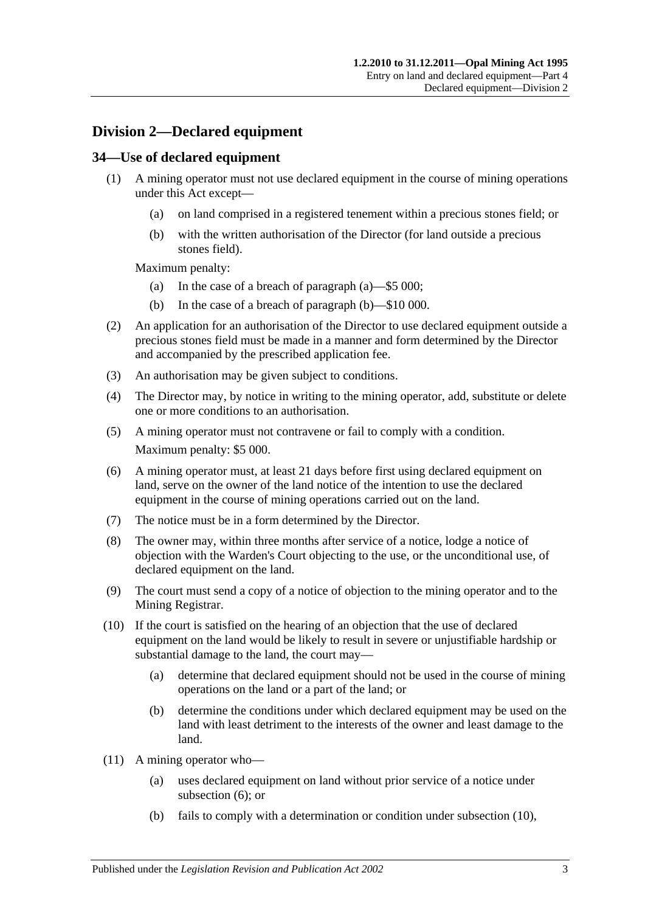## Division 2—Declared equipment

### 34—Use of declared equipment

(1) A mining operator must not use declared equipment in the course of mining operations under this Act except—

(a) on land comprised in a registered tenement within a precious stones field; or

(b) with the written authorisation of the Director (for land outside a precious stones field).

Maximum penalty:

(a) In the case of a breach of paragraph (a)—$5 000;

(b) In the case of a breach of paragraph (b)—$10 000.

(2) An application for an authorisation of the Director to use declared equipment outside a precious stones field must be made in a manner and form determined by the Director and accompanied by the prescribed application fee.

(3) An authorisation may be given subject to conditions.

(4) The Director may, by notice in writing to the mining operator, add, substitute or delete one or more conditions to an authorisation.

(5) A mining operator must not contravene or fail to comply with a condition.

Maximum penalty: $5 000.

(6) A mining operator must, at least 21 days before first using declared equipment on land, serve on the owner of the land notice of the intention to use the declared equipment in the course of mining operations carried out on the land.

(7) The notice must be in a form determined by the Director.

(8) The owner may, within three months after service of a notice, lodge a notice of objection with the Warden's Court objecting to the use, or the unconditional use, of declared equipment on the land.

(9) The court must send a copy of a notice of objection to the mining operator and to the Mining Registrar.

(10) If the court is satisfied on the hearing of an objection that the use of declared equipment on the land would be likely to result in severe or unjustifiable hardship or substantial damage to the land, the court may—

(a) determine that declared equipment should not be used in the course of mining operations on the land or a part of the land; or

(b) determine the conditions under which declared equipment may be used on the land with least detriment to the interests of the owner and least damage to the land.

(11) A mining operator who—

(a) uses declared equipment on land without prior service of a notice under subsection (6); or

(b) fails to comply with a determination or condition under subsection (10),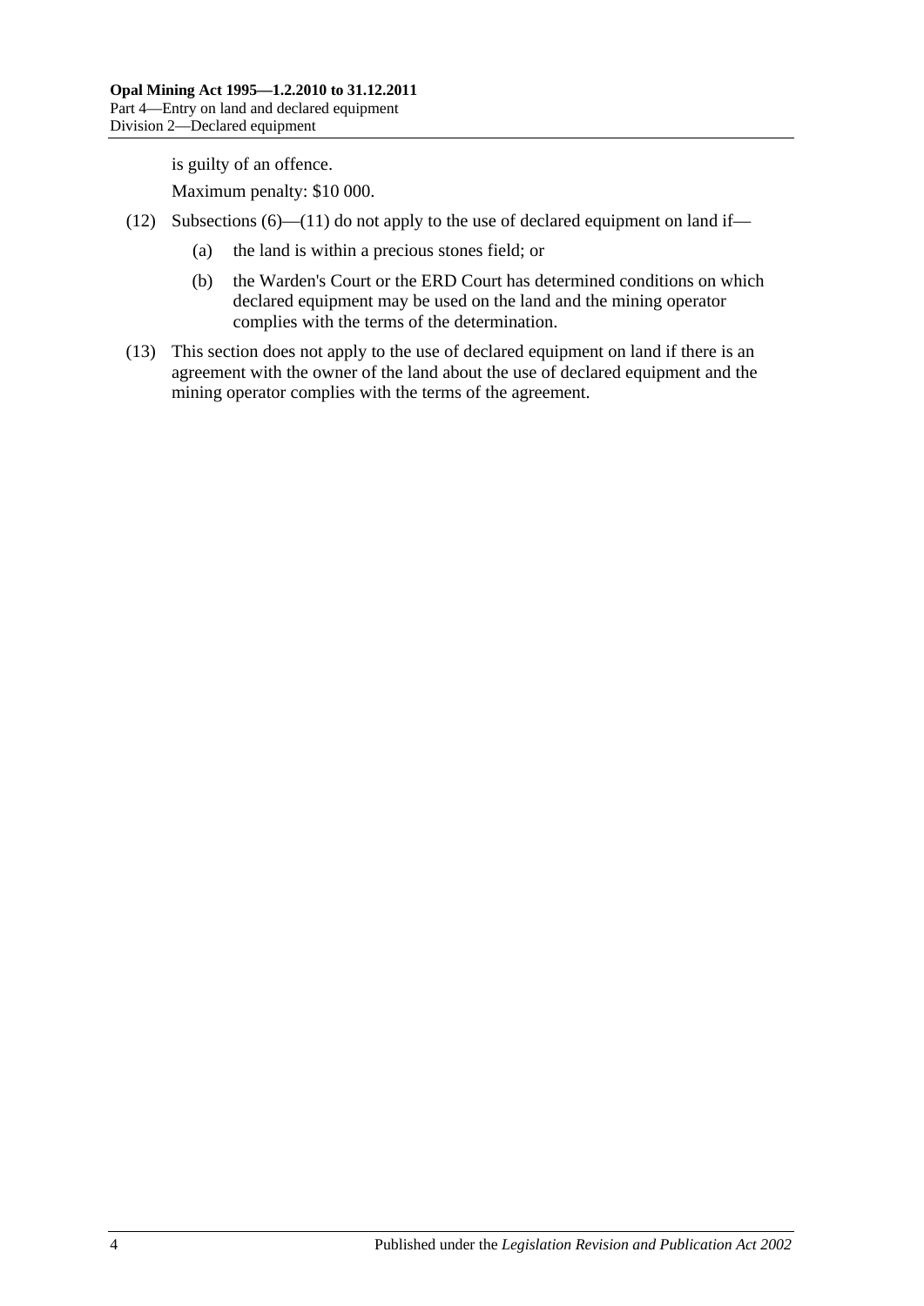is guilty of an offence.

Maximum penalty: $10 000.

(12) Subsections (6)—(11) do not apply to the use of declared equipment on land if—

(a) the land is within a precious stones field; or

(b) the Warden's Court or the ERD Court has determined conditions on which declared equipment may be used on the land and the mining operator complies with the terms of the determination.

(13) This section does not apply to the use of declared equipment on land if there is an agreement with the owner of the land about the use of declared equipment and the mining operator complies with the terms of the agreement.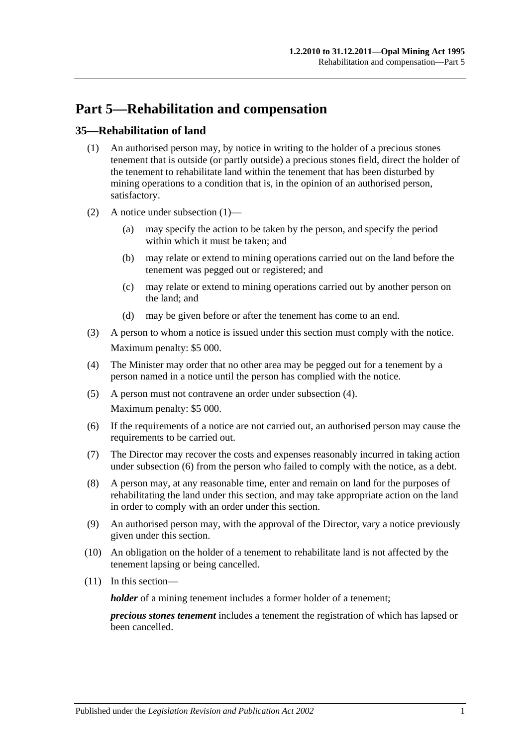# Part 5—Rehabilitation and compensation

## 35—Rehabilitation of land

(1) An authorised person may, by notice in writing to the holder of a precious stones tenement that is outside (or partly outside) a precious stones field, direct the holder of the tenement to rehabilitate land within the tenement that has been disturbed by mining operations to a condition that is, in the opinion of an authorised person, satisfactory.

(2) A notice under subsection (1)—

- (a) may specify the action to be taken by the person, and specify the period within which it must be taken; and
- (b) may relate or extend to mining operations carried out on the land before the tenement was pegged out or registered; and
- (c) may relate or extend to mining operations carried out by another person on the land; and
- (d) may be given before or after the tenement has come to an end.

(3) A person to whom a notice is issued under this section must comply with the notice.

Maximum penalty: $5 000.

(4) The Minister may order that no other area may be pegged out for a tenement by a person named in a notice until the person has complied with the notice.

(5) A person must not contravene an order under subsection (4).

Maximum penalty: $5 000.

(6) If the requirements of a notice are not carried out, an authorised person may cause the requirements to be carried out.

(7) The Director may recover the costs and expenses reasonably incurred in taking action under subsection (6) from the person who failed to comply with the notice, as a debt.

(8) A person may, at any reasonable time, enter and remain on land for the purposes of rehabilitating the land under this section, and may take appropriate action on the land in order to comply with an order under this section.

(9) An authorised person may, with the approval of the Director, vary a notice previously given under this section.

(10) An obligation on the holder of a tenement to rehabilitate land is not affected by the tenement lapsing or being cancelled.

(11) In this section—

***holder*** of a mining tenement includes a former holder of a tenement;

***precious stones tenement*** includes a tenement the registration of which has lapsed or been cancelled.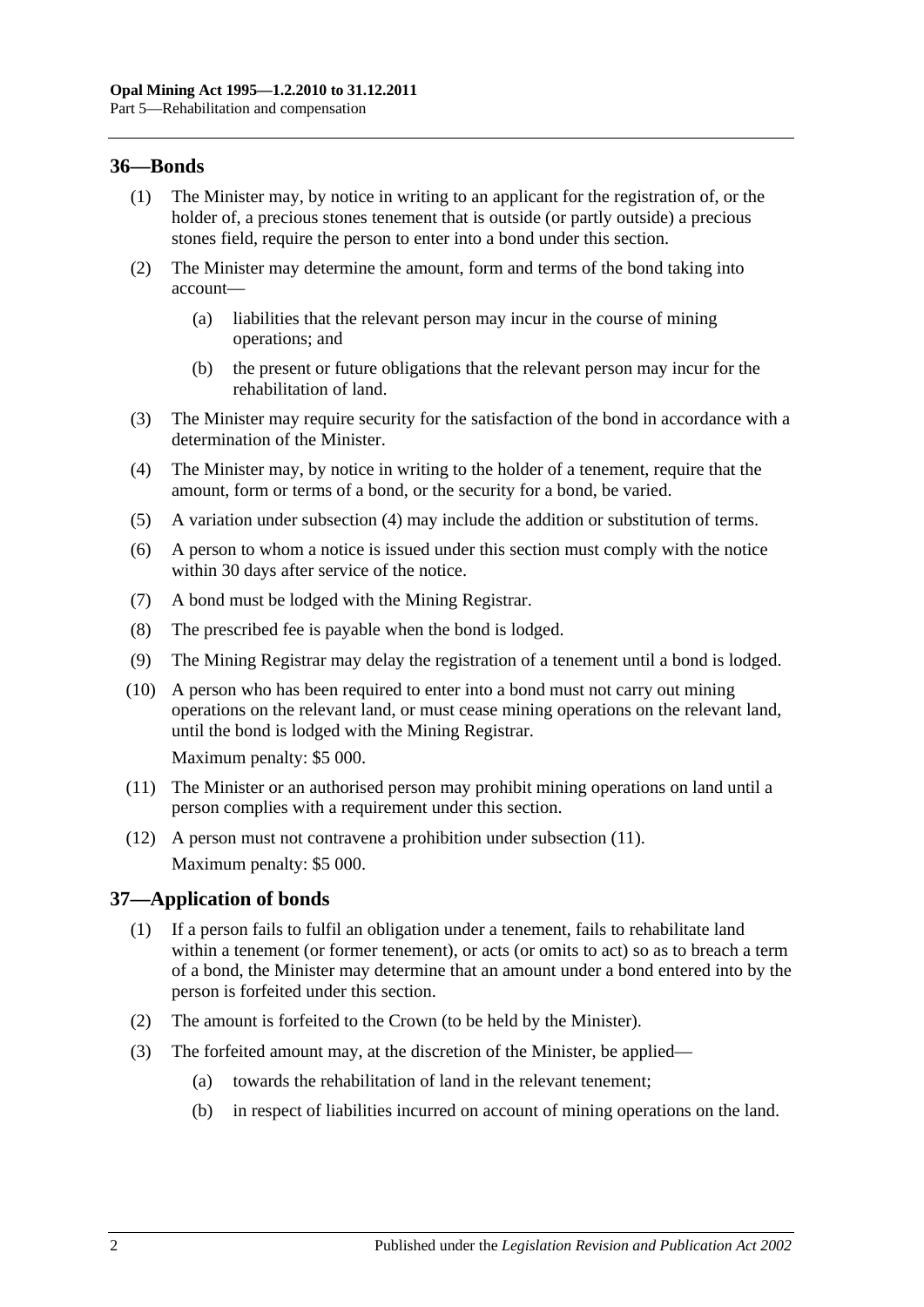## 36—Bonds

(1) The Minister may, by notice in writing to an applicant for the registration of, or the holder of, a precious stones tenement that is outside (or partly outside) a precious stones field, require the person to enter into a bond under this section.

(2) The Minister may determine the amount, form and terms of the bond taking into account—

(a) liabilities that the relevant person may incur in the course of mining operations; and

(b) the present or future obligations that the relevant person may incur for the rehabilitation of land.

(3) The Minister may require security for the satisfaction of the bond in accordance with a determination of the Minister.

(4) The Minister may, by notice in writing to the holder of a tenement, require that the amount, form or terms of a bond, or the security for a bond, be varied.

(5) A variation under subsection (4) may include the addition or substitution of terms.

(6) A person to whom a notice is issued under this section must comply with the notice within 30 days after service of the notice.

(7) A bond must be lodged with the Mining Registrar.

(8) The prescribed fee is payable when the bond is lodged.

(9) The Mining Registrar may delay the registration of a tenement until a bond is lodged.

(10) A person who has been required to enter into a bond must not carry out mining operations on the relevant land, or must cease mining operations on the relevant land, until the bond is lodged with the Mining Registrar.

Maximum penalty: $5 000.

(11) The Minister or an authorised person may prohibit mining operations on land until a person complies with a requirement under this section.

(12) A person must not contravene a prohibition under subsection (11).

Maximum penalty: $5 000.

## 37—Application of bonds

(1) If a person fails to fulfil an obligation under a tenement, fails to rehabilitate land within a tenement (or former tenement), or acts (or omits to act) so as to breach a term of a bond, the Minister may determine that an amount under a bond entered into by the person is forfeited under this section.

(2) The amount is forfeited to the Crown (to be held by the Minister).

(3) The forfeited amount may, at the discretion of the Minister, be applied—

(a) towards the rehabilitation of land in the relevant tenement;

(b) in respect of liabilities incurred on account of mining operations on the land.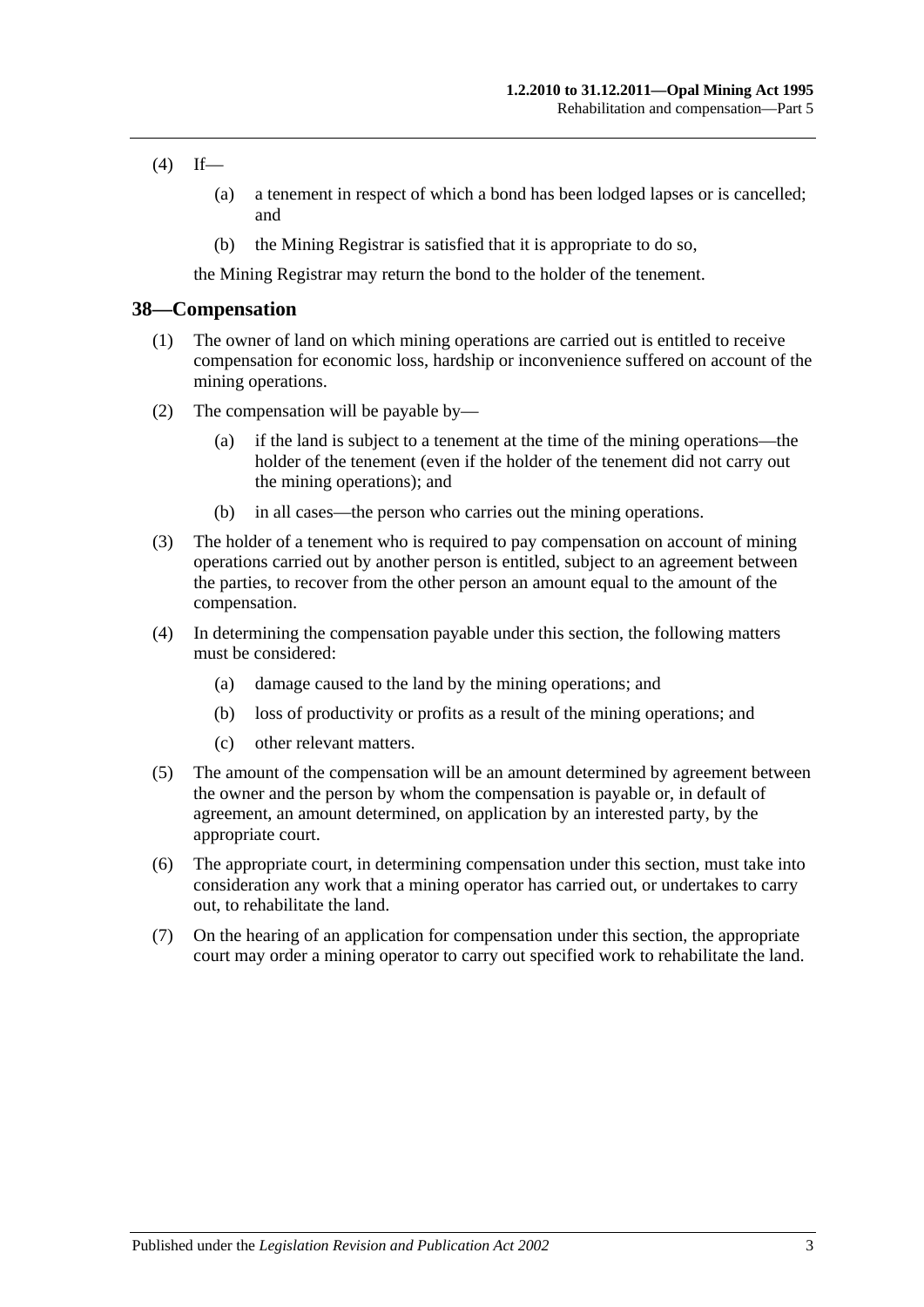(4) If—

(a) a tenement in respect of which a bond has been lodged lapses or is cancelled; and

(b) the Mining Registrar is satisfied that it is appropriate to do so,

the Mining Registrar may return the bond to the holder of the tenement.

## 38—Compensation

(1) The owner of land on which mining operations are carried out is entitled to receive compensation for economic loss, hardship or inconvenience suffered on account of the mining operations.

(2) The compensation will be payable by—

(a) if the land is subject to a tenement at the time of the mining operations—the holder of the tenement (even if the holder of the tenement did not carry out the mining operations); and

(b) in all cases—the person who carries out the mining operations.

(3) The holder of a tenement who is required to pay compensation on account of mining operations carried out by another person is entitled, subject to an agreement between the parties, to recover from the other person an amount equal to the amount of the compensation.

(4) In determining the compensation payable under this section, the following matters must be considered:

(a) damage caused to the land by the mining operations; and

(b) loss of productivity or profits as a result of the mining operations; and

(c) other relevant matters.

(5) The amount of the compensation will be an amount determined by agreement between the owner and the person by whom the compensation is payable or, in default of agreement, an amount determined, on application by an interested party, by the appropriate court.

(6) The appropriate court, in determining compensation under this section, must take into consideration any work that a mining operator has carried out, or undertakes to carry out, to rehabilitate the land.

(7) On the hearing of an application for compensation under this section, the appropriate court may order a mining operator to carry out specified work to rehabilitate the land.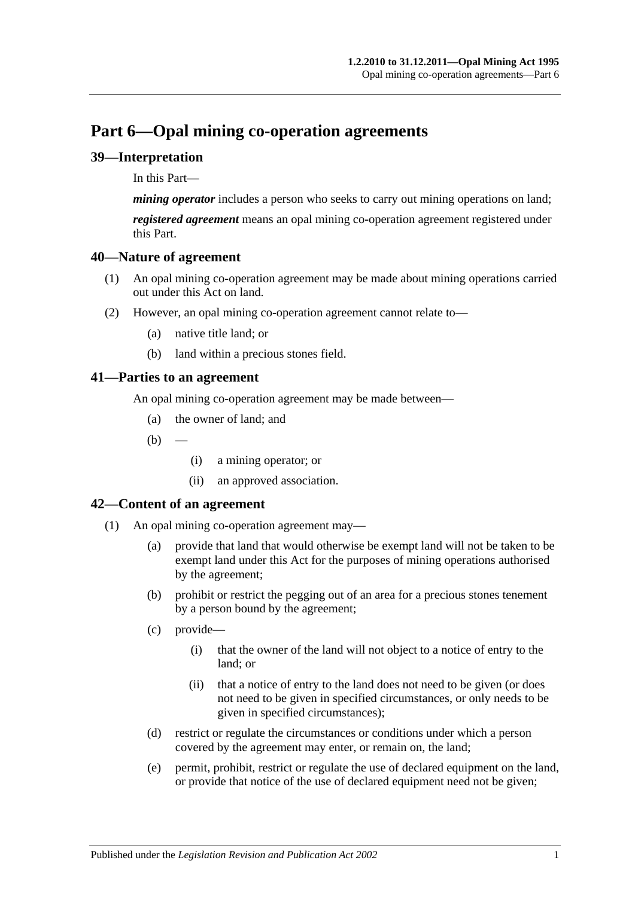# Part 6—Opal mining co-operation agreements

## 39—Interpretation

In this Part—

***mining operator*** includes a person who seeks to carry out mining operations on land;

***registered agreement*** means an opal mining co-operation agreement registered under this Part.

## 40—Nature of agreement

(1) An opal mining co-operation agreement may be made about mining operations carried out under this Act on land.

(2) However, an opal mining co-operation agreement cannot relate to—

- (a) native title land; or
- (b) land within a precious stones field.

## 41—Parties to an agreement

An opal mining co-operation agreement may be made between—

- (a) the owner of land; and
- (b) —
  - (i) a mining operator; or
  - (ii) an approved association.

## 42—Content of an agreement

(1) An opal mining co-operation agreement may—

- (a) provide that land that would otherwise be exempt land will not be taken to be exempt land under this Act for the purposes of mining operations authorised by the agreement;
- (b) prohibit or restrict the pegging out of an area for a precious stones tenement by a person bound by the agreement;
- (c) provide—
  - (i) that the owner of the land will not object to a notice of entry to the land; or
  - (ii) that a notice of entry to the land does not need to be given (or does not need to be given in specified circumstances, or only needs to be given in specified circumstances);
- (d) restrict or regulate the circumstances or conditions under which a person covered by the agreement may enter, or remain on, the land;
- (e) permit, prohibit, restrict or regulate the use of declared equipment on the land, or provide that notice of the use of declared equipment need not be given;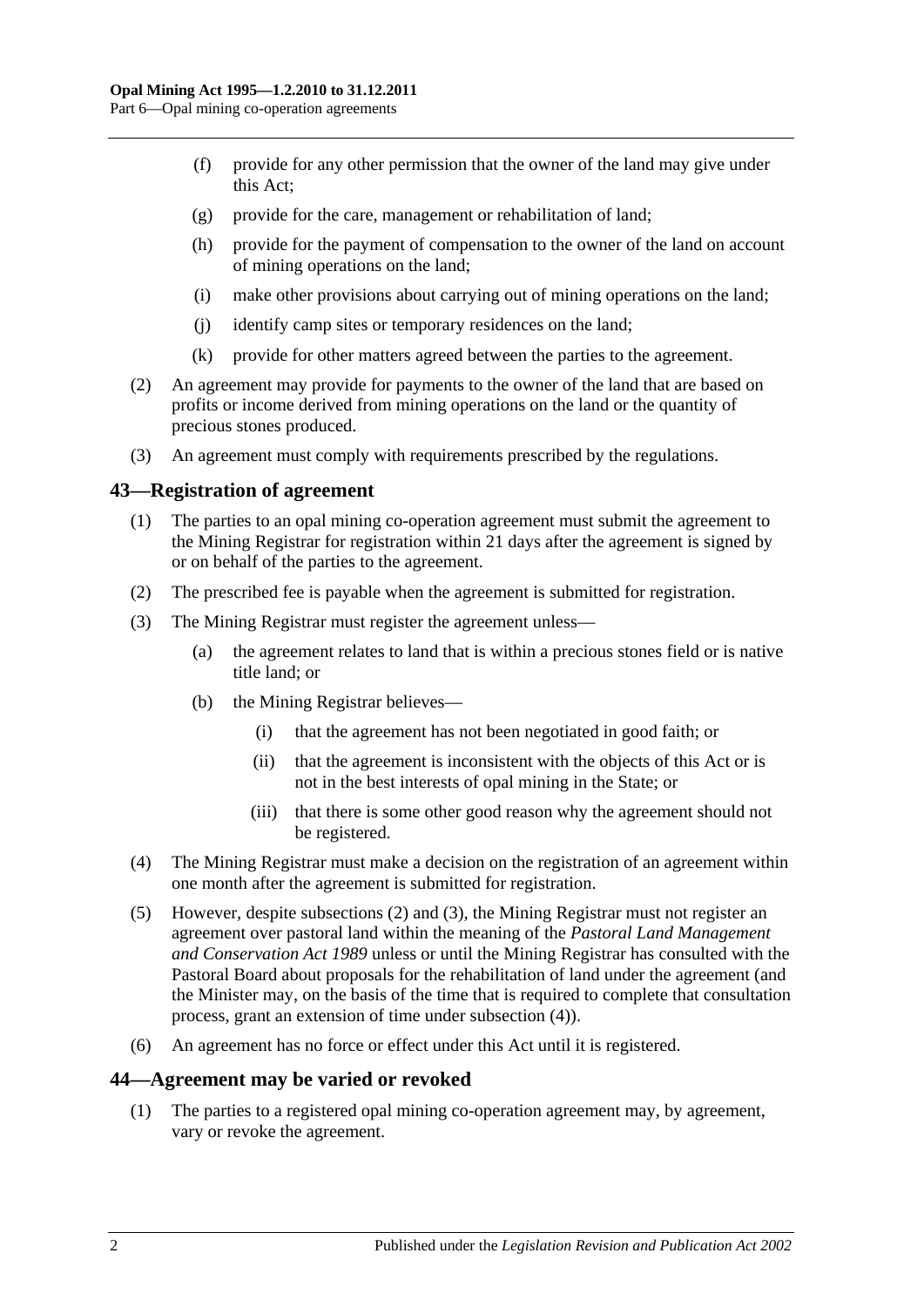(f) provide for any other permission that the owner of the land may give under this Act;

(g) provide for the care, management or rehabilitation of land;

(h) provide for the payment of compensation to the owner of the land on account of mining operations on the land;

(i) make other provisions about carrying out of mining operations on the land;

(j) identify camp sites or temporary residences on the land;

(k) provide for other matters agreed between the parties to the agreement.

(2) An agreement may provide for payments to the owner of the land that are based on profits or income derived from mining operations on the land or the quantity of precious stones produced.

(3) An agreement must comply with requirements prescribed by the regulations.

## 43—Registration of agreement

(1) The parties to an opal mining co-operation agreement must submit the agreement to the Mining Registrar for registration within 21 days after the agreement is signed by or on behalf of the parties to the agreement.

(2) The prescribed fee is payable when the agreement is submitted for registration.

(3) The Mining Registrar must register the agreement unless—

(a) the agreement relates to land that is within a precious stones field or is native title land; or

(b) the Mining Registrar believes—

(i) that the agreement has not been negotiated in good faith; or

(ii) that the agreement is inconsistent with the objects of this Act or is not in the best interests of opal mining in the State; or

(iii) that there is some other good reason why the agreement should not be registered.

(4) The Mining Registrar must make a decision on the registration of an agreement within one month after the agreement is submitted for registration.

(5) However, despite subsections (2) and (3), the Mining Registrar must not register an agreement over pastoral land within the meaning of the *Pastoral Land Management and Conservation Act 1989* unless or until the Mining Registrar has consulted with the Pastoral Board about proposals for the rehabilitation of land under the agreement (and the Minister may, on the basis of the time that is required to complete that consultation process, grant an extension of time under subsection (4)).

(6) An agreement has no force or effect under this Act until it is registered.

## 44—Agreement may be varied or revoked

(1) The parties to a registered opal mining co-operation agreement may, by agreement, vary or revoke the agreement.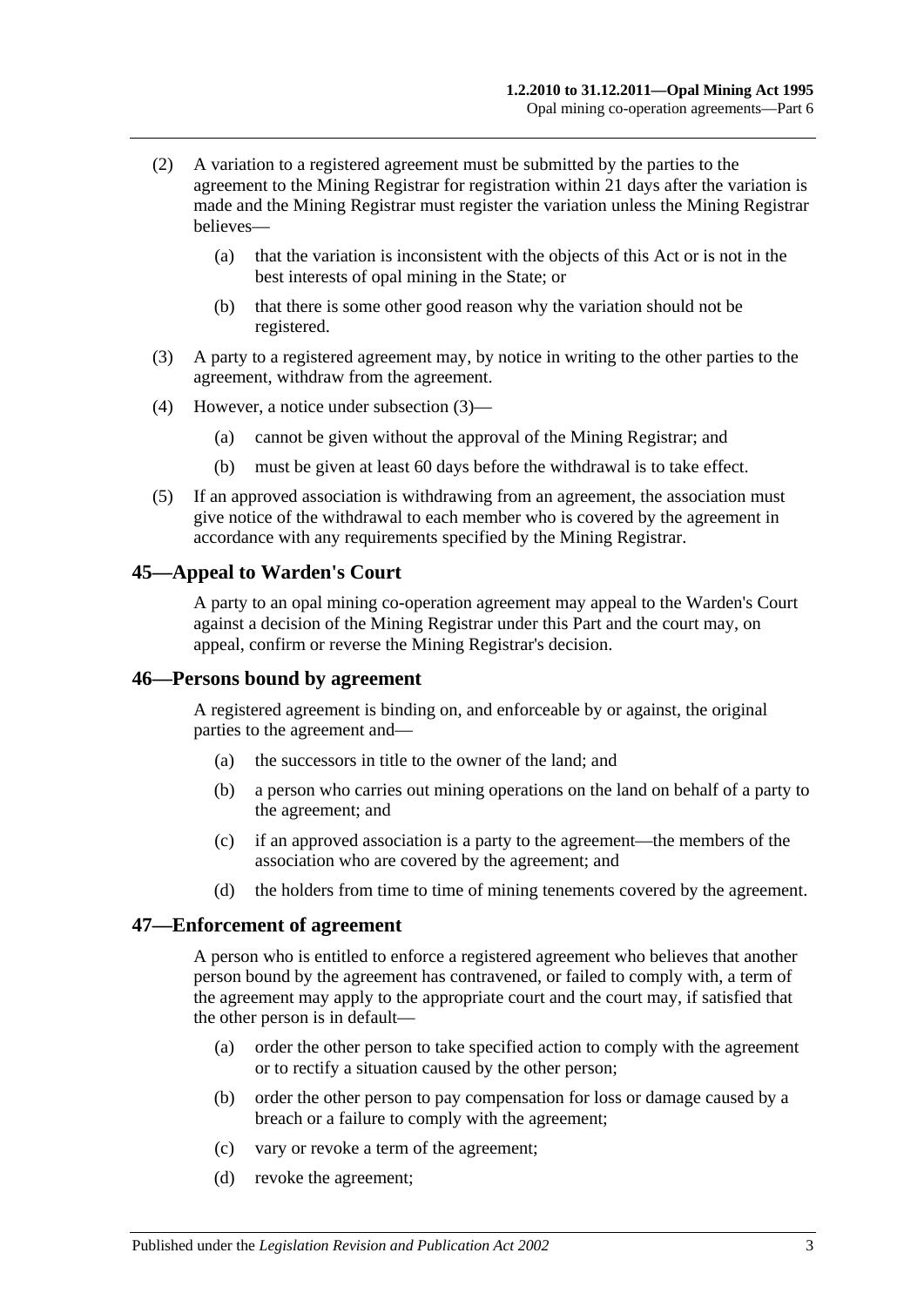(2) A variation to a registered agreement must be submitted by the parties to the agreement to the Mining Registrar for registration within 21 days after the variation is made and the Mining Registrar must register the variation unless the Mining Registrar believes—

(a) that the variation is inconsistent with the objects of this Act or is not in the best interests of opal mining in the State; or

(b) that there is some other good reason why the variation should not be registered.

(3) A party to a registered agreement may, by notice in writing to the other parties to the agreement, withdraw from the agreement.

(4) However, a notice under subsection (3)—

(a) cannot be given without the approval of the Mining Registrar; and

(b) must be given at least 60 days before the withdrawal is to take effect.

(5) If an approved association is withdrawing from an agreement, the association must give notice of the withdrawal to each member who is covered by the agreement in accordance with any requirements specified by the Mining Registrar.

## 45—Appeal to Warden's Court

A party to an opal mining co-operation agreement may appeal to the Warden's Court against a decision of the Mining Registrar under this Part and the court may, on appeal, confirm or reverse the Mining Registrar's decision.

## 46—Persons bound by agreement

A registered agreement is binding on, and enforceable by or against, the original parties to the agreement and—

(a) the successors in title to the owner of the land; and

(b) a person who carries out mining operations on the land on behalf of a party to the agreement; and

(c) if an approved association is a party to the agreement—the members of the association who are covered by the agreement; and

(d) the holders from time to time of mining tenements covered by the agreement.

## 47—Enforcement of agreement

A person who is entitled to enforce a registered agreement who believes that another person bound by the agreement has contravened, or failed to comply with, a term of the agreement may apply to the appropriate court and the court may, if satisfied that the other person is in default—

(a) order the other person to take specified action to comply with the agreement or to rectify a situation caused by the other person;

(b) order the other person to pay compensation for loss or damage caused by a breach or a failure to comply with the agreement;

(c) vary or revoke a term of the agreement;

(d) revoke the agreement;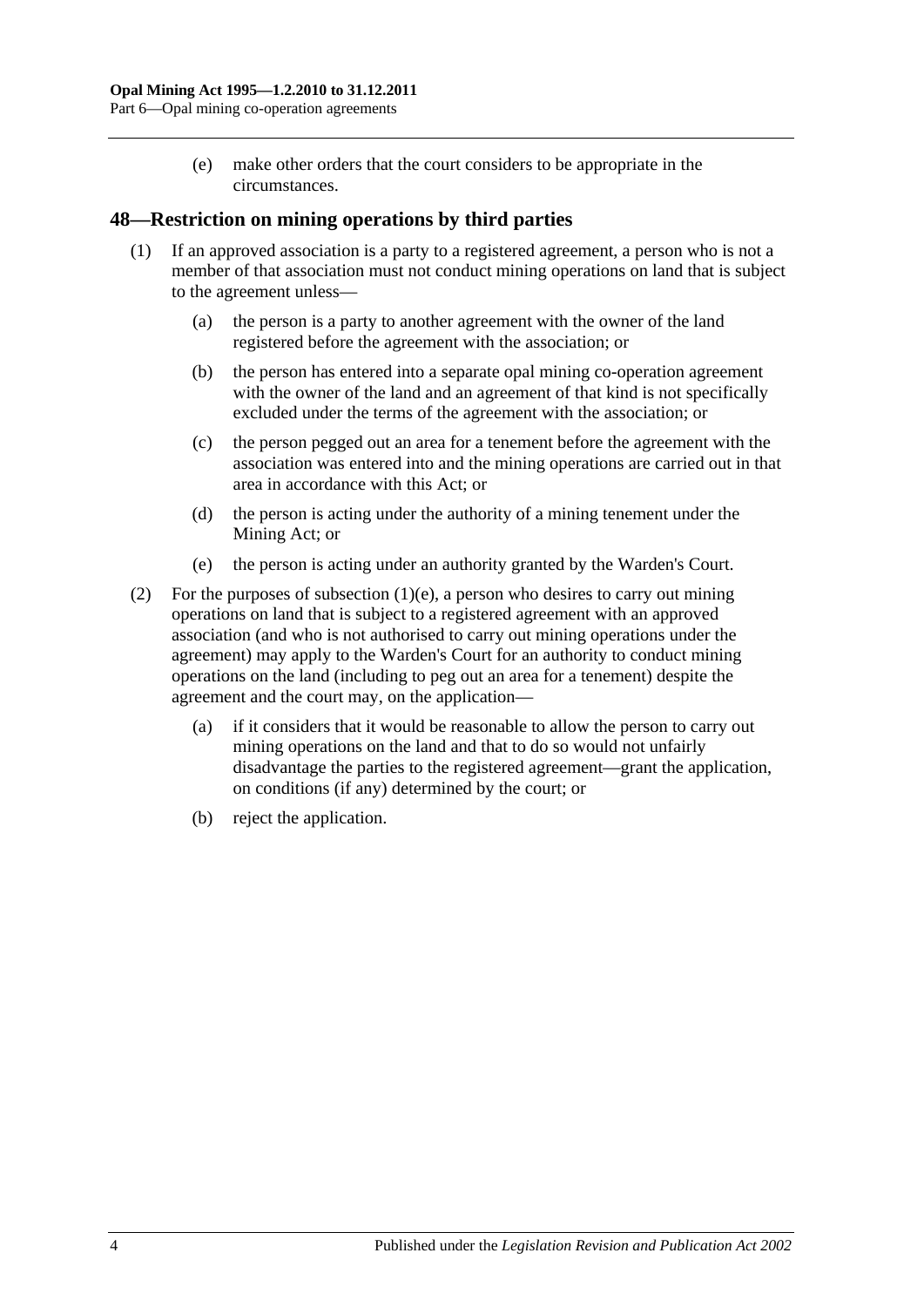(e) make other orders that the court considers to be appropriate in the circumstances.

## 48—Restriction on mining operations by third parties

(1) If an approved association is a party to a registered agreement, a person who is not a member of that association must not conduct mining operations on land that is subject to the agreement unless—

(a) the person is a party to another agreement with the owner of the land registered before the agreement with the association; or

(b) the person has entered into a separate opal mining co-operation agreement with the owner of the land and an agreement of that kind is not specifically excluded under the terms of the agreement with the association; or

(c) the person pegged out an area for a tenement before the agreement with the association was entered into and the mining operations are carried out in that area in accordance with this Act; or

(d) the person is acting under the authority of a mining tenement under the Mining Act; or

(e) the person is acting under an authority granted by the Warden's Court.

(2) For the purposes of subsection (1)(e), a person who desires to carry out mining operations on land that is subject to a registered agreement with an approved association (and who is not authorised to carry out mining operations under the agreement) may apply to the Warden's Court for an authority to conduct mining operations on the land (including to peg out an area for a tenement) despite the agreement and the court may, on the application—

(a) if it considers that it would be reasonable to allow the person to carry out mining operations on the land and that to do so would not unfairly disadvantage the parties to the registered agreement—grant the application, on conditions (if any) determined by the court; or

(b) reject the application.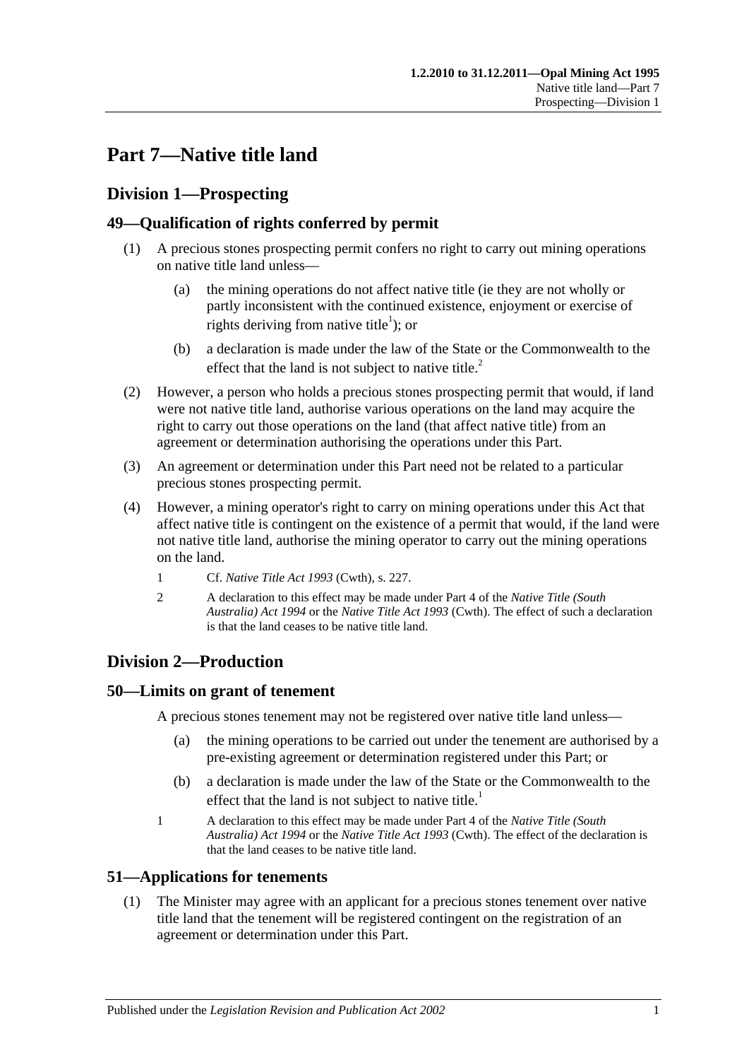# Part 7—Native title land

## Division 1—Prospecting

### 49—Qualification of rights conferred by permit

(1) A precious stones prospecting permit confers no right to carry out mining operations on native title land unless—

(a) the mining operations do not affect native title (ie they are not wholly or partly inconsistent with the continued existence, enjoyment or exercise of rights deriving from native title[1]); or

(b) a declaration is made under the law of the State or the Commonwealth to the effect that the land is not subject to native title.[2]

(2) However, a person who holds a precious stones prospecting permit that would, if land were not native title land, authorise various operations on the land may acquire the right to carry out those operations on the land (that affect native title) from an agreement or determination authorising the operations under this Part.

(3) An agreement or determination under this Part need not be related to a particular precious stones prospecting permit.

(4) However, a mining operator's right to carry on mining operations under this Act that affect native title is contingent on the existence of a permit that would, if the land were not native title land, authorise the mining operator to carry out the mining operations on the land.

1 Cf. *Native Title Act 1993* (Cwth), s. 227.

2 A declaration to this effect may be made under Part 4 of the *Native Title (South Australia) Act 1994* or the *Native Title Act 1993* (Cwth). The effect of such a declaration is that the land ceases to be native title land.

## Division 2—Production

### 50—Limits on grant of tenement

A precious stones tenement may not be registered over native title land unless—

(a) the mining operations to be carried out under the tenement are authorised by a pre-existing agreement or determination registered under this Part; or

(b) a declaration is made under the law of the State or the Commonwealth to the effect that the land is not subject to native title.[1]

1 A declaration to this effect may be made under Part 4 of the *Native Title (South Australia) Act 1994* or the *Native Title Act 1993* (Cwth). The effect of the declaration is that the land ceases to be native title land.

### 51—Applications for tenements

(1) The Minister may agree with an applicant for a precious stones tenement over native title land that the tenement will be registered contingent on the registration of an agreement or determination under this Part.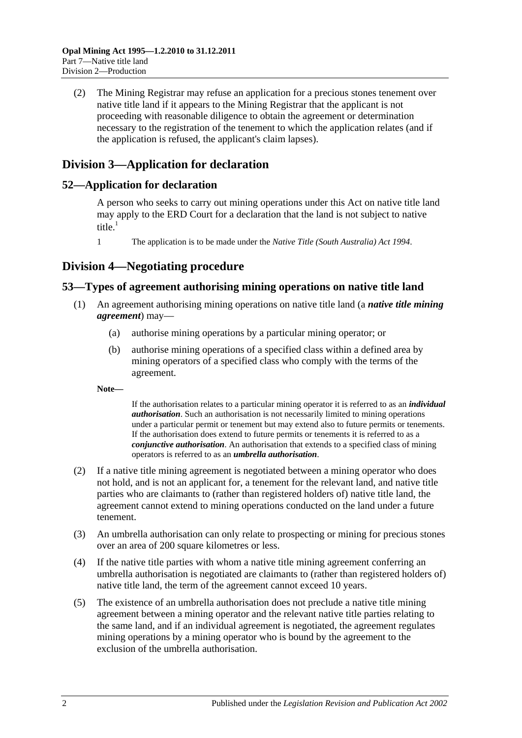(2) The Mining Registrar may refuse an application for a precious stones tenement over native title land if it appears to the Mining Registrar that the applicant is not proceeding with reasonable diligence to obtain the agreement or determination necessary to the registration of the tenement to which the application relates (and if the application is refused, the applicant's claim lapses).

## Division 3—Application for declaration

### 52—Application for declaration

A person who seeks to carry out mining operations under this Act on native title land may apply to the ERD Court for a declaration that the land is not subject to native title.[1]

1 The application is to be made under the *Native Title (South Australia) Act 1994*.

## Division 4—Negotiating procedure

### 53—Types of agreement authorising mining operations on native title land

(1) An agreement authorising mining operations on native title land (a ***native title mining agreement***) may—

(a) authorise mining operations by a particular mining operator; or

(b) authorise mining operations of a specified class within a defined area by mining operators of a specified class who comply with the terms of the agreement.

**Note—**

If the authorisation relates to a particular mining operator it is referred to as an ***individual authorisation***. Such an authorisation is not necessarily limited to mining operations under a particular permit or tenement but may extend also to future permits or tenements. If the authorisation does extend to future permits or tenements it is referred to as a ***conjunctive authorisation***. An authorisation that extends to a specified class of mining operators is referred to as an ***umbrella authorisation***.

(2) If a native title mining agreement is negotiated between a mining operator who does not hold, and is not an applicant for, a tenement for the relevant land, and native title parties who are claimants to (rather than registered holders of) native title land, the agreement cannot extend to mining operations conducted on the land under a future tenement.

(3) An umbrella authorisation can only relate to prospecting or mining for precious stones over an area of 200 square kilometres or less.

(4) If the native title parties with whom a native title mining agreement conferring an umbrella authorisation is negotiated are claimants to (rather than registered holders of) native title land, the term of the agreement cannot exceed 10 years.

(5) The existence of an umbrella authorisation does not preclude a native title mining agreement between a mining operator and the relevant native title parties relating to the same land, and if an individual agreement is negotiated, the agreement regulates mining operations by a mining operator who is bound by the agreement to the exclusion of the umbrella authorisation.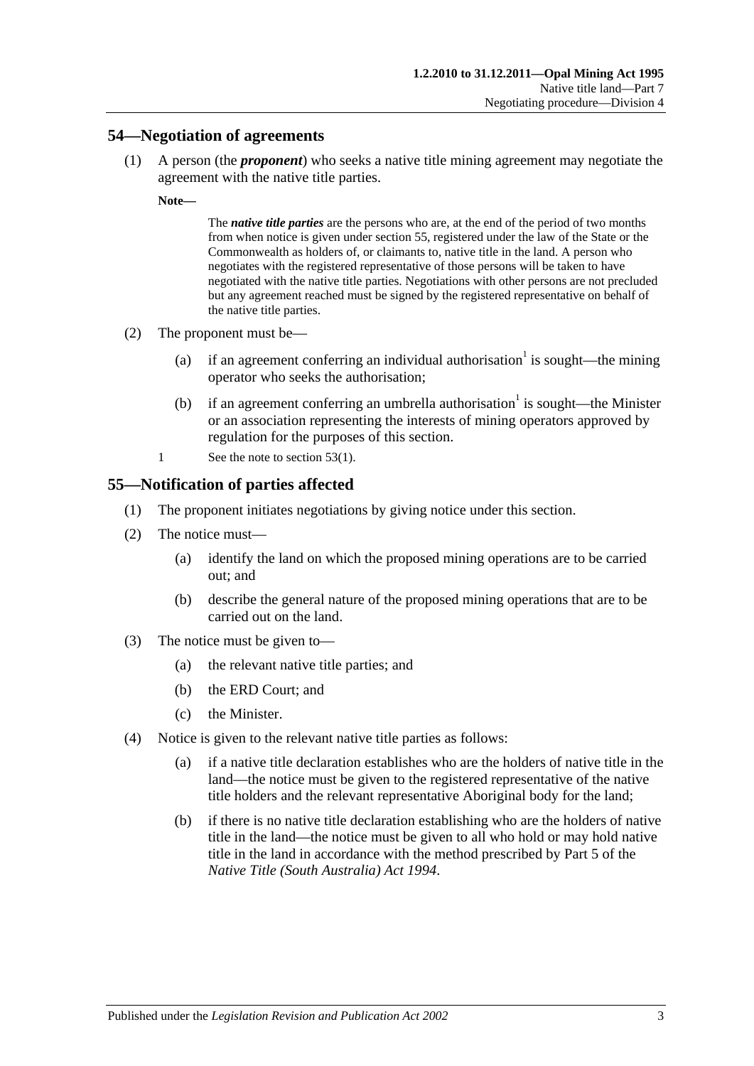## 54—Negotiation of agreements

(1) A person (the ***proponent***) who seeks a native title mining agreement may negotiate the agreement with the native title parties.

**Note—**

> The ***native title parties*** are the persons who are, at the end of the period of two months from when notice is given under section 55, registered under the law of the State or the Commonwealth as holders of, or claimants to, native title in the land. A person who negotiates with the registered representative of those persons will be taken to have negotiated with the native title parties. Negotiations with other persons are not precluded but any agreement reached must be signed by the registered representative on behalf of the native title parties.

(2) The proponent must be—

(a) if an agreement conferring an individual authorisation[1] is sought—the mining operator who seeks the authorisation;

(b) if an agreement conferring an umbrella authorisation[1] is sought—the Minister or an association representing the interests of mining operators approved by regulation for the purposes of this section.

1 See the note to section 53(1).

## 55—Notification of parties affected

(1) The proponent initiates negotiations by giving notice under this section.

(2) The notice must—

(a) identify the land on which the proposed mining operations are to be carried out; and

(b) describe the general nature of the proposed mining operations that are to be carried out on the land.

(3) The notice must be given to—

(a) the relevant native title parties; and

(b) the ERD Court; and

(c) the Minister.

(4) Notice is given to the relevant native title parties as follows:

(a) if a native title declaration establishes who are the holders of native title in the land—the notice must be given to the registered representative of the native title holders and the relevant representative Aboriginal body for the land;

(b) if there is no native title declaration establishing who are the holders of native title in the land—the notice must be given to all who hold or may hold native title in the land in accordance with the method prescribed by Part 5 of the *Native Title (South Australia) Act 1994*.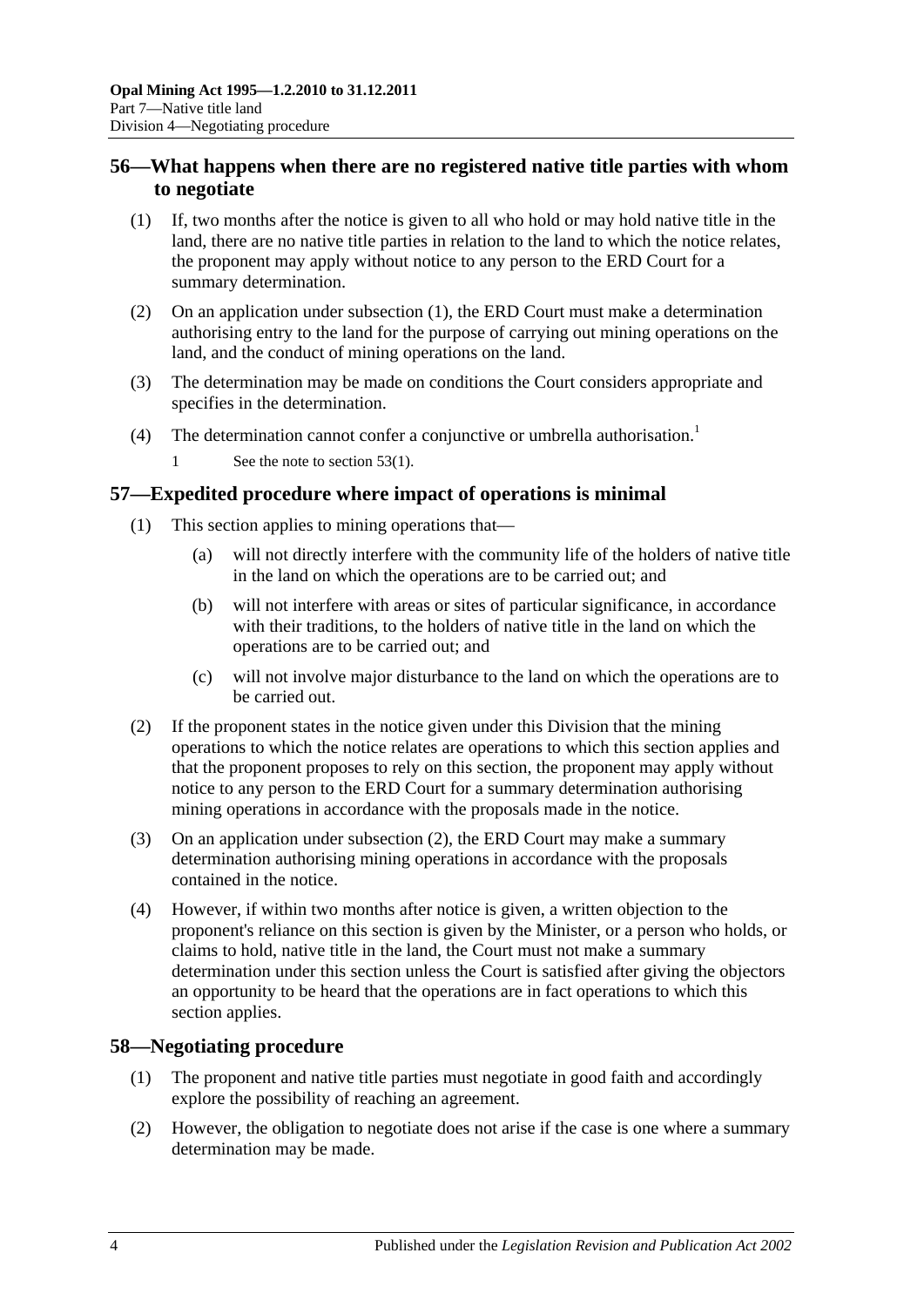## 56—What happens when there are no registered native title parties with whom to negotiate

(1) If, two months after the notice is given to all who hold or may hold native title in the land, there are no native title parties in relation to the land to which the notice relates, the proponent may apply without notice to any person to the ERD Court for a summary determination.

(2) On an application under subsection (1), the ERD Court must make a determination authorising entry to the land for the purpose of carrying out mining operations on the land, and the conduct of mining operations on the land.

(3) The determination may be made on conditions the Court considers appropriate and specifies in the determination.

(4) The determination cannot confer a conjunctive or umbrella authorisation.[1]

1 See the note to section 53(1).

## 57—Expedited procedure where impact of operations is minimal

(1) This section applies to mining operations that—

(a) will not directly interfere with the community life of the holders of native title in the land on which the operations are to be carried out; and

(b) will not interfere with areas or sites of particular significance, in accordance with their traditions, to the holders of native title in the land on which the operations are to be carried out; and

(c) will not involve major disturbance to the land on which the operations are to be carried out.

(2) If the proponent states in the notice given under this Division that the mining operations to which the notice relates are operations to which this section applies and that the proponent proposes to rely on this section, the proponent may apply without notice to any person to the ERD Court for a summary determination authorising mining operations in accordance with the proposals made in the notice.

(3) On an application under subsection (2), the ERD Court may make a summary determination authorising mining operations in accordance with the proposals contained in the notice.

(4) However, if within two months after notice is given, a written objection to the proponent's reliance on this section is given by the Minister, or a person who holds, or claims to hold, native title in the land, the Court must not make a summary determination under this section unless the Court is satisfied after giving the objectors an opportunity to be heard that the operations are in fact operations to which this section applies.

## 58—Negotiating procedure

(1) The proponent and native title parties must negotiate in good faith and accordingly explore the possibility of reaching an agreement.

(2) However, the obligation to negotiate does not arise if the case is one where a summary determination may be made.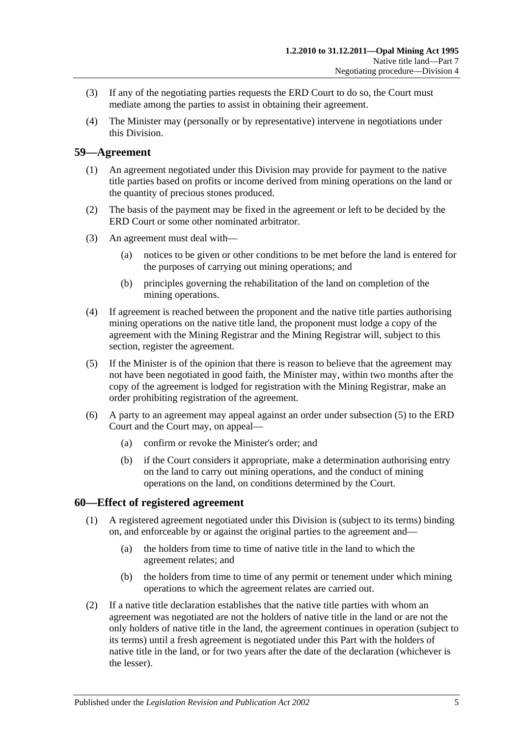(3) If any of the negotiating parties requests the ERD Court to do so, the Court must mediate among the parties to assist in obtaining their agreement.

(4) The Minister may (personally or by representative) intervene in negotiations under this Division.

## 59—Agreement

(1) An agreement negotiated under this Division may provide for payment to the native title parties based on profits or income derived from mining operations on the land or the quantity of precious stones produced.

(2) The basis of the payment may be fixed in the agreement or left to be decided by the ERD Court or some other nominated arbitrator.

(3) An agreement must deal with—

(a) notices to be given or other conditions to be met before the land is entered for the purposes of carrying out mining operations; and

(b) principles governing the rehabilitation of the land on completion of the mining operations.

(4) If agreement is reached between the proponent and the native title parties authorising mining operations on the native title land, the proponent must lodge a copy of the agreement with the Mining Registrar and the Mining Registrar will, subject to this section, register the agreement.

(5) If the Minister is of the opinion that there is reason to believe that the agreement may not have been negotiated in good faith, the Minister may, within two months after the copy of the agreement is lodged for registration with the Mining Registrar, make an order prohibiting registration of the agreement.

(6) A party to an agreement may appeal against an order under subsection (5) to the ERD Court and the Court may, on appeal—

(a) confirm or revoke the Minister's order; and

(b) if the Court considers it appropriate, make a determination authorising entry on the land to carry out mining operations, and the conduct of mining operations on the land, on conditions determined by the Court.

## 60—Effect of registered agreement

(1) A registered agreement negotiated under this Division is (subject to its terms) binding on, and enforceable by or against the original parties to the agreement and—

(a) the holders from time to time of native title in the land to which the agreement relates; and

(b) the holders from time to time of any permit or tenement under which mining operations to which the agreement relates are carried out.

(2) If a native title declaration establishes that the native title parties with whom an agreement was negotiated are not the holders of native title in the land or are not the only holders of native title in the land, the agreement continues in operation (subject to its terms) until a fresh agreement is negotiated under this Part with the holders of native title in the land, or for two years after the date of the declaration (whichever is the lesser).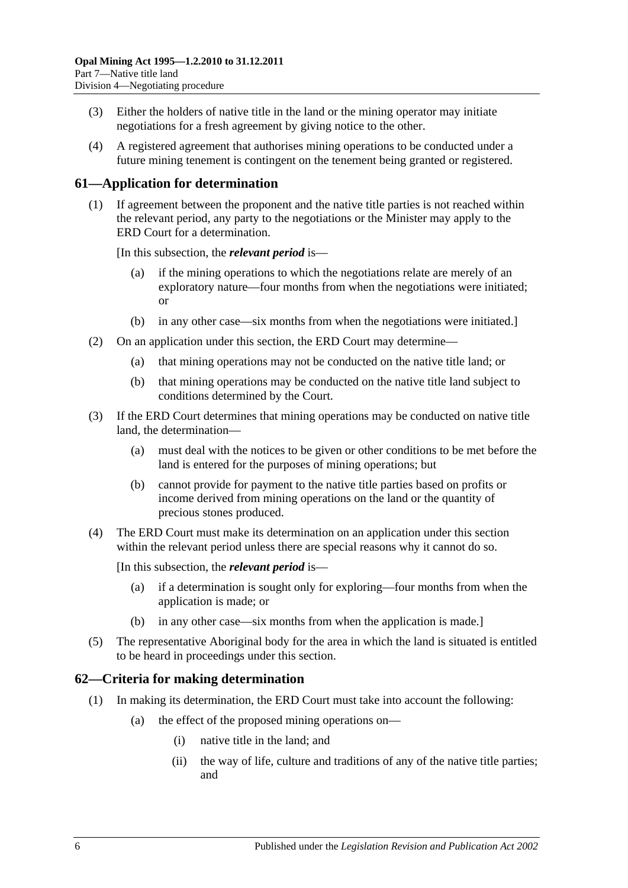(3) Either the holders of native title in the land or the mining operator may initiate negotiations for a fresh agreement by giving notice to the other.

(4) A registered agreement that authorises mining operations to be conducted under a future mining tenement is contingent on the tenement being granted or registered.

## 61—Application for determination

(1) If agreement between the proponent and the native title parties is not reached within the relevant period, any party to the negotiations or the Minister may apply to the ERD Court for a determination.

[In this subsection, the ***relevant period*** is—

(a) if the mining operations to which the negotiations relate are merely of an exploratory nature—four months from when the negotiations were initiated; or

(b) in any other case—six months from when the negotiations were initiated.]

(2) On an application under this section, the ERD Court may determine—

(a) that mining operations may not be conducted on the native title land; or

(b) that mining operations may be conducted on the native title land subject to conditions determined by the Court.

(3) If the ERD Court determines that mining operations may be conducted on native title land, the determination—

(a) must deal with the notices to be given or other conditions to be met before the land is entered for the purposes of mining operations; but

(b) cannot provide for payment to the native title parties based on profits or income derived from mining operations on the land or the quantity of precious stones produced.

(4) The ERD Court must make its determination on an application under this section within the relevant period unless there are special reasons why it cannot do so.

[In this subsection, the ***relevant period*** is—

(a) if a determination is sought only for exploring—four months from when the application is made; or

(b) in any other case—six months from when the application is made.]

(5) The representative Aboriginal body for the area in which the land is situated is entitled to be heard in proceedings under this section.

## 62—Criteria for making determination

(1) In making its determination, the ERD Court must take into account the following:

(a) the effect of the proposed mining operations on—

(i) native title in the land; and

(ii) the way of life, culture and traditions of any of the native title parties; and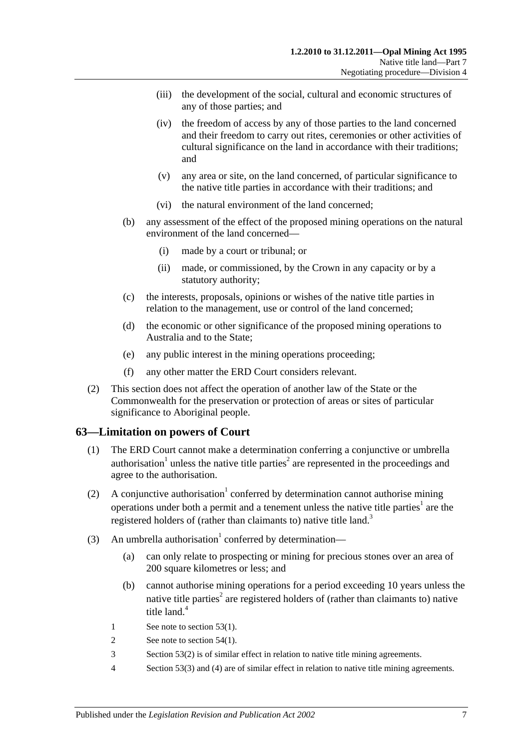(iii) the development of the social, cultural and economic structures of any of those parties; and

(iv) the freedom of access by any of those parties to the land concerned and their freedom to carry out rites, ceremonies or other activities of cultural significance on the land in accordance with their traditions; and

(v) any area or site, on the land concerned, of particular significance to the native title parties in accordance with their traditions; and

(vi) the natural environment of the land concerned;

(b) any assessment of the effect of the proposed mining operations on the natural environment of the land concerned—

(i) made by a court or tribunal; or

(ii) made, or commissioned, by the Crown in any capacity or by a statutory authority;

(c) the interests, proposals, opinions or wishes of the native title parties in relation to the management, use or control of the land concerned;

(d) the economic or other significance of the proposed mining operations to Australia and to the State;

(e) any public interest in the mining operations proceeding;

(f) any other matter the ERD Court considers relevant.

(2) This section does not affect the operation of another law of the State or the Commonwealth for the preservation or protection of areas or sites of particular significance to Aboriginal people.

## 63—Limitation on powers of Court

(1) The ERD Court cannot make a determination conferring a conjunctive or umbrella authorisation[1] unless the native title parties[2] are represented in the proceedings and agree to the authorisation.

(2) A conjunctive authorisation[1] conferred by determination cannot authorise mining operations under both a permit and a tenement unless the native title parties[1] are the registered holders of (rather than claimants to) native title land.[3]

(3) An umbrella authorisation[1] conferred by determination—

(a) can only relate to prospecting or mining for precious stones over an area of 200 square kilometres or less; and

(b) cannot authorise mining operations for a period exceeding 10 years unless the native title parties[2] are registered holders of (rather than claimants to) native title land.[4]

1 See note to section 53(1).

2 See note to section 54(1).

3 Section 53(2) is of similar effect in relation to native title mining agreements.

4 Section 53(3) and (4) are of similar effect in relation to native title mining agreements.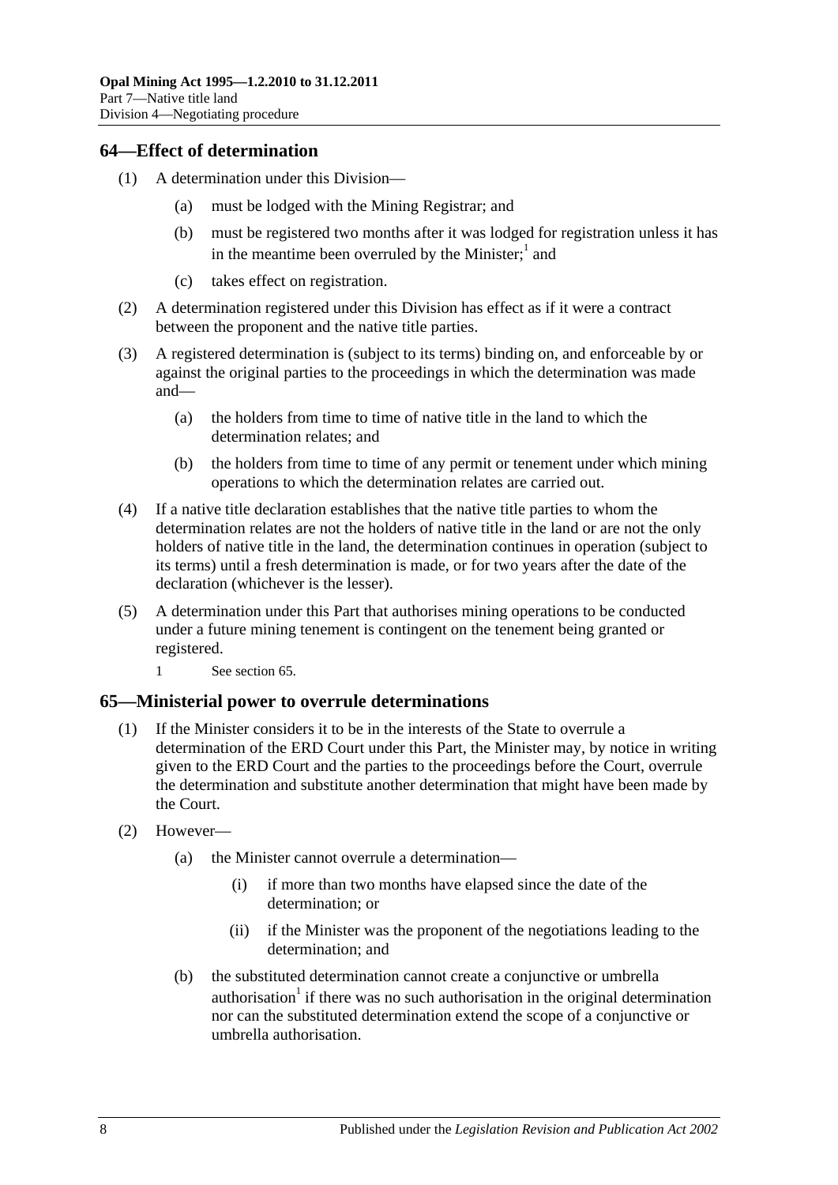## 64—Effect of determination

(1) A determination under this Division—

(a) must be lodged with the Mining Registrar; and

(b) must be registered two months after it was lodged for registration unless it has in the meantime been overruled by the Minister;[1] and

(c) takes effect on registration.

(2) A determination registered under this Division has effect as if it were a contract between the proponent and the native title parties.

(3) A registered determination is (subject to its terms) binding on, and enforceable by or against the original parties to the proceedings in which the determination was made and—

(a) the holders from time to time of native title in the land to which the determination relates; and

(b) the holders from time to time of any permit or tenement under which mining operations to which the determination relates are carried out.

(4) If a native title declaration establishes that the native title parties to whom the determination relates are not the holders of native title in the land or are not the only holders of native title in the land, the determination continues in operation (subject to its terms) until a fresh determination is made, or for two years after the date of the declaration (whichever is the lesser).

(5) A determination under this Part that authorises mining operations to be conducted under a future mining tenement is contingent on the tenement being granted or registered.

1 See section 65.

## 65—Ministerial power to overrule determinations

(1) If the Minister considers it to be in the interests of the State to overrule a determination of the ERD Court under this Part, the Minister may, by notice in writing given to the ERD Court and the parties to the proceedings before the Court, overrule the determination and substitute another determination that might have been made by the Court.

(2) However—

(a) the Minister cannot overrule a determination—

(i) if more than two months have elapsed since the date of the determination; or

(ii) if the Minister was the proponent of the negotiations leading to the determination; and

(b) the substituted determination cannot create a conjunctive or umbrella authorisation[1] if there was no such authorisation in the original determination nor can the substituted determination extend the scope of a conjunctive or umbrella authorisation.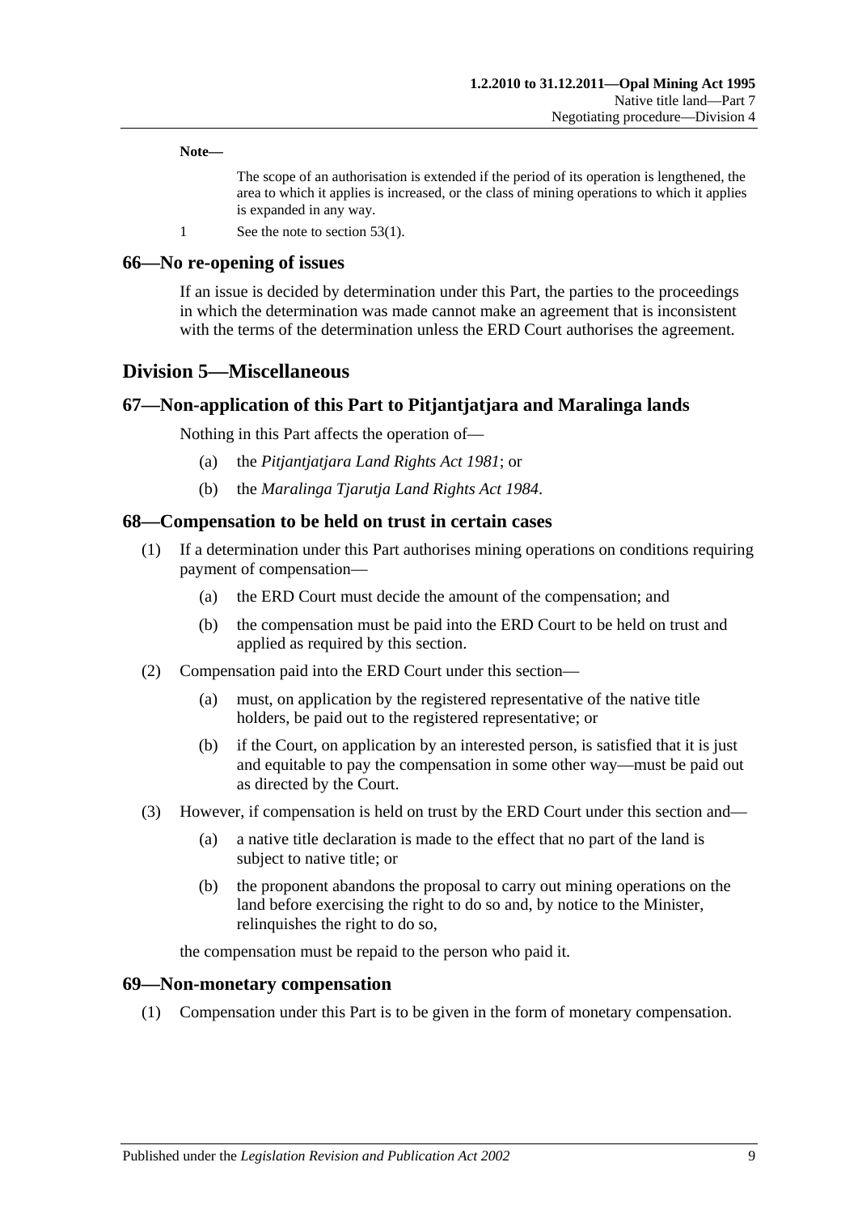**Note—**

The scope of an authorisation is extended if the period of its operation is lengthened, the area to which it applies is increased, or the class of mining operations to which it applies is expanded in any way.

1 See the note to section 53(1).

## 66—No re-opening of issues

If an issue is decided by determination under this Part, the parties to the proceedings in which the determination was made cannot make an agreement that is inconsistent with the terms of the determination unless the ERD Court authorises the agreement.

# Division 5—Miscellaneous

## 67—Non-application of this Part to Pitjantjatjara and Maralinga lands

Nothing in this Part affects the operation of—

(a) the *Pitjantjatjara Land Rights Act 1981*; or

(b) the *Maralinga Tjarutja Land Rights Act 1984*.

## 68—Compensation to be held on trust in certain cases

(1) If a determination under this Part authorises mining operations on conditions requiring payment of compensation—

(a) the ERD Court must decide the amount of the compensation; and

(b) the compensation must be paid into the ERD Court to be held on trust and applied as required by this section.

(2) Compensation paid into the ERD Court under this section—

(a) must, on application by the registered representative of the native title holders, be paid out to the registered representative; or

(b) if the Court, on application by an interested person, is satisfied that it is just and equitable to pay the compensation in some other way—must be paid out as directed by the Court.

(3) However, if compensation is held on trust by the ERD Court under this section and—

(a) a native title declaration is made to the effect that no part of the land is subject to native title; or

(b) the proponent abandons the proposal to carry out mining operations on the land before exercising the right to do so and, by notice to the Minister, relinquishes the right to do so,

the compensation must be repaid to the person who paid it.

## 69—Non-monetary compensation

(1) Compensation under this Part is to be given in the form of monetary compensation.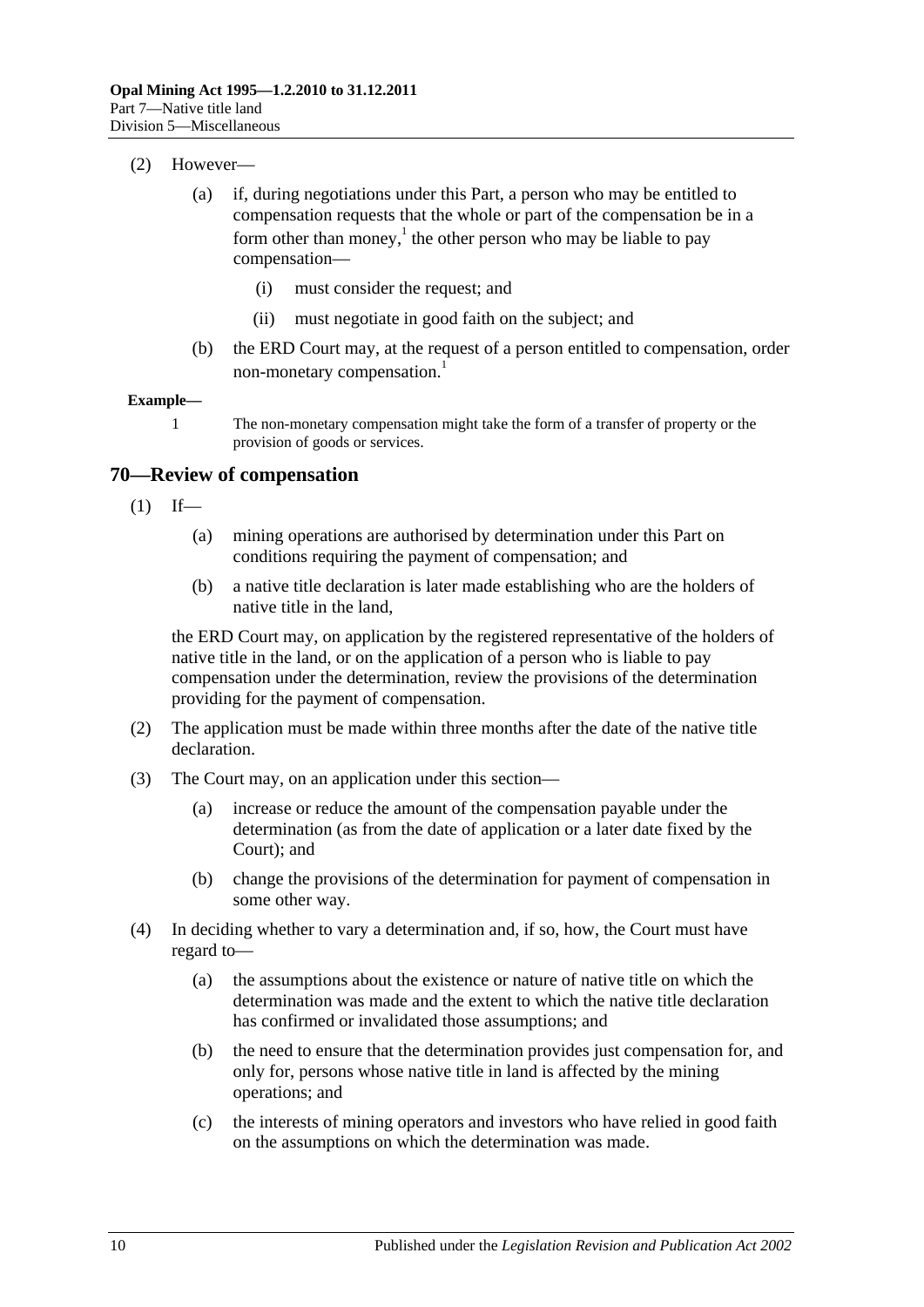(2) However—

(a) if, during negotiations under this Part, a person who may be entitled to compensation requests that the whole or part of the compensation be in a form other than money,[1] the other person who may be liable to pay compensation—

(i) must consider the request; and

(ii) must negotiate in good faith on the subject; and

(b) the ERD Court may, at the request of a person entitled to compensation, order non-monetary compensation.[1]

**Example—**

1 The non-monetary compensation might take the form of a transfer of property or the provision of goods or services.

## 70—Review of compensation

(1) If—

(a) mining operations are authorised by determination under this Part on conditions requiring the payment of compensation; and

(b) a native title declaration is later made establishing who are the holders of native title in the land,

the ERD Court may, on application by the registered representative of the holders of native title in the land, or on the application of a person who is liable to pay compensation under the determination, review the provisions of the determination providing for the payment of compensation.

(2) The application must be made within three months after the date of the native title declaration.

(3) The Court may, on an application under this section—

(a) increase or reduce the amount of the compensation payable under the determination (as from the date of application or a later date fixed by the Court); and

(b) change the provisions of the determination for payment of compensation in some other way.

(4) In deciding whether to vary a determination and, if so, how, the Court must have regard to—

(a) the assumptions about the existence or nature of native title on which the determination was made and the extent to which the native title declaration has confirmed or invalidated those assumptions; and

(b) the need to ensure that the determination provides just compensation for, and only for, persons whose native title in land is affected by the mining operations; and

(c) the interests of mining operators and investors who have relied in good faith on the assumptions on which the determination was made.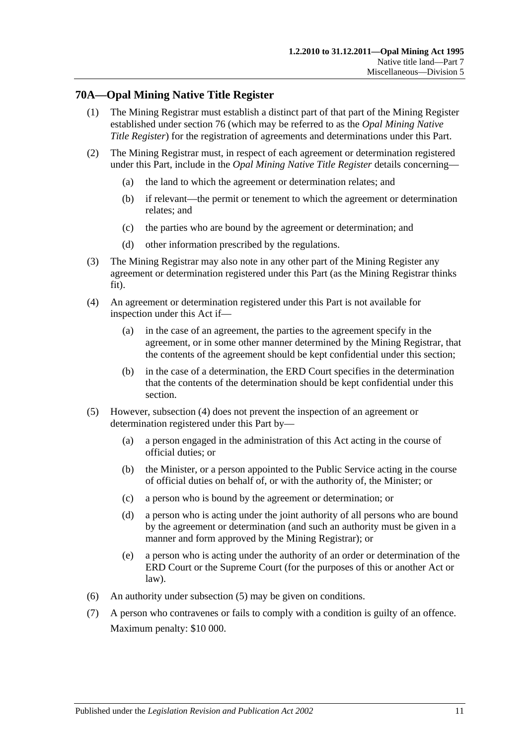## 70A—Opal Mining Native Title Register

(1) The Mining Registrar must establish a distinct part of that part of the Mining Register established under section 76 (which may be referred to as the *Opal Mining Native Title Register*) for the registration of agreements and determinations under this Part.

(2) The Mining Registrar must, in respect of each agreement or determination registered under this Part, include in the *Opal Mining Native Title Register* details concerning—

(a) the land to which the agreement or determination relates; and

(b) if relevant—the permit or tenement to which the agreement or determination relates; and

(c) the parties who are bound by the agreement or determination; and

(d) other information prescribed by the regulations.

(3) The Mining Registrar may also note in any other part of the Mining Register any agreement or determination registered under this Part (as the Mining Registrar thinks fit).

(4) An agreement or determination registered under this Part is not available for inspection under this Act if—

(a) in the case of an agreement, the parties to the agreement specify in the agreement, or in some other manner determined by the Mining Registrar, that the contents of the agreement should be kept confidential under this section;

(b) in the case of a determination, the ERD Court specifies in the determination that the contents of the determination should be kept confidential under this section.

(5) However, subsection (4) does not prevent the inspection of an agreement or determination registered under this Part by—

(a) a person engaged in the administration of this Act acting in the course of official duties; or

(b) the Minister, or a person appointed to the Public Service acting in the course of official duties on behalf of, or with the authority of, the Minister; or

(c) a person who is bound by the agreement or determination; or

(d) a person who is acting under the joint authority of all persons who are bound by the agreement or determination (and such an authority must be given in a manner and form approved by the Mining Registrar); or

(e) a person who is acting under the authority of an order or determination of the ERD Court or the Supreme Court (for the purposes of this or another Act or law).

(6) An authority under subsection (5) may be given on conditions.

(7) A person who contravenes or fails to comply with a condition is guilty of an offence.

Maximum penalty: $10 000.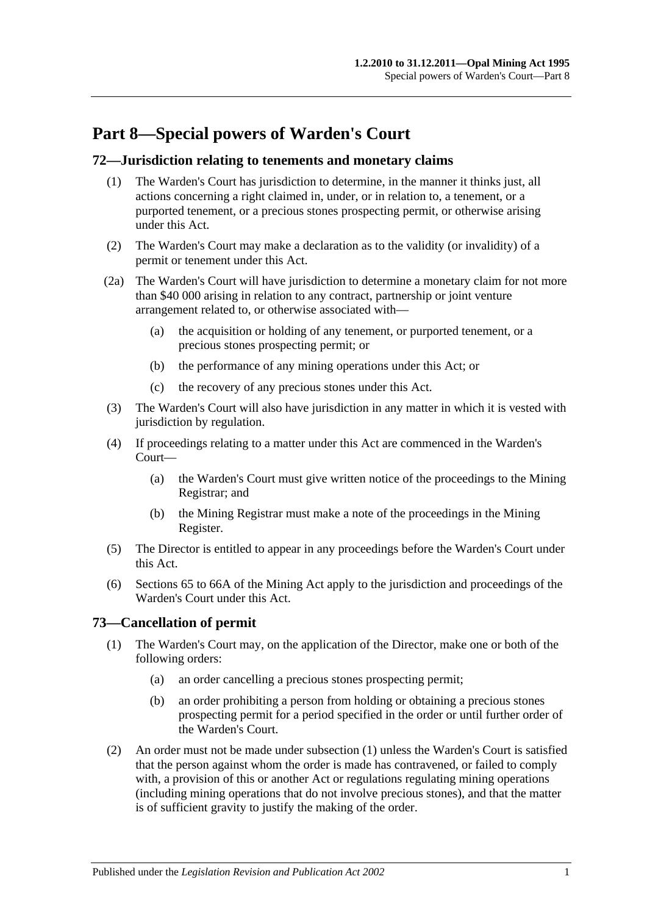# Part 8—Special powers of Warden's Court

## 72—Jurisdiction relating to tenements and monetary claims

(1) The Warden's Court has jurisdiction to determine, in the manner it thinks just, all actions concerning a right claimed in, under, or in relation to, a tenement, or a purported tenement, or a precious stones prospecting permit, or otherwise arising under this Act.

(2) The Warden's Court may make a declaration as to the validity (or invalidity) of a permit or tenement under this Act.

(2a) The Warden's Court will have jurisdiction to determine a monetary claim for not more than $40 000 arising in relation to any contract, partnership or joint venture arrangement related to, or otherwise associated with—

- (a) the acquisition or holding of any tenement, or purported tenement, or a precious stones prospecting permit; or
- (b) the performance of any mining operations under this Act; or
- (c) the recovery of any precious stones under this Act.

(3) The Warden's Court will also have jurisdiction in any matter in which it is vested with jurisdiction by regulation.

(4) If proceedings relating to a matter under this Act are commenced in the Warden's Court—

- (a) the Warden's Court must give written notice of the proceedings to the Mining Registrar; and
- (b) the Mining Registrar must make a note of the proceedings in the Mining Register.

(5) The Director is entitled to appear in any proceedings before the Warden's Court under this Act.

(6) Sections 65 to 66A of the Mining Act apply to the jurisdiction and proceedings of the Warden's Court under this Act.

## 73—Cancellation of permit

(1) The Warden's Court may, on the application of the Director, make one or both of the following orders:

- (a) an order cancelling a precious stones prospecting permit;
- (b) an order prohibiting a person from holding or obtaining a precious stones prospecting permit for a period specified in the order or until further order of the Warden's Court.

(2) An order must not be made under subsection (1) unless the Warden's Court is satisfied that the person against whom the order is made has contravened, or failed to comply with, a provision of this or another Act or regulations regulating mining operations (including mining operations that do not involve precious stones), and that the matter is of sufficient gravity to justify the making of the order.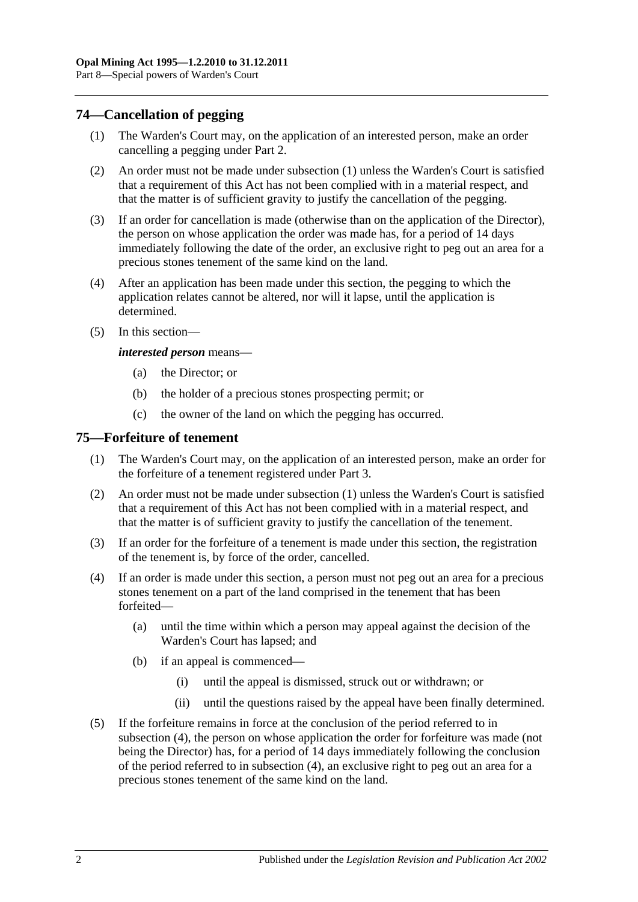## 74—Cancellation of pegging

(1) The Warden's Court may, on the application of an interested person, make an order cancelling a pegging under Part 2.

(2) An order must not be made under subsection (1) unless the Warden's Court is satisfied that a requirement of this Act has not been complied with in a material respect, and that the matter is of sufficient gravity to justify the cancellation of the pegging.

(3) If an order for cancellation is made (otherwise than on the application of the Director), the person on whose application the order was made has, for a period of 14 days immediately following the date of the order, an exclusive right to peg out an area for a precious stones tenement of the same kind on the land.

(4) After an application has been made under this section, the pegging to which the application relates cannot be altered, nor will it lapse, until the application is determined.

(5) In this section—

***interested person*** means—

(a) the Director; or

(b) the holder of a precious stones prospecting permit; or

(c) the owner of the land on which the pegging has occurred.

## 75—Forfeiture of tenement

(1) The Warden's Court may, on the application of an interested person, make an order for the forfeiture of a tenement registered under Part 3.

(2) An order must not be made under subsection (1) unless the Warden's Court is satisfied that a requirement of this Act has not been complied with in a material respect, and that the matter is of sufficient gravity to justify the cancellation of the tenement.

(3) If an order for the forfeiture of a tenement is made under this section, the registration of the tenement is, by force of the order, cancelled.

(4) If an order is made under this section, a person must not peg out an area for a precious stones tenement on a part of the land comprised in the tenement that has been forfeited—

(a) until the time within which a person may appeal against the decision of the Warden's Court has lapsed; and

(b) if an appeal is commenced—

(i) until the appeal is dismissed, struck out or withdrawn; or

(ii) until the questions raised by the appeal have been finally determined.

(5) If the forfeiture remains in force at the conclusion of the period referred to in subsection (4), the person on whose application the order for forfeiture was made (not being the Director) has, for a period of 14 days immediately following the conclusion of the period referred to in subsection (4), an exclusive right to peg out an area for a precious stones tenement of the same kind on the land.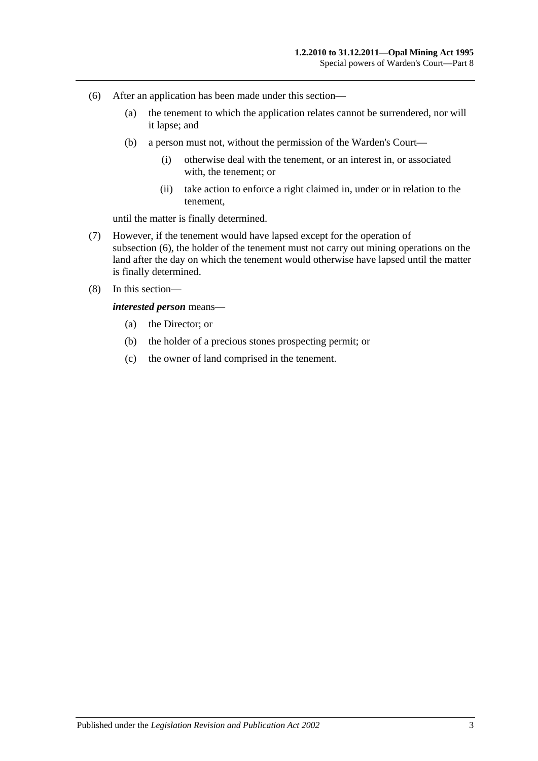(6) After an application has been made under this section—

  (a) the tenement to which the application relates cannot be surrendered, nor will it lapse; and

  (b) a person must not, without the permission of the Warden's Court—

    (i) otherwise deal with the tenement, or an interest in, or associated with, the tenement; or

    (ii) take action to enforce a right claimed in, under or in relation to the tenement,

  until the matter is finally determined.

(7) However, if the tenement would have lapsed except for the operation of subsection (6), the holder of the tenement must not carry out mining operations on the land after the day on which the tenement would otherwise have lapsed until the matter is finally determined.

(8) In this section—

  ***interested person*** means—

  (a) the Director; or

  (b) the holder of a precious stones prospecting permit; or

  (c) the owner of land comprised in the tenement.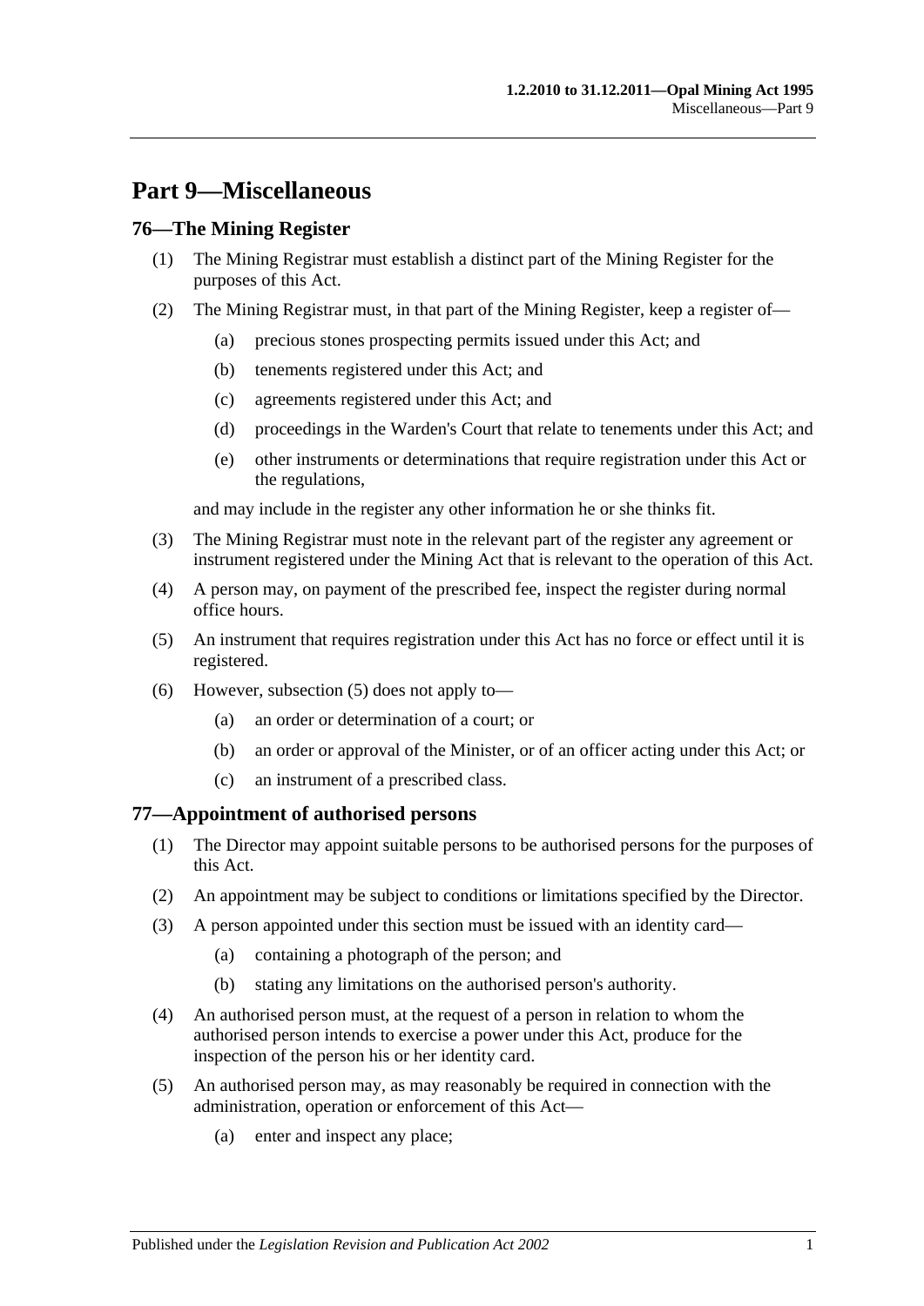# Part 9—Miscellaneous

## 76—The Mining Register

(1) The Mining Registrar must establish a distinct part of the Mining Register for the purposes of this Act.

(2) The Mining Registrar must, in that part of the Mining Register, keep a register of—

- (a) precious stones prospecting permits issued under this Act; and
- (b) tenements registered under this Act; and
- (c) agreements registered under this Act; and
- (d) proceedings in the Warden's Court that relate to tenements under this Act; and
- (e) other instruments or determinations that require registration under this Act or the regulations,

and may include in the register any other information he or she thinks fit.

(3) The Mining Registrar must note in the relevant part of the register any agreement or instrument registered under the Mining Act that is relevant to the operation of this Act.

(4) A person may, on payment of the prescribed fee, inspect the register during normal office hours.

(5) An instrument that requires registration under this Act has no force or effect until it is registered.

(6) However, subsection (5) does not apply to—

- (a) an order or determination of a court; or
- (b) an order or approval of the Minister, or of an officer acting under this Act; or
- (c) an instrument of a prescribed class.

## 77—Appointment of authorised persons

(1) The Director may appoint suitable persons to be authorised persons for the purposes of this Act.

(2) An appointment may be subject to conditions or limitations specified by the Director.

(3) A person appointed under this section must be issued with an identity card—

- (a) containing a photograph of the person; and
- (b) stating any limitations on the authorised person's authority.

(4) An authorised person must, at the request of a person in relation to whom the authorised person intends to exercise a power under this Act, produce for the inspection of the person his or her identity card.

(5) An authorised person may, as may reasonably be required in connection with the administration, operation or enforcement of this Act—

- (a) enter and inspect any place;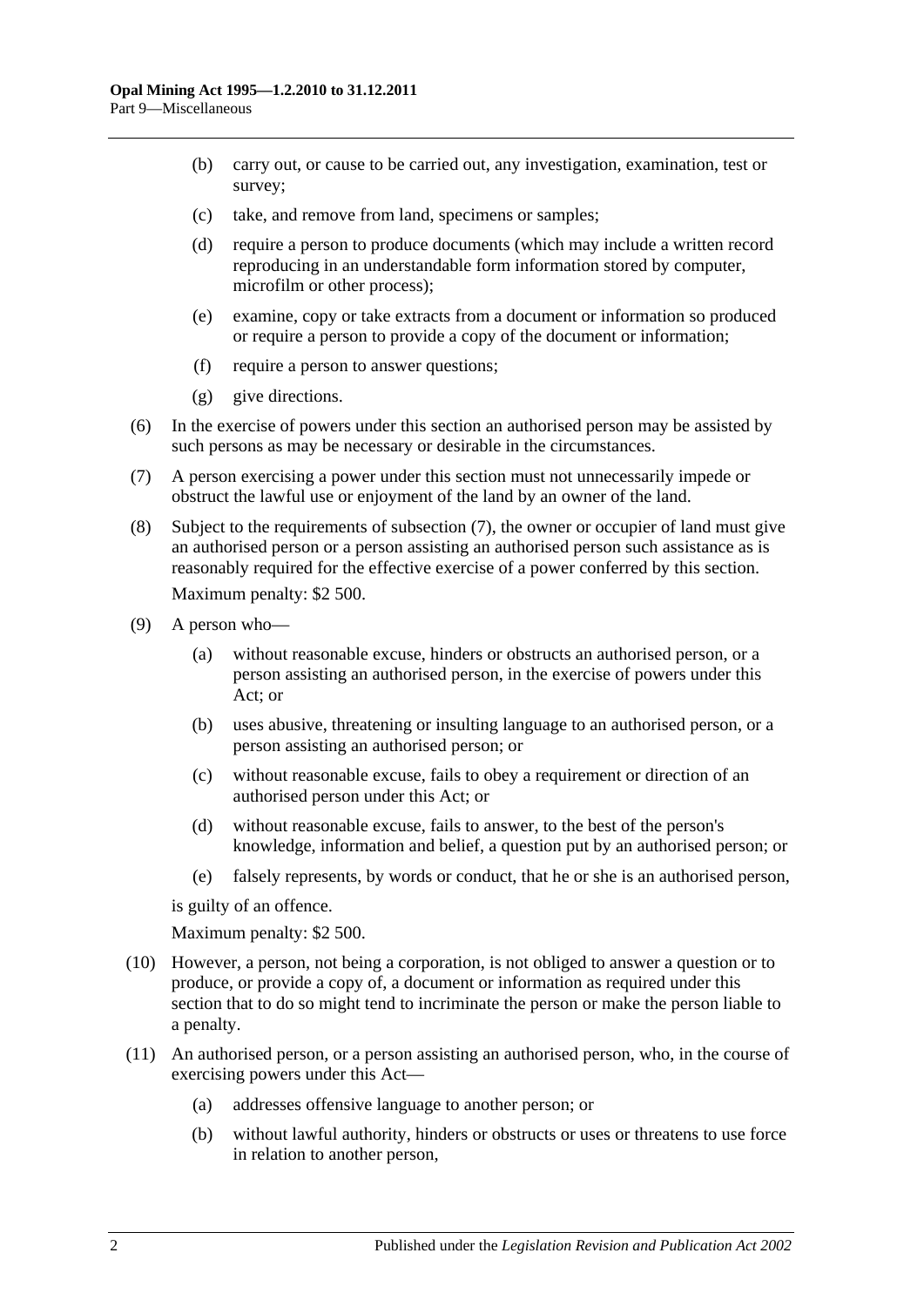(b) carry out, or cause to be carried out, any investigation, examination, test or survey;

(c) take, and remove from land, specimens or samples;

(d) require a person to produce documents (which may include a written record reproducing in an understandable form information stored by computer, microfilm or other process);

(e) examine, copy or take extracts from a document or information so produced or require a person to provide a copy of the document or information;

(f) require a person to answer questions;

(g) give directions.

(6) In the exercise of powers under this section an authorised person may be assisted by such persons as may be necessary or desirable in the circumstances.

(7) A person exercising a power under this section must not unnecessarily impede or obstruct the lawful use or enjoyment of the land by an owner of the land.

(8) Subject to the requirements of subsection (7), the owner or occupier of land must give an authorised person or a person assisting an authorised person such assistance as is reasonably required for the effective exercise of a power conferred by this section.

Maximum penalty: $2 500.

(9) A person who—

(a) without reasonable excuse, hinders or obstructs an authorised person, or a person assisting an authorised person, in the exercise of powers under this Act; or

(b) uses abusive, threatening or insulting language to an authorised person, or a person assisting an authorised person; or

(c) without reasonable excuse, fails to obey a requirement or direction of an authorised person under this Act; or

(d) without reasonable excuse, fails to answer, to the best of the person's knowledge, information and belief, a question put by an authorised person; or

(e) falsely represents, by words or conduct, that he or she is an authorised person,

is guilty of an offence.

Maximum penalty: $2 500.

(10) However, a person, not being a corporation, is not obliged to answer a question or to produce, or provide a copy of, a document or information as required under this section that to do so might tend to incriminate the person or make the person liable to a penalty.

(11) An authorised person, or a person assisting an authorised person, who, in the course of exercising powers under this Act—

(a) addresses offensive language to another person; or

(b) without lawful authority, hinders or obstructs or uses or threatens to use force in relation to another person,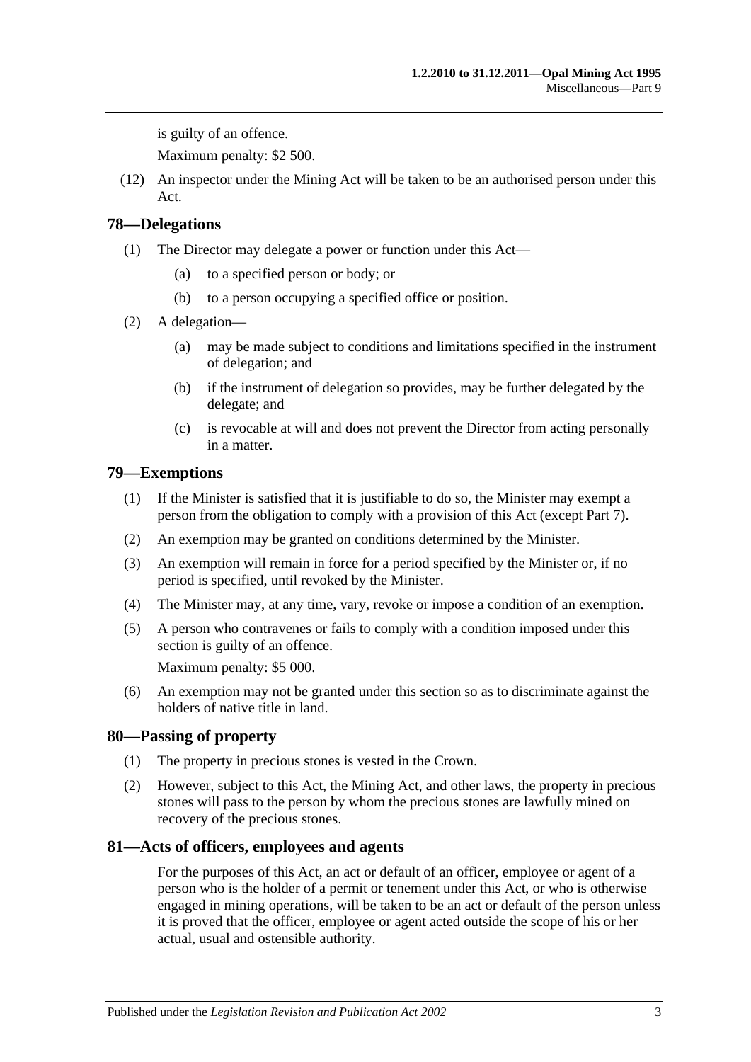is guilty of an offence.

Maximum penalty: $2 500.

(12) An inspector under the Mining Act will be taken to be an authorised person under this Act.

## 78—Delegations

(1) The Director may delegate a power or function under this Act—

(a) to a specified person or body; or

(b) to a person occupying a specified office or position.

(2) A delegation—

(a) may be made subject to conditions and limitations specified in the instrument of delegation; and

(b) if the instrument of delegation so provides, may be further delegated by the delegate; and

(c) is revocable at will and does not prevent the Director from acting personally in a matter.

## 79—Exemptions

(1) If the Minister is satisfied that it is justifiable to do so, the Minister may exempt a person from the obligation to comply with a provision of this Act (except Part 7).

(2) An exemption may be granted on conditions determined by the Minister.

(3) An exemption will remain in force for a period specified by the Minister or, if no period is specified, until revoked by the Minister.

(4) The Minister may, at any time, vary, revoke or impose a condition of an exemption.

(5) A person who contravenes or fails to comply with a condition imposed under this section is guilty of an offence.

Maximum penalty: $5 000.

(6) An exemption may not be granted under this section so as to discriminate against the holders of native title in land.

## 80—Passing of property

(1) The property in precious stones is vested in the Crown.

(2) However, subject to this Act, the Mining Act, and other laws, the property in precious stones will pass to the person by whom the precious stones are lawfully mined on recovery of the precious stones.

## 81—Acts of officers, employees and agents

For the purposes of this Act, an act or default of an officer, employee or agent of a person who is the holder of a permit or tenement under this Act, or who is otherwise engaged in mining operations, will be taken to be an act or default of the person unless it is proved that the officer, employee or agent acted outside the scope of his or her actual, usual and ostensible authority.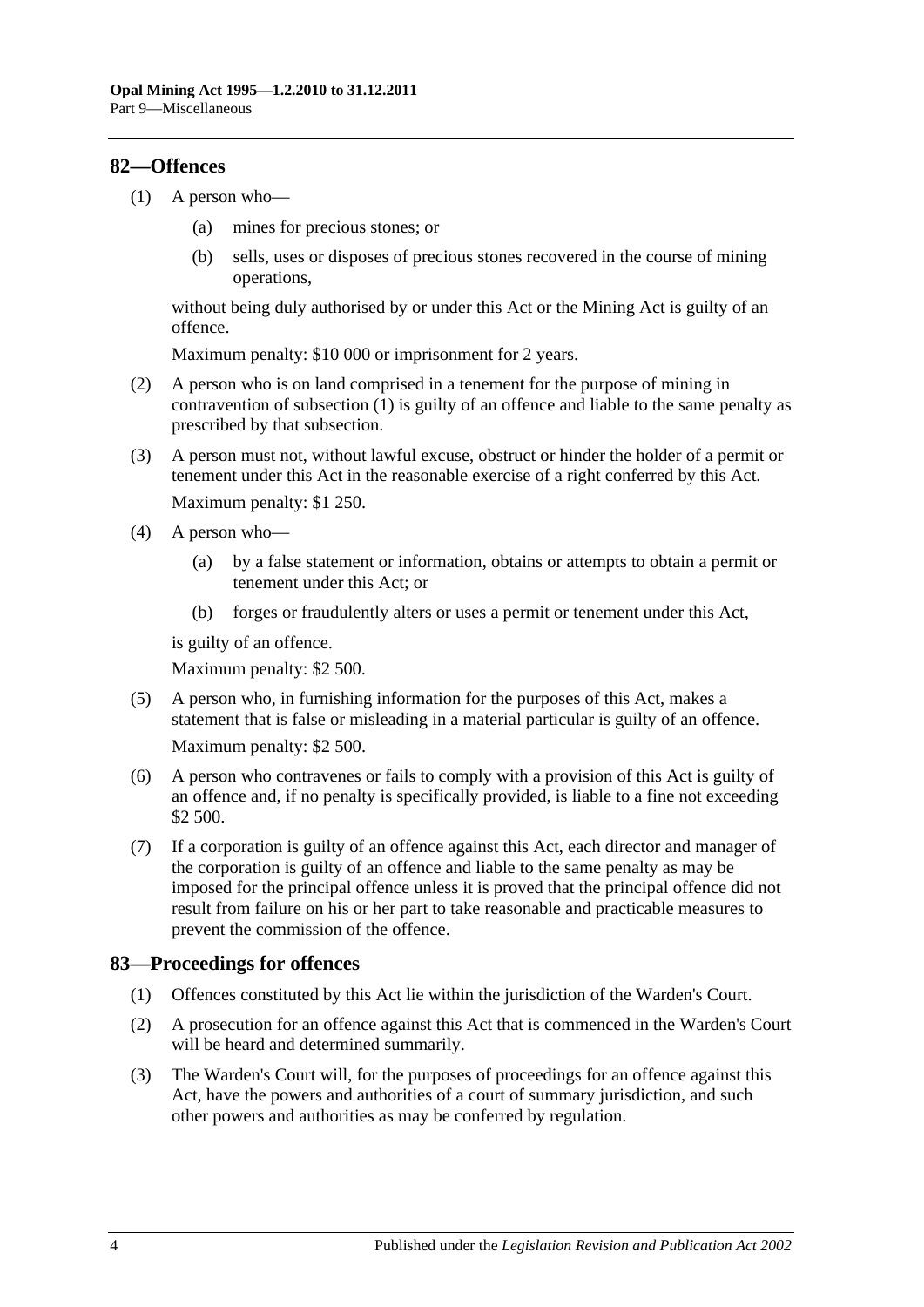## 82—Offences

(1) A person who—

(a) mines for precious stones; or

(b) sells, uses or disposes of precious stones recovered in the course of mining operations,

without being duly authorised by or under this Act or the Mining Act is guilty of an offence.

Maximum penalty: $10 000 or imprisonment for 2 years.

(2) A person who is on land comprised in a tenement for the purpose of mining in contravention of subsection (1) is guilty of an offence and liable to the same penalty as prescribed by that subsection.

(3) A person must not, without lawful excuse, obstruct or hinder the holder of a permit or tenement under this Act in the reasonable exercise of a right conferred by this Act.

Maximum penalty: $1 250.

(4) A person who—

(a) by a false statement or information, obtains or attempts to obtain a permit or tenement under this Act; or

(b) forges or fraudulently alters or uses a permit or tenement under this Act,

is guilty of an offence.

Maximum penalty: $2 500.

(5) A person who, in furnishing information for the purposes of this Act, makes a statement that is false or misleading in a material particular is guilty of an offence.

Maximum penalty: $2 500.

(6) A person who contravenes or fails to comply with a provision of this Act is guilty of an offence and, if no penalty is specifically provided, is liable to a fine not exceeding $2 500.

(7) If a corporation is guilty of an offence against this Act, each director and manager of the corporation is guilty of an offence and liable to the same penalty as may be imposed for the principal offence unless it is proved that the principal offence did not result from failure on his or her part to take reasonable and practicable measures to prevent the commission of the offence.

## 83—Proceedings for offences

(1) Offences constituted by this Act lie within the jurisdiction of the Warden's Court.

(2) A prosecution for an offence against this Act that is commenced in the Warden's Court will be heard and determined summarily.

(3) The Warden's Court will, for the purposes of proceedings for an offence against this Act, have the powers and authorities of a court of summary jurisdiction, and such other powers and authorities as may be conferred by regulation.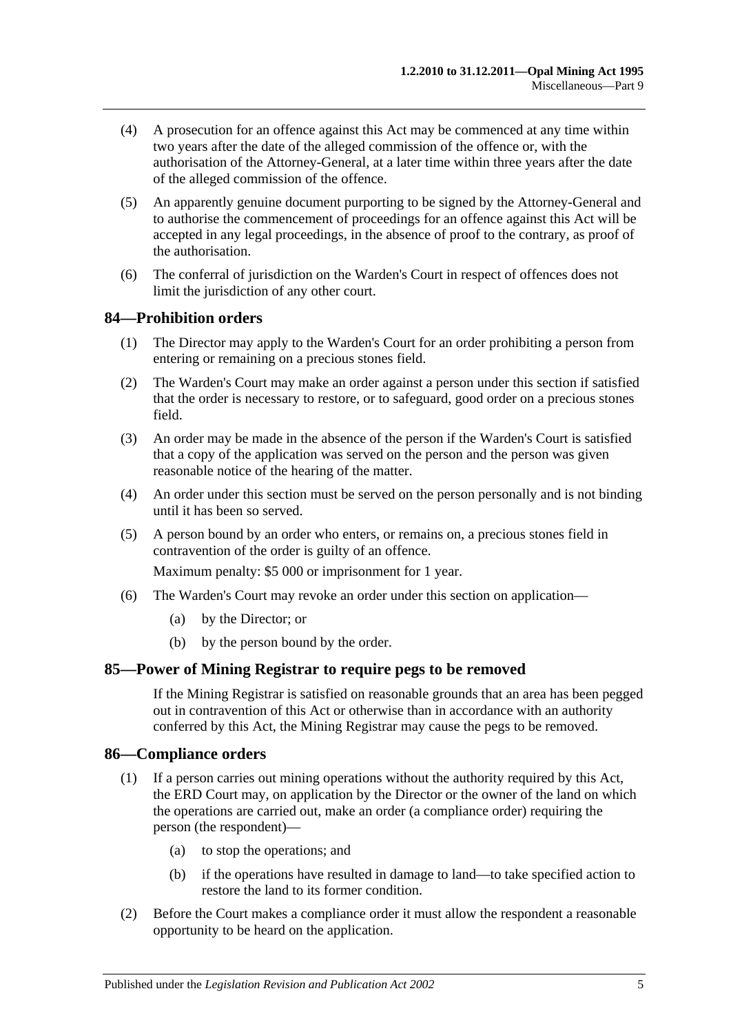(4) A prosecution for an offence against this Act may be commenced at any time within two years after the date of the alleged commission of the offence or, with the authorisation of the Attorney-General, at a later time within three years after the date of the alleged commission of the offence.

(5) An apparently genuine document purporting to be signed by the Attorney-General and to authorise the commencement of proceedings for an offence against this Act will be accepted in any legal proceedings, in the absence of proof to the contrary, as proof of the authorisation.

(6) The conferral of jurisdiction on the Warden's Court in respect of offences does not limit the jurisdiction of any other court.

## 84—Prohibition orders

(1) The Director may apply to the Warden's Court for an order prohibiting a person from entering or remaining on a precious stones field.

(2) The Warden's Court may make an order against a person under this section if satisfied that the order is necessary to restore, or to safeguard, good order on a precious stones field.

(3) An order may be made in the absence of the person if the Warden's Court is satisfied that a copy of the application was served on the person and the person was given reasonable notice of the hearing of the matter.

(4) An order under this section must be served on the person personally and is not binding until it has been so served.

(5) A person bound by an order who enters, or remains on, a precious stones field in contravention of the order is guilty of an offence.

Maximum penalty: $5 000 or imprisonment for 1 year.

(6) The Warden's Court may revoke an order under this section on application—

(a) by the Director; or

(b) by the person bound by the order.

## 85—Power of Mining Registrar to require pegs to be removed

If the Mining Registrar is satisfied on reasonable grounds that an area has been pegged out in contravention of this Act or otherwise than in accordance with an authority conferred by this Act, the Mining Registrar may cause the pegs to be removed.

## 86—Compliance orders

(1) If a person carries out mining operations without the authority required by this Act, the ERD Court may, on application by the Director or the owner of the land on which the operations are carried out, make an order (a compliance order) requiring the person (the respondent)—

(a) to stop the operations; and

(b) if the operations have resulted in damage to land—to take specified action to restore the land to its former condition.

(2) Before the Court makes a compliance order it must allow the respondent a reasonable opportunity to be heard on the application.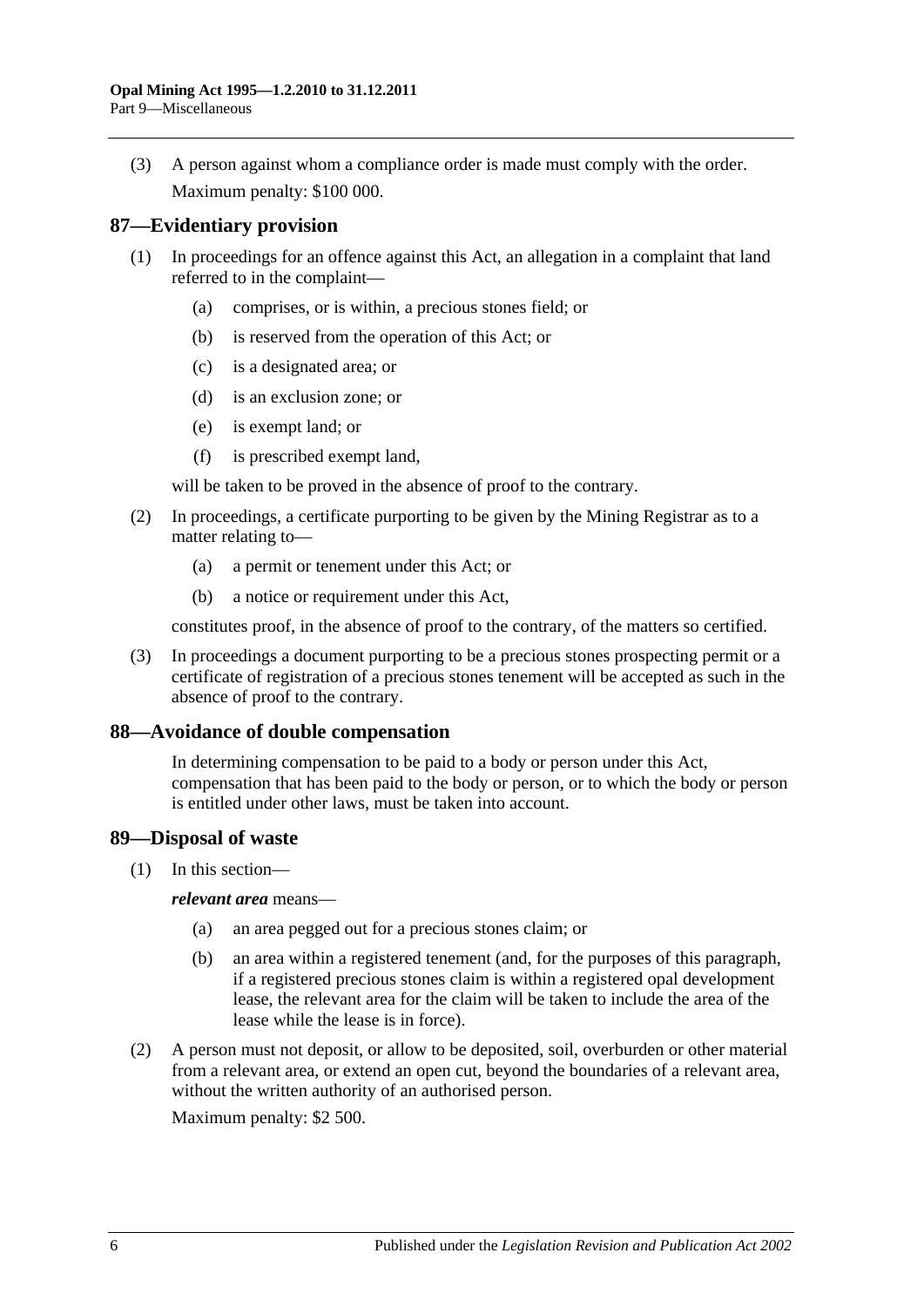(3) A person against whom a compliance order is made must comply with the order.

Maximum penalty: $100 000.

## 87—Evidentiary provision

(1) In proceedings for an offence against this Act, an allegation in a complaint that land referred to in the complaint—

(a) comprises, or is within, a precious stones field; or

(b) is reserved from the operation of this Act; or

(c) is a designated area; or

(d) is an exclusion zone; or

(e) is exempt land; or

(f) is prescribed exempt land,

will be taken to be proved in the absence of proof to the contrary.

(2) In proceedings, a certificate purporting to be given by the Mining Registrar as to a matter relating to—

(a) a permit or tenement under this Act; or

(b) a notice or requirement under this Act,

constitutes proof, in the absence of proof to the contrary, of the matters so certified.

(3) In proceedings a document purporting to be a precious stones prospecting permit or a certificate of registration of a precious stones tenement will be accepted as such in the absence of proof to the contrary.

## 88—Avoidance of double compensation

In determining compensation to be paid to a body or person under this Act, compensation that has been paid to the body or person, or to which the body or person is entitled under other laws, must be taken into account.

## 89—Disposal of waste

(1) In this section—

***relevant area*** means—

(a) an area pegged out for a precious stones claim; or

(b) an area within a registered tenement (and, for the purposes of this paragraph, if a registered precious stones claim is within a registered opal development lease, the relevant area for the claim will be taken to include the area of the lease while the lease is in force).

(2) A person must not deposit, or allow to be deposited, soil, overburden or other material from a relevant area, or extend an open cut, beyond the boundaries of a relevant area, without the written authority of an authorised person.

Maximum penalty: $2 500.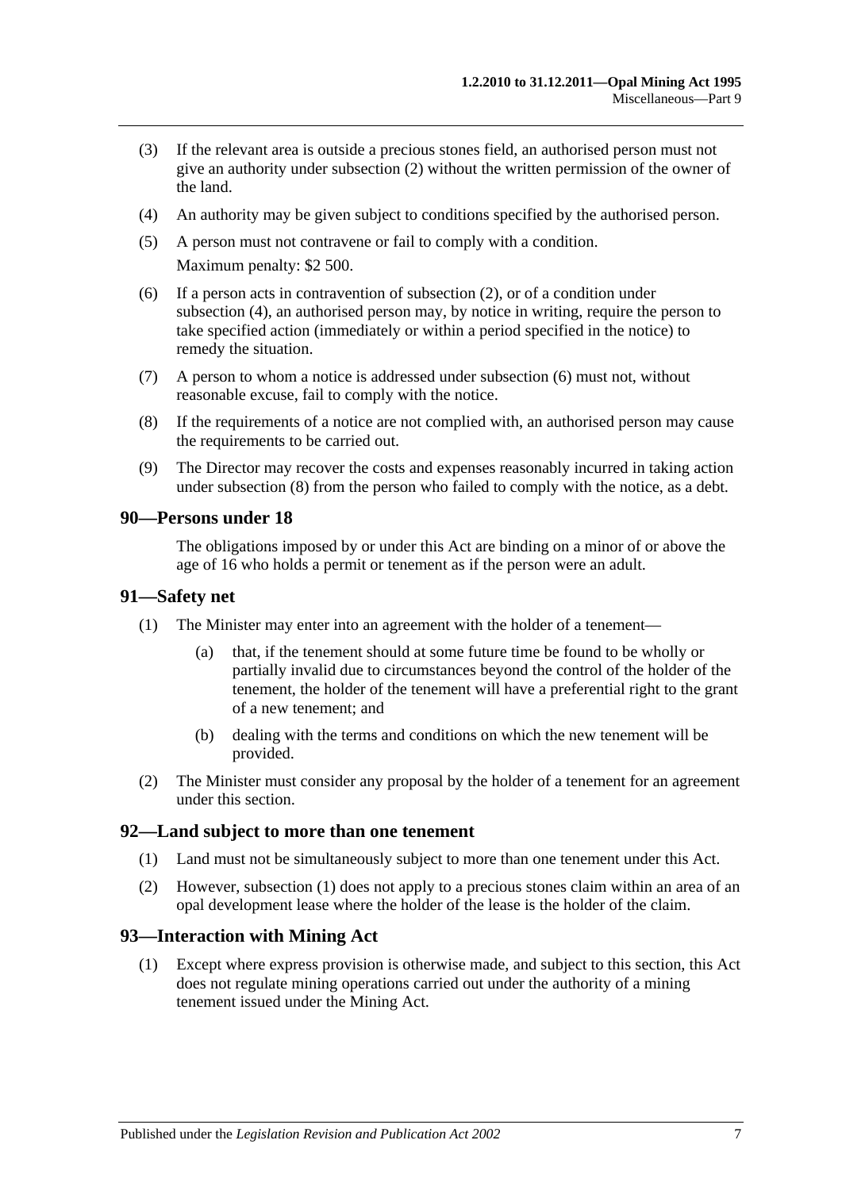(3) If the relevant area is outside a precious stones field, an authorised person must not give an authority under subsection (2) without the written permission of the owner of the land.

(4) An authority may be given subject to conditions specified by the authorised person.

(5) A person must not contravene or fail to comply with a condition.

Maximum penalty: $2 500.

(6) If a person acts in contravention of subsection (2), or of a condition under subsection (4), an authorised person may, by notice in writing, require the person to take specified action (immediately or within a period specified in the notice) to remedy the situation.

(7) A person to whom a notice is addressed under subsection (6) must not, without reasonable excuse, fail to comply with the notice.

(8) If the requirements of a notice are not complied with, an authorised person may cause the requirements to be carried out.

(9) The Director may recover the costs and expenses reasonably incurred in taking action under subsection (8) from the person who failed to comply with the notice, as a debt.

## 90—Persons under 18

The obligations imposed by or under this Act are binding on a minor of or above the age of 16 who holds a permit or tenement as if the person were an adult.

## 91—Safety net

(1) The Minister may enter into an agreement with the holder of a tenement—

(a) that, if the tenement should at some future time be found to be wholly or partially invalid due to circumstances beyond the control of the holder of the tenement, the holder of the tenement will have a preferential right to the grant of a new tenement; and

(b) dealing with the terms and conditions on which the new tenement will be provided.

(2) The Minister must consider any proposal by the holder of a tenement for an agreement under this section.

## 92—Land subject to more than one tenement

(1) Land must not be simultaneously subject to more than one tenement under this Act.

(2) However, subsection (1) does not apply to a precious stones claim within an area of an opal development lease where the holder of the lease is the holder of the claim.

## 93—Interaction with Mining Act

(1) Except where express provision is otherwise made, and subject to this section, this Act does not regulate mining operations carried out under the authority of a mining tenement issued under the Mining Act.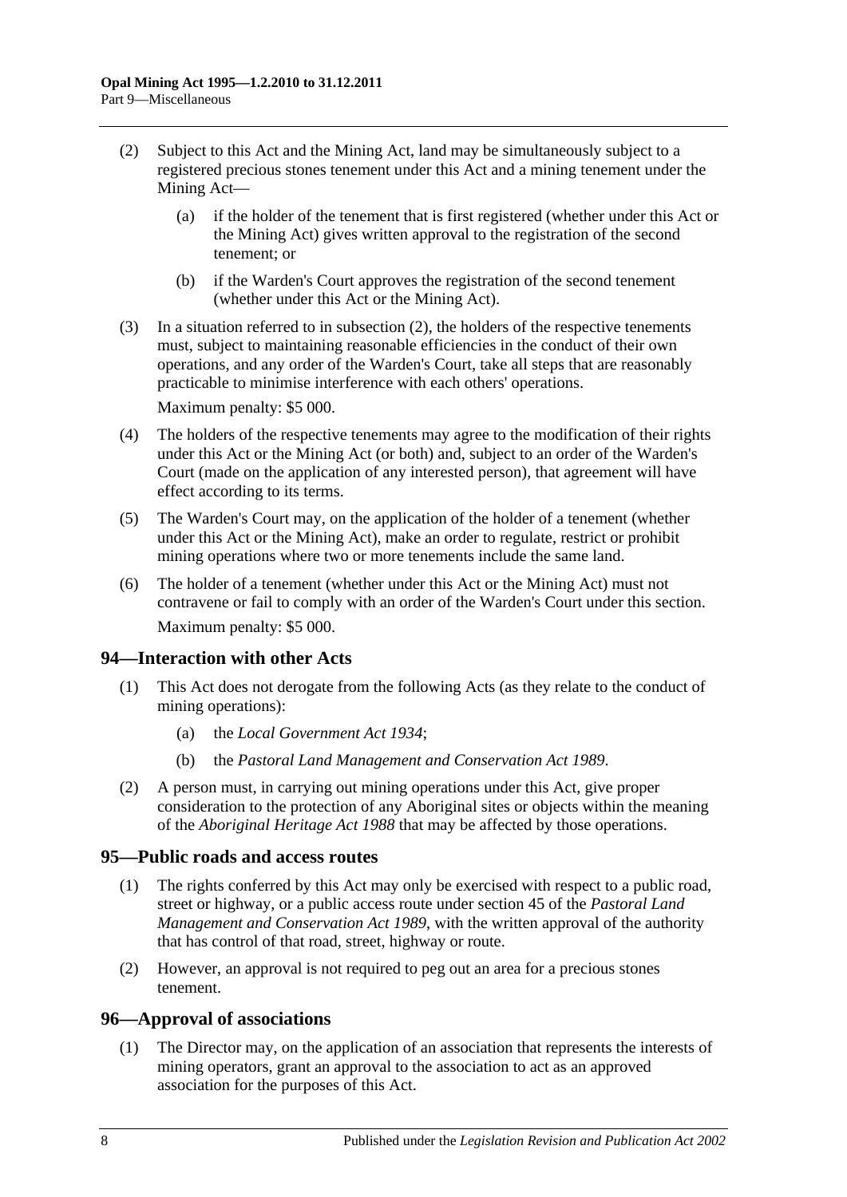(2) Subject to this Act and the Mining Act, land may be simultaneously subject to a registered precious stones tenement under this Act and a mining tenement under the Mining Act—

(a) if the holder of the tenement that is first registered (whether under this Act or the Mining Act) gives written approval to the registration of the second tenement; or

(b) if the Warden's Court approves the registration of the second tenement (whether under this Act or the Mining Act).

(3) In a situation referred to in subsection (2), the holders of the respective tenements must, subject to maintaining reasonable efficiencies in the conduct of their own operations, and any order of the Warden's Court, take all steps that are reasonably practicable to minimise interference with each others' operations.

Maximum penalty: $5 000.

(4) The holders of the respective tenements may agree to the modification of their rights under this Act or the Mining Act (or both) and, subject to an order of the Warden's Court (made on the application of any interested person), that agreement will have effect according to its terms.

(5) The Warden's Court may, on the application of the holder of a tenement (whether under this Act or the Mining Act), make an order to regulate, restrict or prohibit mining operations where two or more tenements include the same land.

(6) The holder of a tenement (whether under this Act or the Mining Act) must not contravene or fail to comply with an order of the Warden's Court under this section.

Maximum penalty: $5 000.

## 94—Interaction with other Acts

(1) This Act does not derogate from the following Acts (as they relate to the conduct of mining operations):

(a) the *Local Government Act 1934*;

(b) the *Pastoral Land Management and Conservation Act 1989*.

(2) A person must, in carrying out mining operations under this Act, give proper consideration to the protection of any Aboriginal sites or objects within the meaning of the *Aboriginal Heritage Act 1988* that may be affected by those operations.

## 95—Public roads and access routes

(1) The rights conferred by this Act may only be exercised with respect to a public road, street or highway, or a public access route under section 45 of the *Pastoral Land Management and Conservation Act 1989*, with the written approval of the authority that has control of that road, street, highway or route.

(2) However, an approval is not required to peg out an area for a precious stones tenement.

## 96—Approval of associations

(1) The Director may, on the application of an association that represents the interests of mining operators, grant an approval to the association to act as an approved association for the purposes of this Act.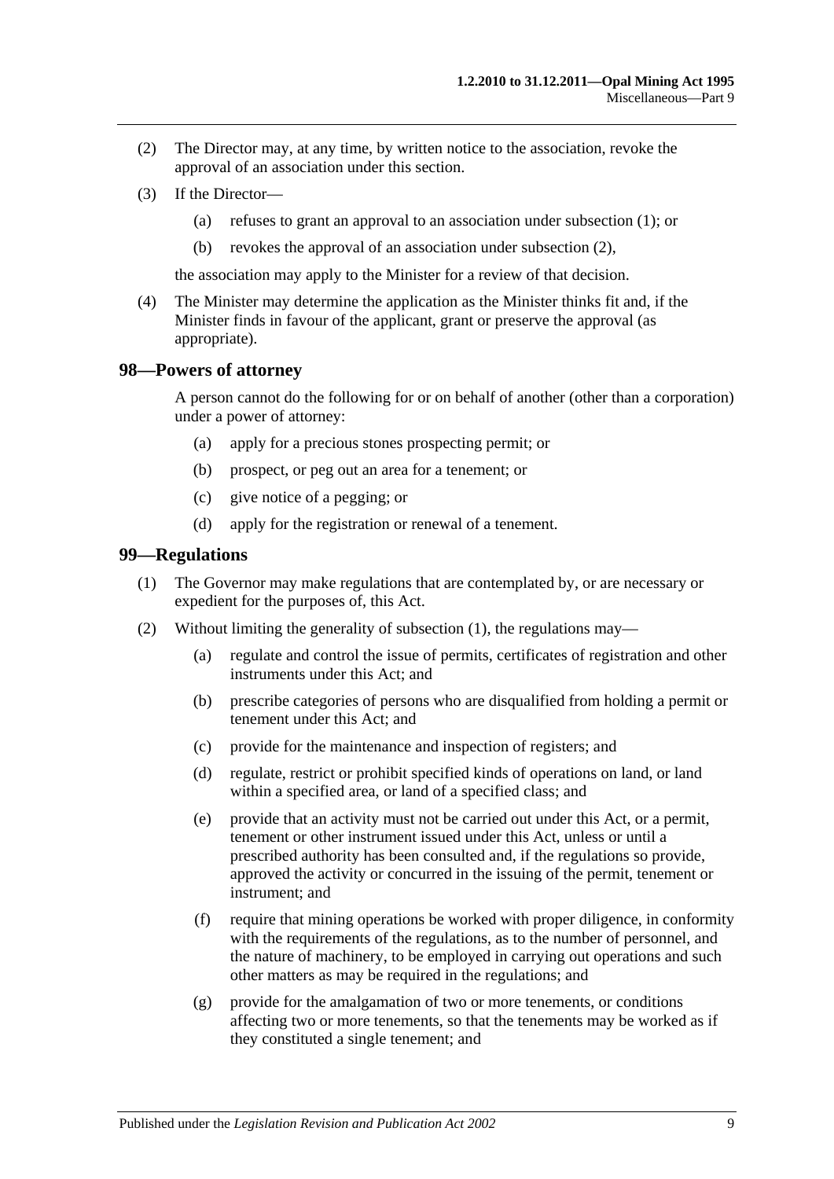(2) The Director may, at any time, by written notice to the association, revoke the approval of an association under this section.

(3) If the Director—

(a) refuses to grant an approval to an association under subsection (1); or

(b) revokes the approval of an association under subsection (2),

the association may apply to the Minister for a review of that decision.

(4) The Minister may determine the application as the Minister thinks fit and, if the Minister finds in favour of the applicant, grant or preserve the approval (as appropriate).

## 98—Powers of attorney

A person cannot do the following for or on behalf of another (other than a corporation) under a power of attorney:

(a) apply for a precious stones prospecting permit; or

(b) prospect, or peg out an area for a tenement; or

(c) give notice of a pegging; or

(d) apply for the registration or renewal of a tenement.

## 99—Regulations

(1) The Governor may make regulations that are contemplated by, or are necessary or expedient for the purposes of, this Act.

(2) Without limiting the generality of subsection (1), the regulations may—

(a) regulate and control the issue of permits, certificates of registration and other instruments under this Act; and

(b) prescribe categories of persons who are disqualified from holding a permit or tenement under this Act; and

(c) provide for the maintenance and inspection of registers; and

(d) regulate, restrict or prohibit specified kinds of operations on land, or land within a specified area, or land of a specified class; and

(e) provide that an activity must not be carried out under this Act, or a permit, tenement or other instrument issued under this Act, unless or until a prescribed authority has been consulted and, if the regulations so provide, approved the activity or concurred in the issuing of the permit, tenement or instrument; and

(f) require that mining operations be worked with proper diligence, in conformity with the requirements of the regulations, as to the number of personnel, and the nature of machinery, to be employed in carrying out operations and such other matters as may be required in the regulations; and

(g) provide for the amalgamation of two or more tenements, or conditions affecting two or more tenements, so that the tenements may be worked as if they constituted a single tenement; and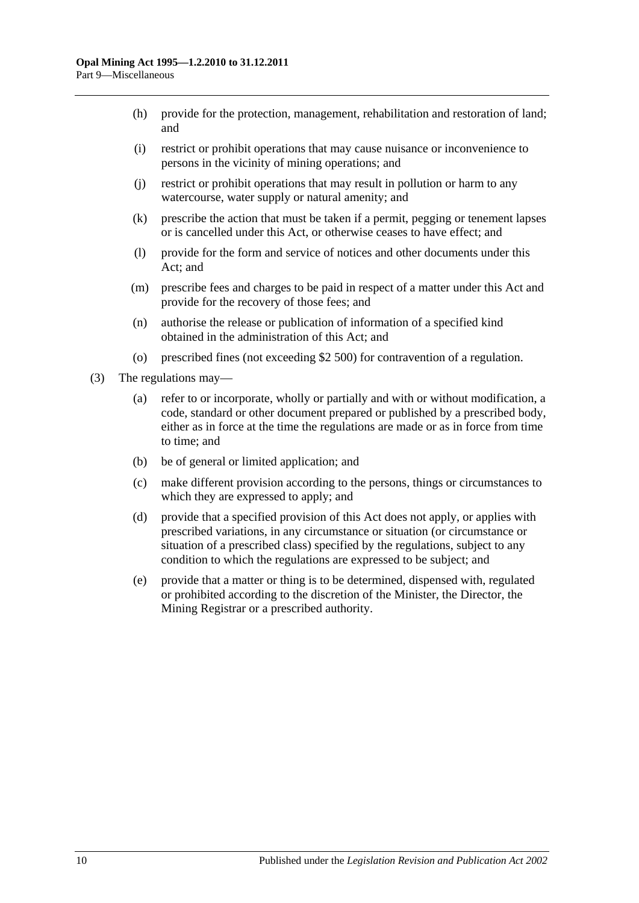(h) provide for the protection, management, rehabilitation and restoration of land; and

(i) restrict or prohibit operations that may cause nuisance or inconvenience to persons in the vicinity of mining operations; and

(j) restrict or prohibit operations that may result in pollution or harm to any watercourse, water supply or natural amenity; and

(k) prescribe the action that must be taken if a permit, pegging or tenement lapses or is cancelled under this Act, or otherwise ceases to have effect; and

(l) provide for the form and service of notices and other documents under this Act; and

(m) prescribe fees and charges to be paid in respect of a matter under this Act and provide for the recovery of those fees; and

(n) authorise the release or publication of information of a specified kind obtained in the administration of this Act; and

(o) prescribed fines (not exceeding $2 500) for contravention of a regulation.

(3) The regulations may—

(a) refer to or incorporate, wholly or partially and with or without modification, a code, standard or other document prepared or published by a prescribed body, either as in force at the time the regulations are made or as in force from time to time; and

(b) be of general or limited application; and

(c) make different provision according to the persons, things or circumstances to which they are expressed to apply; and

(d) provide that a specified provision of this Act does not apply, or applies with prescribed variations, in any circumstance or situation (or circumstance or situation of a prescribed class) specified by the regulations, subject to any condition to which the regulations are expressed to be subject; and

(e) provide that a matter or thing is to be determined, dispensed with, regulated or prohibited according to the discretion of the Minister, the Director, the Mining Registrar or a prescribed authority.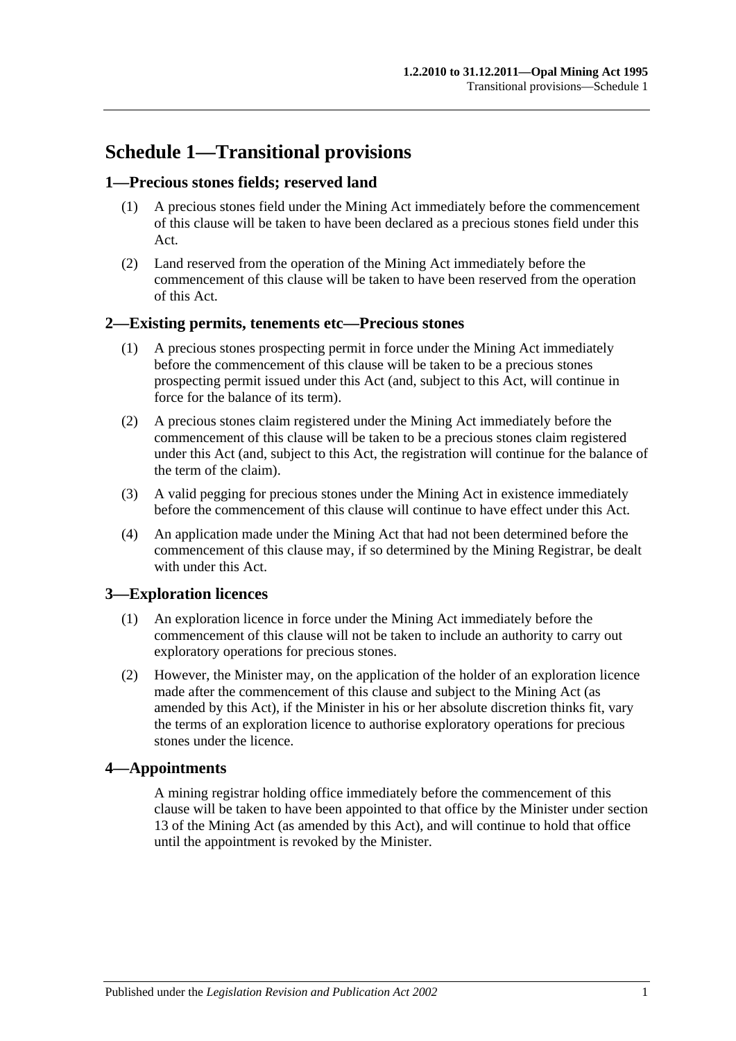# Schedule 1—Transitional provisions

## 1—Precious stones fields; reserved land

(1) A precious stones field under the Mining Act immediately before the commencement of this clause will be taken to have been declared as a precious stones field under this Act.

(2) Land reserved from the operation of the Mining Act immediately before the commencement of this clause will be taken to have been reserved from the operation of this Act.

## 2—Existing permits, tenements etc—Precious stones

(1) A precious stones prospecting permit in force under the Mining Act immediately before the commencement of this clause will be taken to be a precious stones prospecting permit issued under this Act (and, subject to this Act, will continue in force for the balance of its term).

(2) A precious stones claim registered under the Mining Act immediately before the commencement of this clause will be taken to be a precious stones claim registered under this Act (and, subject to this Act, the registration will continue for the balance of the term of the claim).

(3) A valid pegging for precious stones under the Mining Act in existence immediately before the commencement of this clause will continue to have effect under this Act.

(4) An application made under the Mining Act that had not been determined before the commencement of this clause may, if so determined by the Mining Registrar, be dealt with under this Act.

## 3—Exploration licences

(1) An exploration licence in force under the Mining Act immediately before the commencement of this clause will not be taken to include an authority to carry out exploratory operations for precious stones.

(2) However, the Minister may, on the application of the holder of an exploration licence made after the commencement of this clause and subject to the Mining Act (as amended by this Act), if the Minister in his or her absolute discretion thinks fit, vary the terms of an exploration licence to authorise exploratory operations for precious stones under the licence.

## 4—Appointments

A mining registrar holding office immediately before the commencement of this clause will be taken to have been appointed to that office by the Minister under section 13 of the Mining Act (as amended by this Act), and will continue to hold that office until the appointment is revoked by the Minister.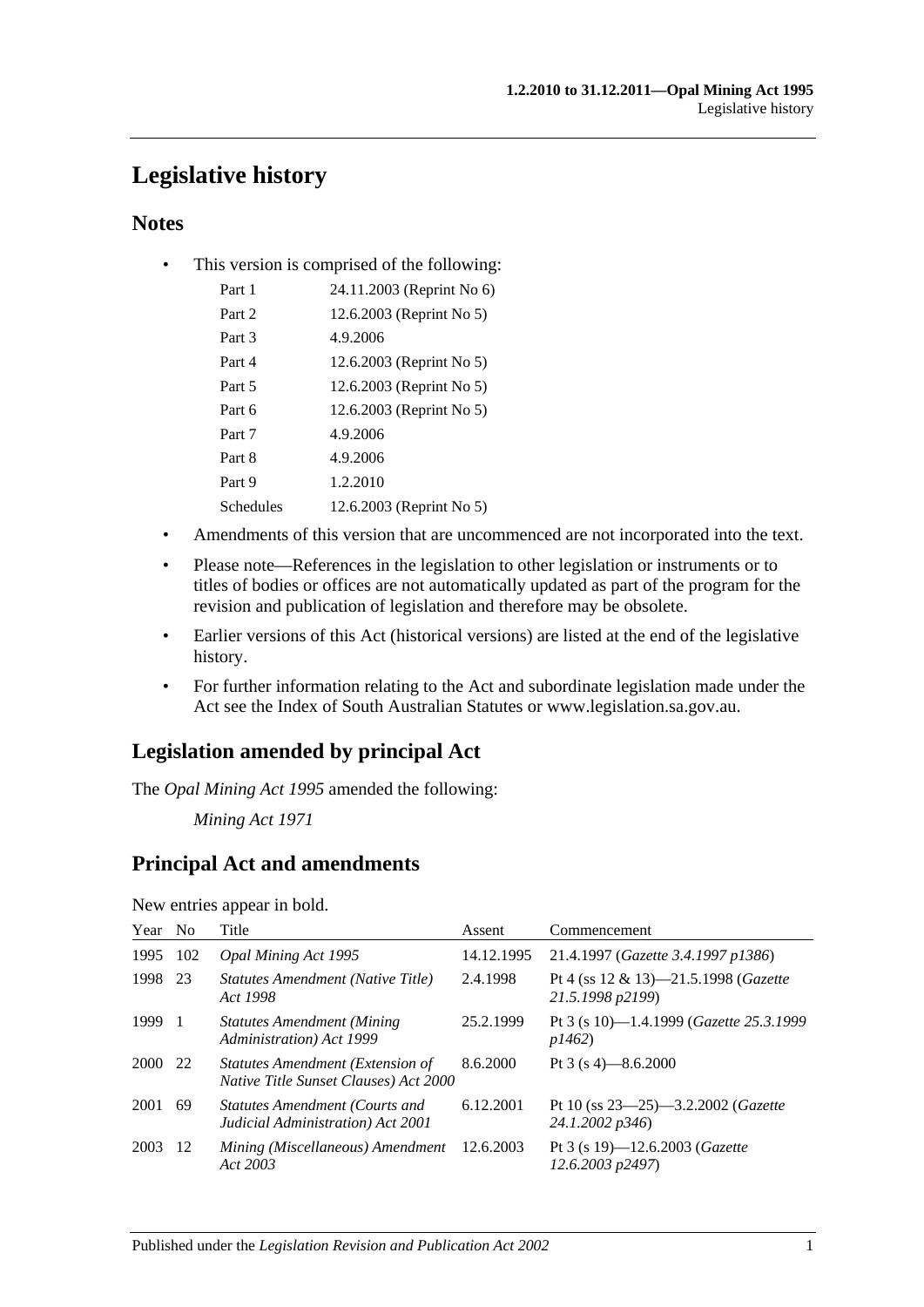# Legislative history

## Notes

- This version is comprised of the following:

| | |
|---|---|
| Part 1 | 24.11.2003 (Reprint No 6) |
| Part 2 | 12.6.2003 (Reprint No 5) |
| Part 3 | 4.9.2006 |
| Part 4 | 12.6.2003 (Reprint No 5) |
| Part 5 | 12.6.2003 (Reprint No 5) |
| Part 6 | 12.6.2003 (Reprint No 5) |
| Part 7 | 4.9.2006 |
| Part 8 | 4.9.2006 |
| Part 9 | 1.2.2010 |
| Schedules | 12.6.2003 (Reprint No 5) |

- Amendments of this version that are uncommenced are not incorporated into the text.
- Please note—References in the legislation to other legislation or instruments or to titles of bodies or offices are not automatically updated as part of the program for the revision and publication of legislation and therefore may be obsolete.
- Earlier versions of this Act (historical versions) are listed at the end of the legislative history.
- For further information relating to the Act and subordinate legislation made under the Act see the Index of South Australian Statutes or www.legislation.sa.gov.au.

## Legislation amended by principal Act

The *Opal Mining Act 1995* amended the following:

*Mining Act 1971*

## Principal Act and amendments

New entries appear in bold.

| Year | No | Title | Assent | Commencement |
|---|---|---|---|---|
| 1995 | 102 | *Opal Mining Act 1995* | 14.12.1995 | 21.4.1997 (*Gazette 3.4.1997 p1386*) |
| 1998 | 23 | *Statutes Amendment (Native Title) Act 1998* | 2.4.1998 | Pt 4 (ss 12 & 13)—21.5.1998 (*Gazette 21.5.1998 p2199*) |
| 1999 | 1 | *Statutes Amendment (Mining Administration) Act 1999* | 25.2.1999 | Pt 3 (s 10)—1.4.1999 (*Gazette 25.3.1999 p1462*) |
| 2000 | 22 | *Statutes Amendment (Extension of Native Title Sunset Clauses) Act 2000* | 8.6.2000 | Pt 3 (s 4)—8.6.2000 |
| 2001 | 69 | *Statutes Amendment (Courts and Judicial Administration) Act 2001* | 6.12.2001 | Pt 10 (ss 23—25)—3.2.2002 (*Gazette 24.1.2002 p346*) |
| 2003 | 12 | *Mining (Miscellaneous) Amendment Act 2003* | 12.6.2003 | Pt 3 (s 19)—12.6.2003 (*Gazette 12.6.2003 p2497*) |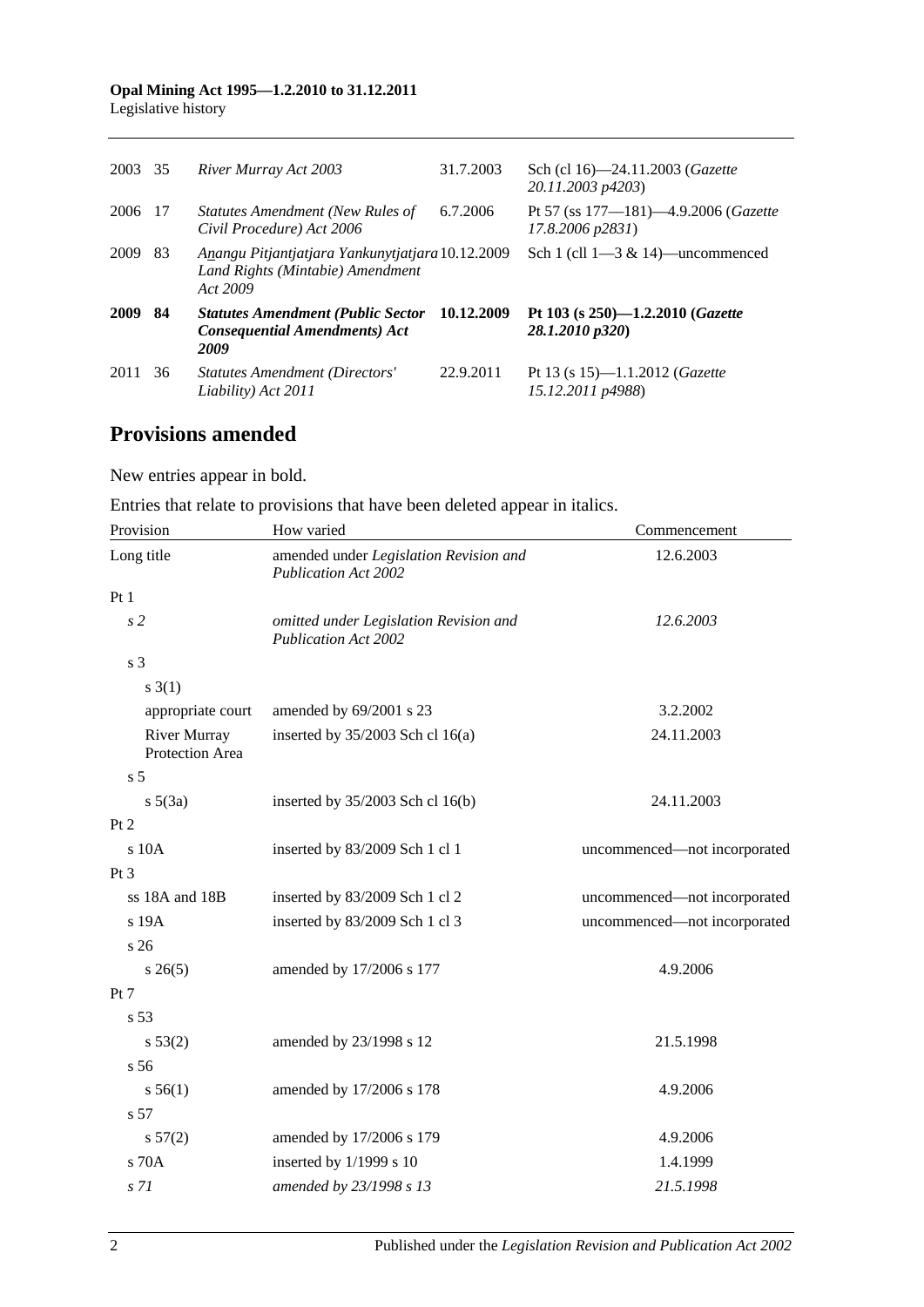| | | | | |
|---|---|---|---|---|
| 2003 | 35 | *River Murray Act 2003* | 31.7.2003 | Sch (cl 16)—24.11.2003 (*Gazette 20.11.2003 p4203*) |
| 2006 | 17 | *Statutes Amendment (New Rules of Civil Procedure) Act 2006* | 6.7.2006 | Pt 57 (ss 177—181)—4.9.2006 (*Gazette 17.8.2006 p2831*) |
| 2009 | 83 | *Anangu Pitjantjatjara Yankunytjatjara Land Rights (Mintabie) Amendment Act 2009* | 10.12.2009 | Sch 1 (cll 1—3 & 14)—uncommenced |
| **2009** | **84** | ***Statutes Amendment (Public Sector Consequential Amendments) Act 2009*** | **10.12.2009** | **Pt 103 (s 250)—1.2.2010 (*Gazette 28.1.2010 p320*)** |
| 2011 | 36 | *Statutes Amendment (Directors' Liability) Act 2011* | 22.9.2011 | Pt 13 (s 15)—1.1.2012 (*Gazette 15.12.2011 p4988*) |

## Provisions amended

New entries appear in bold.

Entries that relate to provisions that have been deleted appear in italics.

| Provision | How varied | Commencement |
|---|---|---|
| Long title | amended under *Legislation Revision and Publication Act 2002* | 12.6.2003 |
| Pt 1 | | |
| *s 2* | *omitted under Legislation Revision and Publication Act 2002* | *12.6.2003* |
| s 3 | | |
| s 3(1) | | |
| appropriate court | amended by 69/2001 s 23 | 3.2.2002 |
| River Murray Protection Area | inserted by 35/2003 Sch cl 16(a) | 24.11.2003 |
| s 5 | | |
| s 5(3a) | inserted by 35/2003 Sch cl 16(b) | 24.11.2003 |
| Pt 2 | | |
| s 10A | inserted by 83/2009 Sch 1 cl 1 | uncommenced—not incorporated |
| Pt 3 | | |
| ss 18A and 18B | inserted by 83/2009 Sch 1 cl 2 | uncommenced—not incorporated |
| s 19A | inserted by 83/2009 Sch 1 cl 3 | uncommenced—not incorporated |
| s 26 | | |
| s 26(5) | amended by 17/2006 s 177 | 4.9.2006 |
| Pt 7 | | |
| s 53 | | |
| s 53(2) | amended by 23/1998 s 12 | 21.5.1998 |
| s 56 | | |
| s 56(1) | amended by 17/2006 s 178 | 4.9.2006 |
| s 57 | | |
| s 57(2) | amended by 17/2006 s 179 | 4.9.2006 |
| s 70A | inserted by 1/1999 s 10 | 1.4.1999 |
| *s 71* | *amended by 23/1998 s 13* | *21.5.1998* |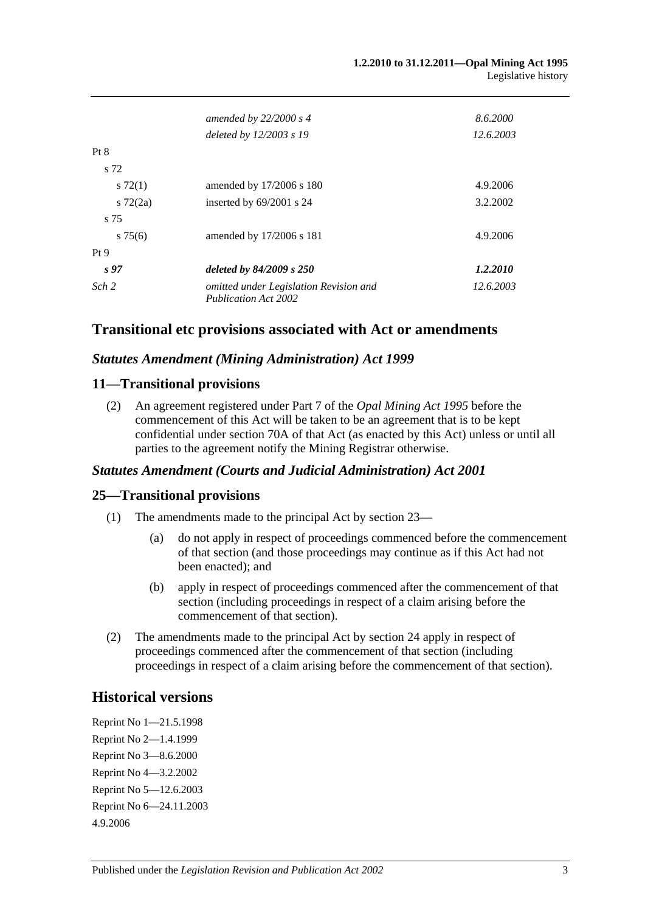| | | |
|---|---|---|
| | *amended by 22/2000 s 4* | *8.6.2000* |
| | *deleted by 12/2003 s 19* | *12.6.2003* |
| Pt 8 | | |
| s 72 | | |
| s 72(1) | amended by 17/2006 s 180 | 4.9.2006 |
| s 72(2a) | inserted by 69/2001 s 24 | 3.2.2002 |
| s 75 | | |
| s 75(6) | amended by 17/2006 s 181 | 4.9.2006 |
| Pt 9 | | |
| ***s 97*** | ***deleted by 84/2009 s 250*** | ***1.2.2010*** |
| *Sch 2* | *omitted under Legislation Revision and Publication Act 2002* | *12.6.2003* |

## Transitional etc provisions associated with Act or amendments

### *Statutes Amendment (Mining Administration) Act 1999*

### 11—Transitional provisions

(2) An agreement registered under Part 7 of the *Opal Mining Act 1995* before the commencement of this Act will be taken to be an agreement that is to be kept confidential under section 70A of that Act (as enacted by this Act) unless or until all parties to the agreement notify the Mining Registrar otherwise.

### *Statutes Amendment (Courts and Judicial Administration) Act 2001*

### 25—Transitional provisions

(1) The amendments made to the principal Act by section 23—

(a) do not apply in respect of proceedings commenced before the commencement of that section (and those proceedings may continue as if this Act had not been enacted); and

(b) apply in respect of proceedings commenced after the commencement of that section (including proceedings in respect of a claim arising before the commencement of that section).

(2) The amendments made to the principal Act by section 24 apply in respect of proceedings commenced after the commencement of that section (including proceedings in respect of a claim arising before the commencement of that section).

## Historical versions

Reprint No 1—21.5.1998
Reprint No 2—1.4.1999
Reprint No 3—8.6.2000
Reprint No 4—3.2.2002
Reprint No 5—12.6.2003
Reprint No 6—24.11.2003
4.9.2006